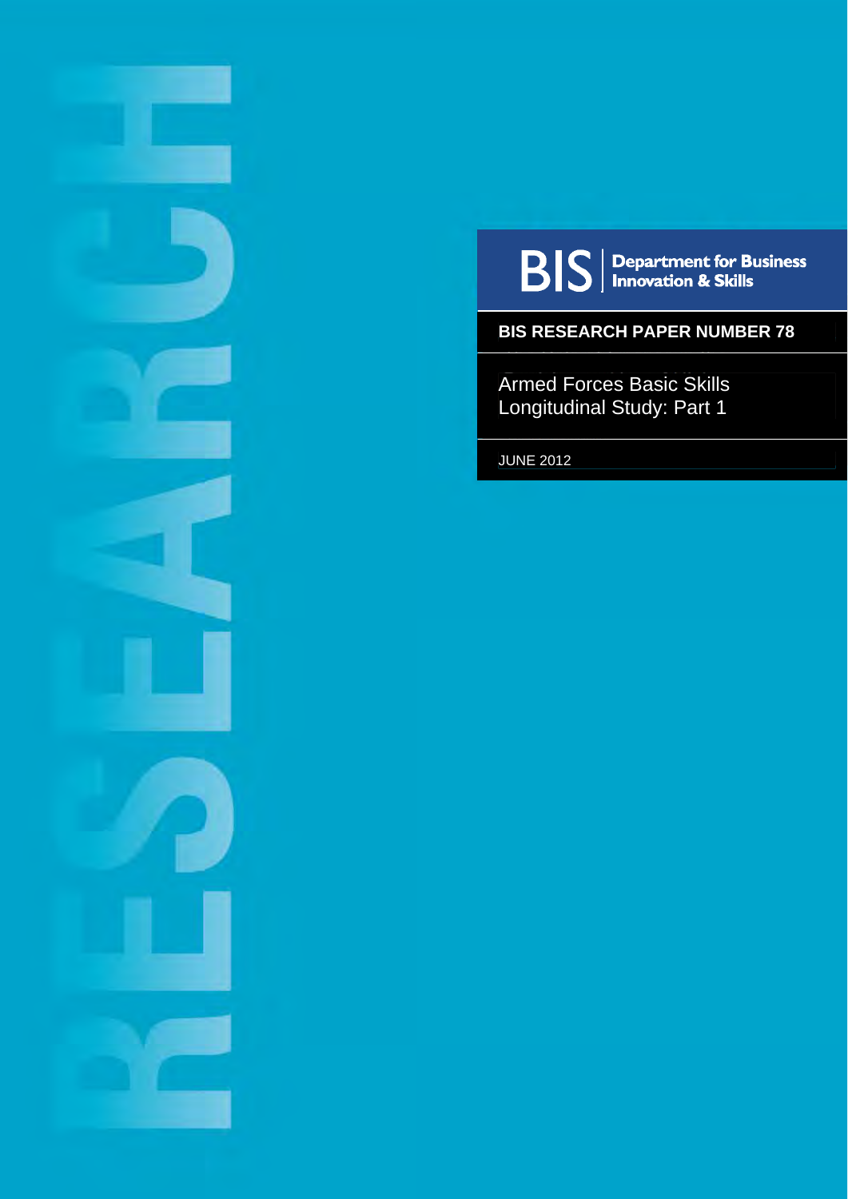BIS | Department for Business Innovation & Skills

**BIS RESEARCH PAPER NUMBER 78**

# Armed Forces Basic Skills Longitudinal Study: Part 1

JUNE 2012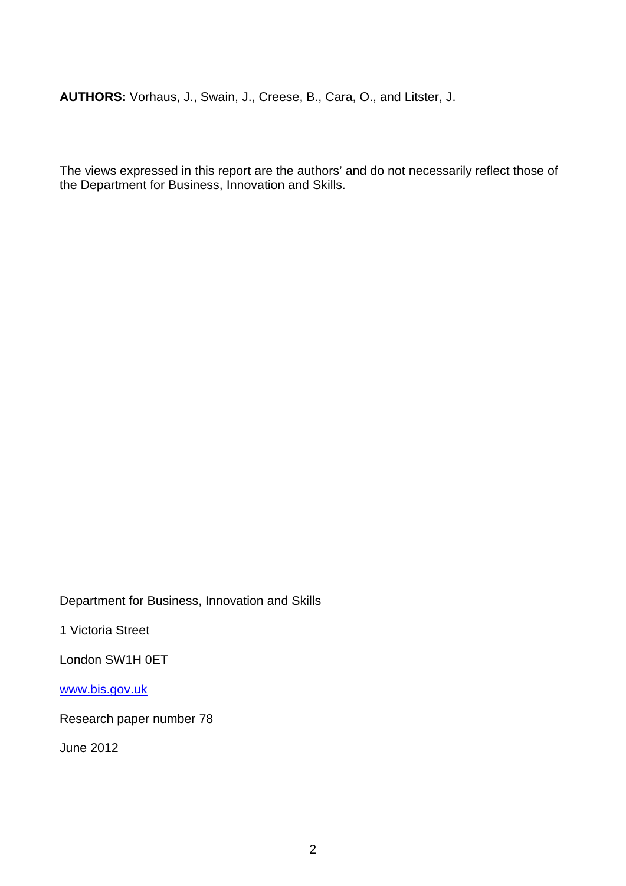**AUTHORS:** Vorhaus, J., Swain, J., Creese, B., Cara, O., and Litster, J.

The views expressed in this report are the authors' and do not necessarily reflect those of the Department for Business, Innovation and Skills.

Department for Business, Innovation and Skills

1 Victoria Street

London SW1H 0ET

www.bis.gov.uk

Research paper number 78

June 2012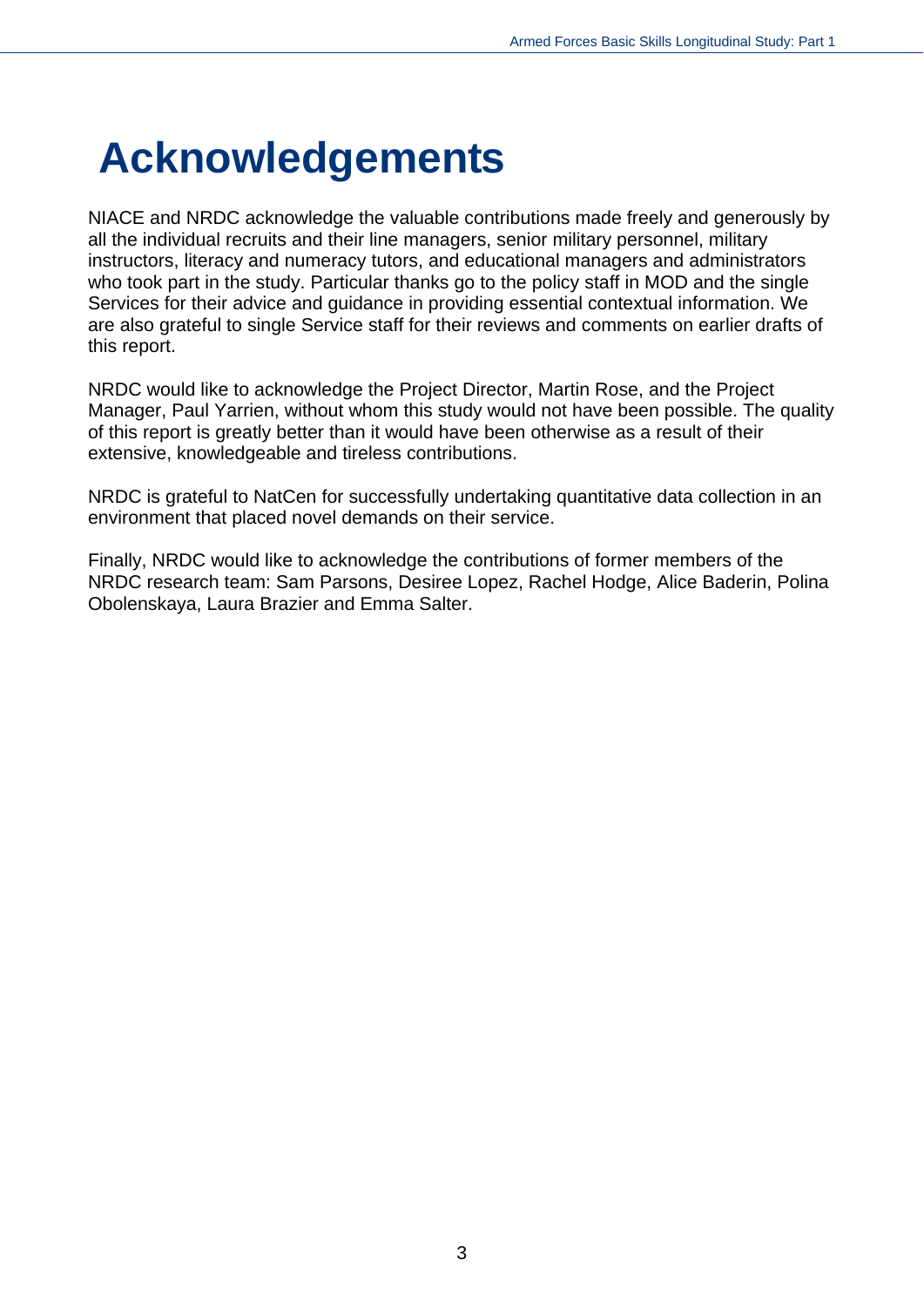# Acknowledgements

NIACE and NRDC acknowledge the valuable contributions made freely and generously by all the individual recruits and their line managers, senior military personnel, military instructors, literacy and numeracy tutors, and educational managers and administrators who took part in the study. Particular thanks go to the policy staff in MOD and the single Services for their advice and guidance in providing essential contextual information. We are also grateful to single Service staff for their reviews and comments on earlier drafts of this report.

NRDC would like to acknowledge the Project Director, Martin Rose, and the Project Manager, Paul Yarrien, without whom this study would not have been possible. The quality of this report is greatly better than it would have been otherwise as a result of their extensive, knowledgeable and tireless contributions.

NRDC is grateful to NatCen for successfully undertaking quantitative data collection in an environment that placed novel demands on their service.

Finally, NRDC would like to acknowledge the contributions of former members of the NRDC research team: Sam Parsons, Desiree Lopez, Rachel Hodge, Alice Baderin, Polina Obolenskaya, Laura Brazier and Emma Salter.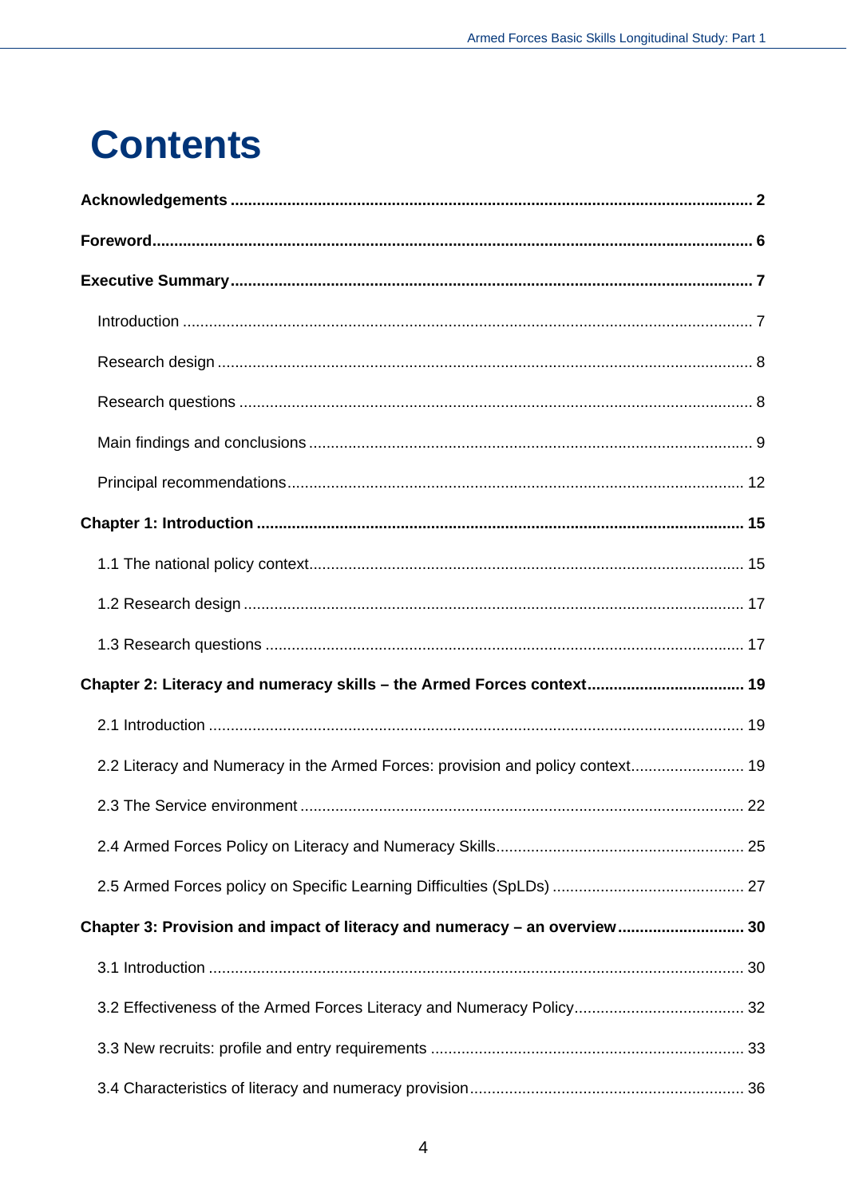# Contents

**Acknowledgements** ..... **2**

**Foreword** ..... **6**

**Executive Summary** ..... **7**

- Introduction ..... 7
- Research design ..... 8
- Research questions ..... 8
- Main findings and conclusions ..... 9
- Principal recommendations ..... 12

**Chapter 1: Introduction** ..... **15**

- 1.1 The national policy context ..... 15
- 1.2 Research design ..... 17
- 1.3 Research questions ..... 17

**Chapter 2: Literacy and numeracy skills – the Armed Forces context** ..... **19**

- 2.1 Introduction ..... 19
- 2.2 Literacy and Numeracy in the Armed Forces: provision and policy context ..... 19
- 2.3 The Service environment ..... 22
- 2.4 Armed Forces Policy on Literacy and Numeracy Skills ..... 25
- 2.5 Armed Forces policy on Specific Learning Difficulties (SpLDs) ..... 27

**Chapter 3: Provision and impact of literacy and numeracy – an overview** ..... **30**

- 3.1 Introduction ..... 30
- 3.2 Effectiveness of the Armed Forces Literacy and Numeracy Policy ..... 32
- 3.3 New recruits: profile and entry requirements ..... 33
- 3.4 Characteristics of literacy and numeracy provision ..... 36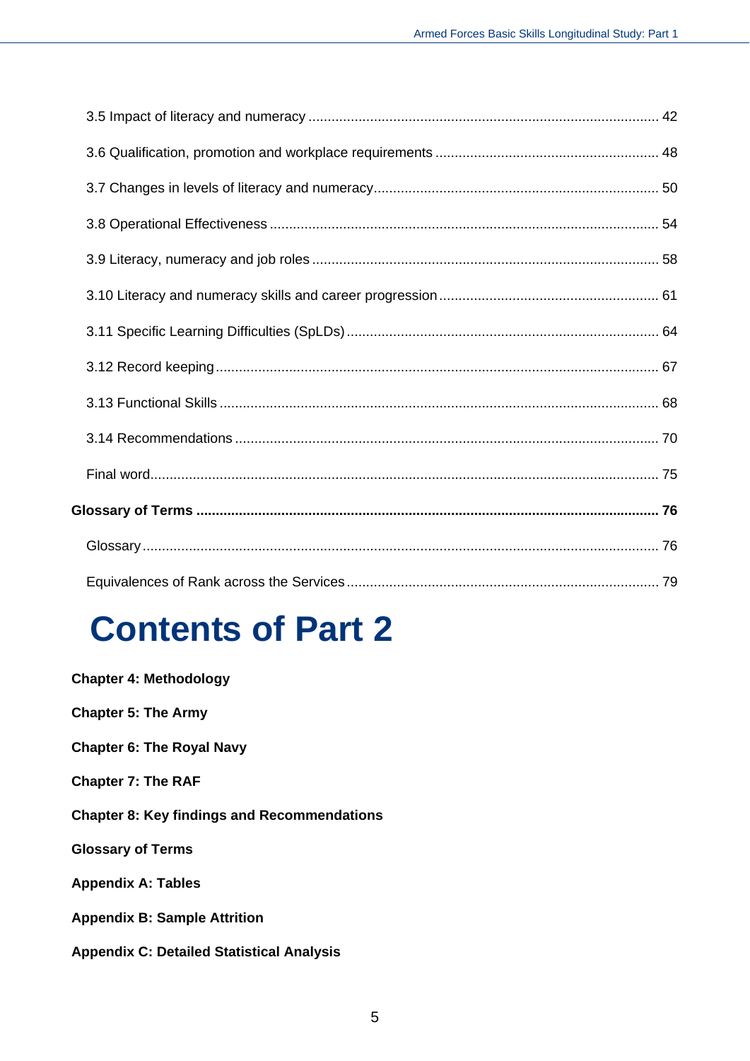3.5 Impact of literacy and numeracy .......................................................................................... 42

3.6 Qualification, promotion and workplace requirements ......................................................... 48

3.7 Changes in levels of literacy and numeracy......................................................................... 50

3.8 Operational Effectiveness .................................................................................................... 54

3.9 Literacy, numeracy and job roles ......................................................................................... 58

3.10 Literacy and numeracy skills and career progression ........................................................ 61

3.11 Specific Learning Difficulties (SpLDs) ................................................................................ 64

3.12 Record keeping .................................................................................................................. 67

3.13 Functional Skills ................................................................................................................. 68

3.14 Recommendations ............................................................................................................. 70

Final word................................................................................................................................... 75

**Glossary of Terms ....................................................................................................................... 76**

Glossary.................................................................................................................................... 76

Equivalences of Rank across the Services ................................................................................ 79

# Contents of Part 2

**Chapter 4: Methodology**

**Chapter 5: The Army**

**Chapter 6: The Royal Navy**

**Chapter 7: The RAF**

**Chapter 8: Key findings and Recommendations**

**Glossary of Terms**

**Appendix A: Tables**

**Appendix B: Sample Attrition**

**Appendix C: Detailed Statistical Analysis**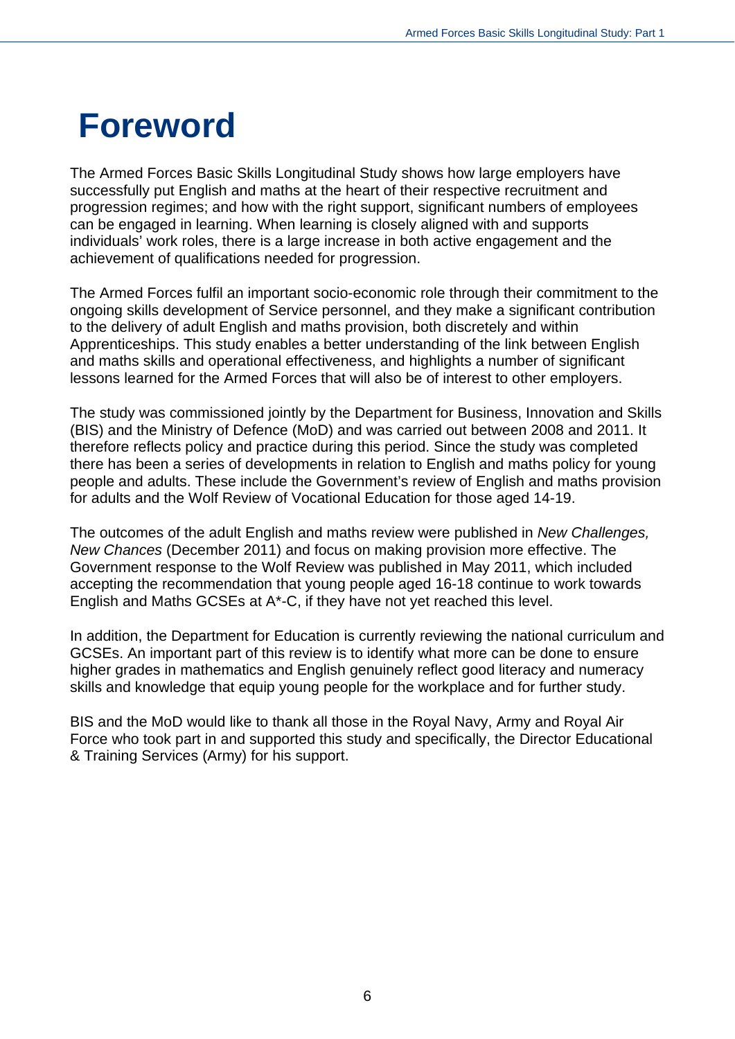# Foreword

The Armed Forces Basic Skills Longitudinal Study shows how large employers have successfully put English and maths at the heart of their respective recruitment and progression regimes; and how with the right support, significant numbers of employees can be engaged in learning. When learning is closely aligned with and supports individuals' work roles, there is a large increase in both active engagement and the achievement of qualifications needed for progression.

The Armed Forces fulfil an important socio-economic role through their commitment to the ongoing skills development of Service personnel, and they make a significant contribution to the delivery of adult English and maths provision, both discretely and within Apprenticeships. This study enables a better understanding of the link between English and maths skills and operational effectiveness, and highlights a number of significant lessons learned for the Armed Forces that will also be of interest to other employers.

The study was commissioned jointly by the Department for Business, Innovation and Skills (BIS) and the Ministry of Defence (MoD) and was carried out between 2008 and 2011. It therefore reflects policy and practice during this period. Since the study was completed there has been a series of developments in relation to English and maths policy for young people and adults. These include the Government's review of English and maths provision for adults and the Wolf Review of Vocational Education for those aged 14-19.

The outcomes of the adult English and maths review were published in *New Challenges, New Chances* (December 2011) and focus on making provision more effective. The Government response to the Wolf Review was published in May 2011, which included accepting the recommendation that young people aged 16-18 continue to work towards English and Maths GCSEs at A*-C, if they have not yet reached this level.

In addition, the Department for Education is currently reviewing the national curriculum and GCSEs. An important part of this review is to identify what more can be done to ensure higher grades in mathematics and English genuinely reflect good literacy and numeracy skills and knowledge that equip young people for the workplace and for further study.

BIS and the MoD would like to thank all those in the Royal Navy, Army and Royal Air Force who took part in and supported this study and specifically, the Director Educational & Training Services (Army) for his support.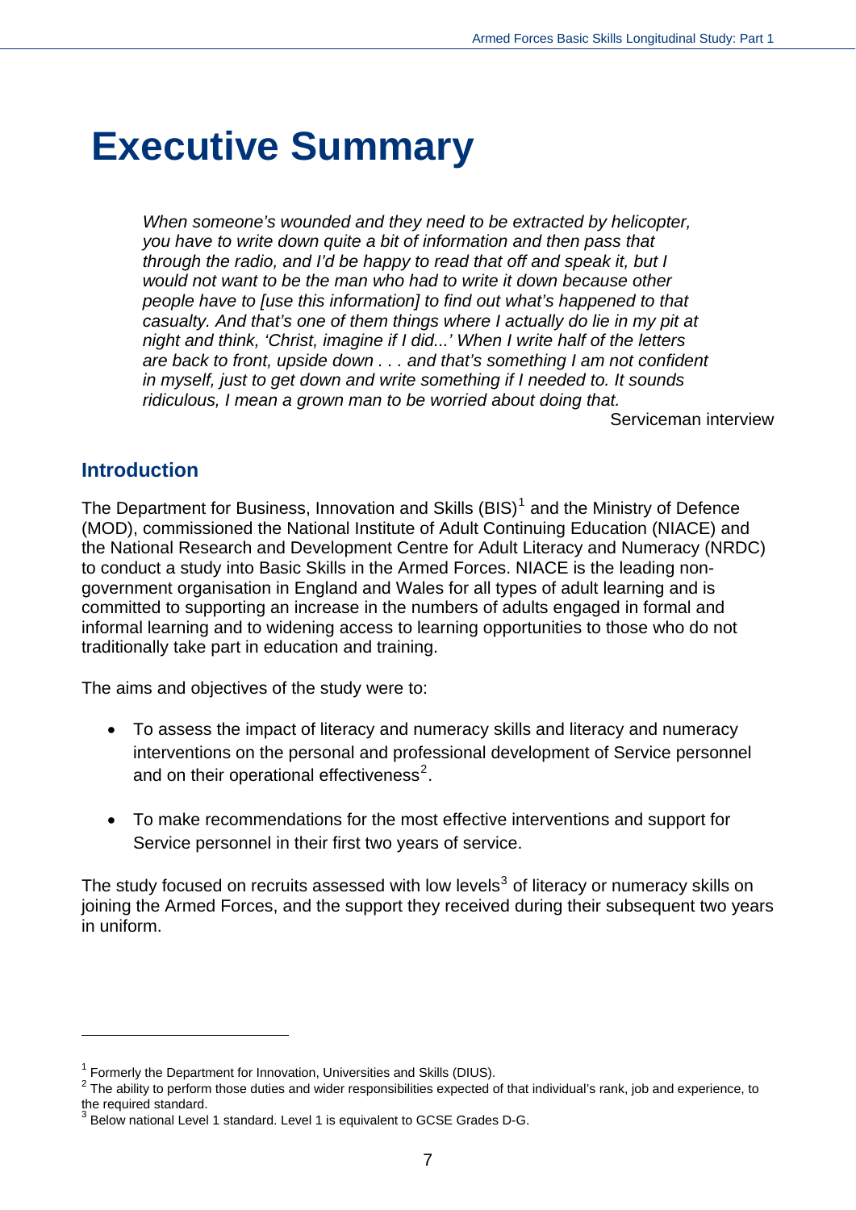# Executive Summary

> *When someone's wounded and they need to be extracted by helicopter, you have to write down quite a bit of information and then pass that through the radio, and I'd be happy to read that off and speak it, but I would not want to be the man who had to write it down because other people have to [use this information] to find out what's happened to that casualty. And that's one of them things where I actually do lie in my pit at night and think, 'Christ, imagine if I did...' When I write half of the letters are back to front, upside down . . . and that's something I am not confident in myself, just to get down and write something if I needed to. It sounds ridiculous, I mean a grown man to be worried about doing that.*
>
> Serviceman interview

## Introduction

The Department for Business, Innovation and Skills (BIS)[1] and the Ministry of Defence (MOD), commissioned the National Institute of Adult Continuing Education (NIACE) and the National Research and Development Centre for Adult Literacy and Numeracy (NRDC) to conduct a study into Basic Skills in the Armed Forces. NIACE is the leading non-government organisation in England and Wales for all types of adult learning and is committed to supporting an increase in the numbers of adults engaged in formal and informal learning and to widening access to learning opportunities to those who do not traditionally take part in education and training.

The aims and objectives of the study were to:

- To assess the impact of literacy and numeracy skills and literacy and numeracy interventions on the personal and professional development of Service personnel and on their operational effectiveness[2].
- To make recommendations for the most effective interventions and support for Service personnel in their first two years of service.

The study focused on recruits assessed with low levels[3] of literacy or numeracy skills on joining the Armed Forces, and the support they received during their subsequent two years in uniform.

---

[1] Formerly the Department for Innovation, Universities and Skills (DIUS).

[2] The ability to perform those duties and wider responsibilities expected of that individual's rank, job and experience, to the required standard.

[3] Below national Level 1 standard. Level 1 is equivalent to GCSE Grades D-G.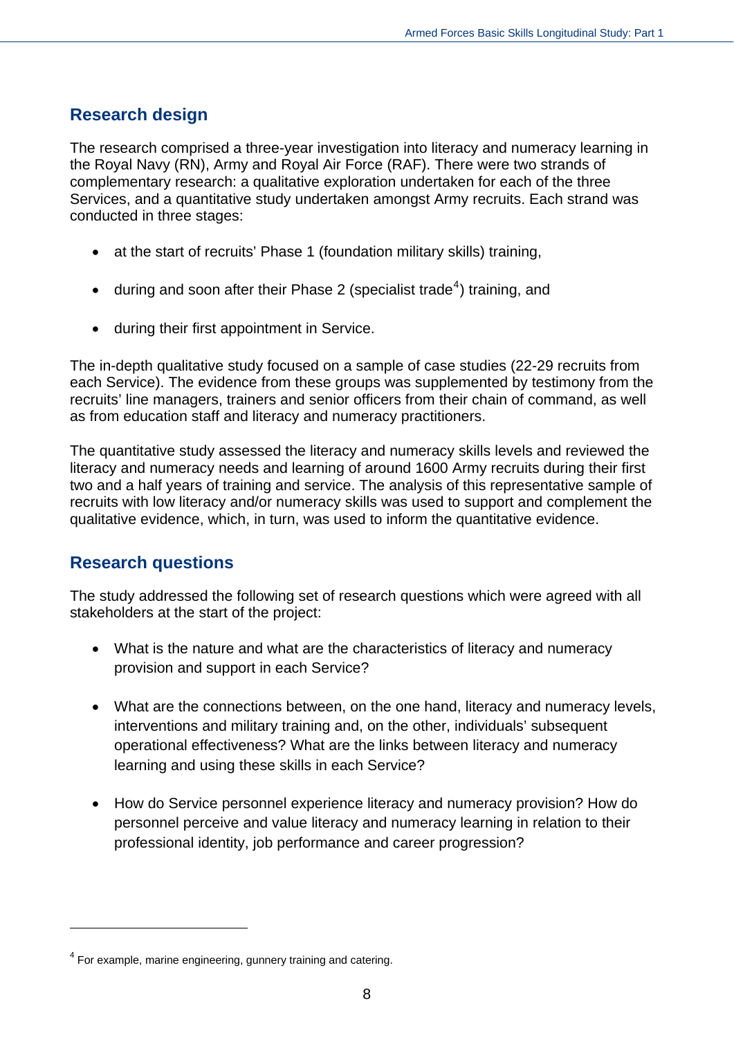## Research design

The research comprised a three-year investigation into literacy and numeracy learning in the Royal Navy (RN), Army and Royal Air Force (RAF). There were two strands of complementary research: a qualitative exploration undertaken for each of the three Services, and a quantitative study undertaken amongst Army recruits. Each strand was conducted in three stages:

- at the start of recruits' Phase 1 (foundation military skills) training,
- during and soon after their Phase 2 (specialist trade[4]) training, and
- during their first appointment in Service.

The in-depth qualitative study focused on a sample of case studies (22-29 recruits from each Service). The evidence from these groups was supplemented by testimony from the recruits' line managers, trainers and senior officers from their chain of command, as well as from education staff and literacy and numeracy practitioners.

The quantitative study assessed the literacy and numeracy skills levels and reviewed the literacy and numeracy needs and learning of around 1600 Army recruits during their first two and a half years of training and service. The analysis of this representative sample of recruits with low literacy and/or numeracy skills was used to support and complement the qualitative evidence, which, in turn, was used to inform the quantitative evidence.

## Research questions

The study addressed the following set of research questions which were agreed with all stakeholders at the start of the project:

- What is the nature and what are the characteristics of literacy and numeracy provision and support in each Service?
- What are the connections between, on the one hand, literacy and numeracy levels, interventions and military training and, on the other, individuals' subsequent operational effectiveness? What are the links between literacy and numeracy learning and using these skills in each Service?
- How do Service personnel experience literacy and numeracy provision? How do personnel perceive and value literacy and numeracy learning in relation to their professional identity, job performance and career progression?

---

[4] For example, marine engineering, gunnery training and catering.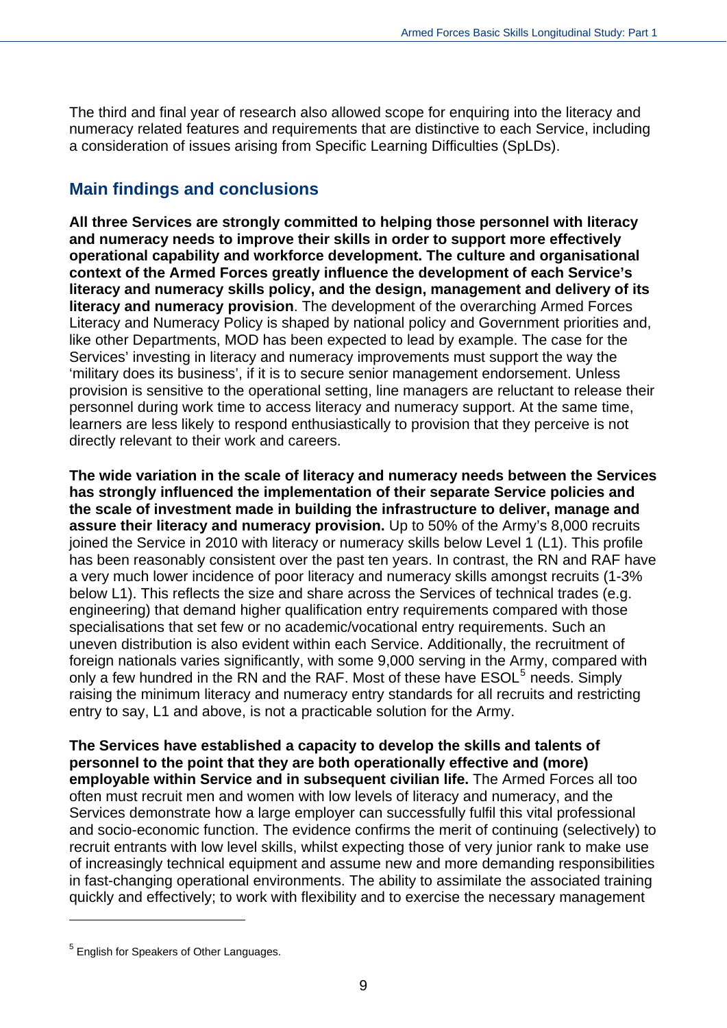The third and final year of research also allowed scope for enquiring into the literacy and numeracy related features and requirements that are distinctive to each Service, including a consideration of issues arising from Specific Learning Difficulties (SpLDs).

## Main findings and conclusions

**All three Services are strongly committed to helping those personnel with literacy and numeracy needs to improve their skills in order to support more effectively operational capability and workforce development. The culture and organisational context of the Armed Forces greatly influence the development of each Service's literacy and numeracy skills policy, and the design, management and delivery of its literacy and numeracy provision**. The development of the overarching Armed Forces Literacy and Numeracy Policy is shaped by national policy and Government priorities and, like other Departments, MOD has been expected to lead by example. The case for the Services' investing in literacy and numeracy improvements must support the way the 'military does its business', if it is to secure senior management endorsement. Unless provision is sensitive to the operational setting, line managers are reluctant to release their personnel during work time to access literacy and numeracy support. At the same time, learners are less likely to respond enthusiastically to provision that they perceive is not directly relevant to their work and careers.

**The wide variation in the scale of literacy and numeracy needs between the Services has strongly influenced the implementation of their separate Service policies and the scale of investment made in building the infrastructure to deliver, manage and assure their literacy and numeracy provision.** Up to 50% of the Army's 8,000 recruits joined the Service in 2010 with literacy or numeracy skills below Level 1 (L1). This profile has been reasonably consistent over the past ten years. In contrast, the RN and RAF have a very much lower incidence of poor literacy and numeracy skills amongst recruits (1-3% below L1). This reflects the size and share across the Services of technical trades (e.g. engineering) that demand higher qualification entry requirements compared with those specialisations that set few or no academic/vocational entry requirements. Such an uneven distribution is also evident within each Service. Additionally, the recruitment of foreign nationals varies significantly, with some 9,000 serving in the Army, compared with only a few hundred in the RN and the RAF. Most of these have ESOL[5] needs. Simply raising the minimum literacy and numeracy entry standards for all recruits and restricting entry to say, L1 and above, is not a practicable solution for the Army.

**The Services have established a capacity to develop the skills and talents of personnel to the point that they are both operationally effective and (more) employable within Service and in subsequent civilian life.** The Armed Forces all too often must recruit men and women with low levels of literacy and numeracy, and the Services demonstrate how a large employer can successfully fulfil this vital professional and socio-economic function. The evidence confirms the merit of continuing (selectively) to recruit entrants with low level skills, whilst expecting those of very junior rank to make use of increasingly technical equipment and assume new and more demanding responsibilities in fast-changing operational environments. The ability to assimilate the associated training quickly and effectively; to work with flexibility and to exercise the necessary management

[5] English for Speakers of Other Languages.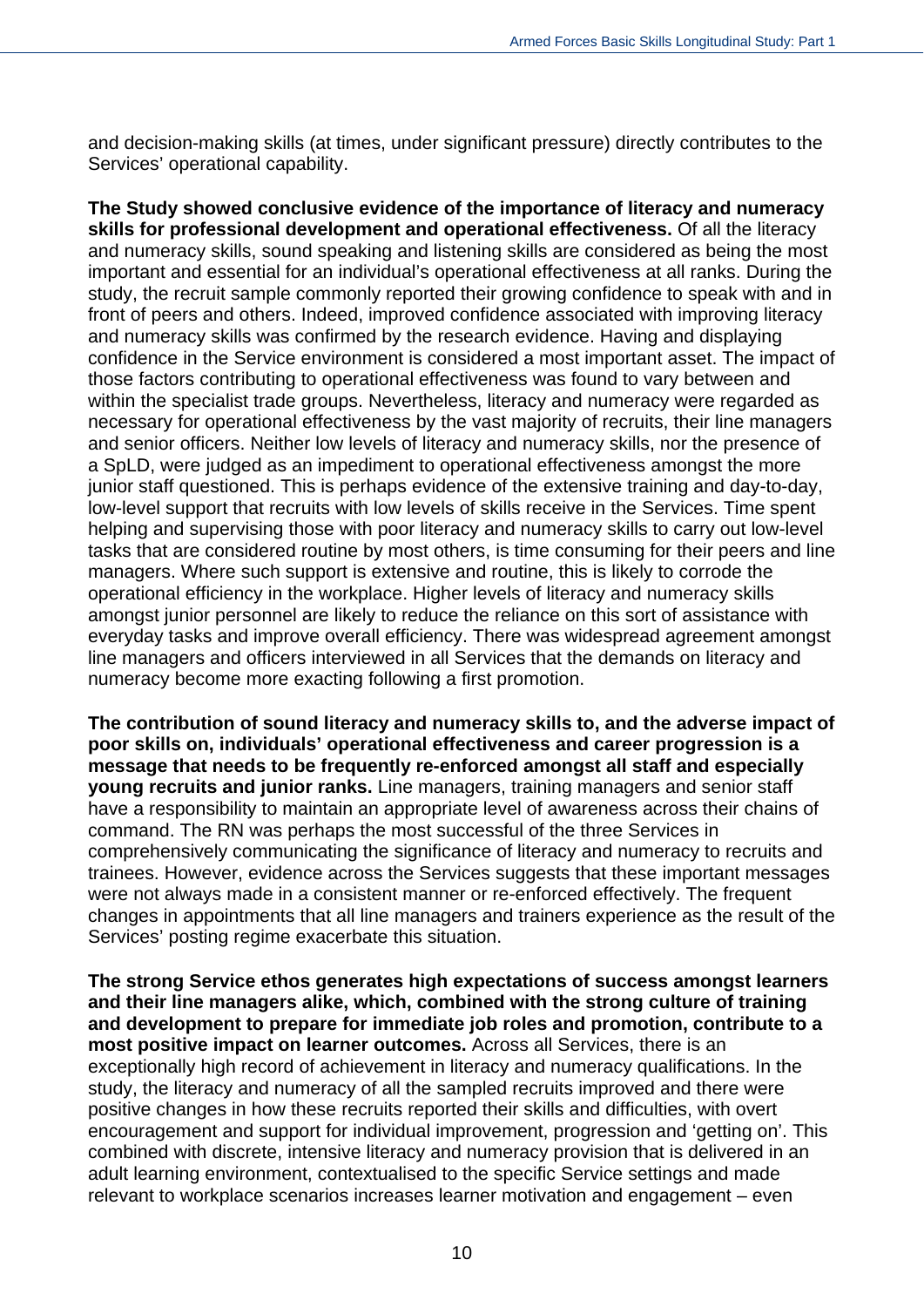and decision-making skills (at times, under significant pressure) directly contributes to the Services' operational capability.

**The Study showed conclusive evidence of the importance of literacy and numeracy skills for professional development and operational effectiveness.** Of all the literacy and numeracy skills, sound speaking and listening skills are considered as being the most important and essential for an individual's operational effectiveness at all ranks. During the study, the recruit sample commonly reported their growing confidence to speak with and in front of peers and others. Indeed, improved confidence associated with improving literacy and numeracy skills was confirmed by the research evidence. Having and displaying confidence in the Service environment is considered a most important asset. The impact of those factors contributing to operational effectiveness was found to vary between and within the specialist trade groups. Nevertheless, literacy and numeracy were regarded as necessary for operational effectiveness by the vast majority of recruits, their line managers and senior officers. Neither low levels of literacy and numeracy skills, nor the presence of a SpLD, were judged as an impediment to operational effectiveness amongst the more junior staff questioned. This is perhaps evidence of the extensive training and day-to-day, low-level support that recruits with low levels of skills receive in the Services. Time spent helping and supervising those with poor literacy and numeracy skills to carry out low-level tasks that are considered routine by most others, is time consuming for their peers and line managers. Where such support is extensive and routine, this is likely to corrode the operational efficiency in the workplace. Higher levels of literacy and numeracy skills amongst junior personnel are likely to reduce the reliance on this sort of assistance with everyday tasks and improve overall efficiency. There was widespread agreement amongst line managers and officers interviewed in all Services that the demands on literacy and numeracy become more exacting following a first promotion.

**The contribution of sound literacy and numeracy skills to, and the adverse impact of poor skills on, individuals' operational effectiveness and career progression is a message that needs to be frequently re-enforced amongst all staff and especially young recruits and junior ranks.** Line managers, training managers and senior staff have a responsibility to maintain an appropriate level of awareness across their chains of command. The RN was perhaps the most successful of the three Services in comprehensively communicating the significance of literacy and numeracy to recruits and trainees. However, evidence across the Services suggests that these important messages were not always made in a consistent manner or re-enforced effectively. The frequent changes in appointments that all line managers and trainers experience as the result of the Services' posting regime exacerbate this situation.

**The strong Service ethos generates high expectations of success amongst learners and their line managers alike, which, combined with the strong culture of training and development to prepare for immediate job roles and promotion, contribute to a most positive impact on learner outcomes.** Across all Services, there is an exceptionally high record of achievement in literacy and numeracy qualifications. In the study, the literacy and numeracy of all the sampled recruits improved and there were positive changes in how these recruits reported their skills and difficulties, with overt encouragement and support for individual improvement, progression and 'getting on'. This combined with discrete, intensive literacy and numeracy provision that is delivered in an adult learning environment, contextualised to the specific Service settings and made relevant to workplace scenarios increases learner motivation and engagement – even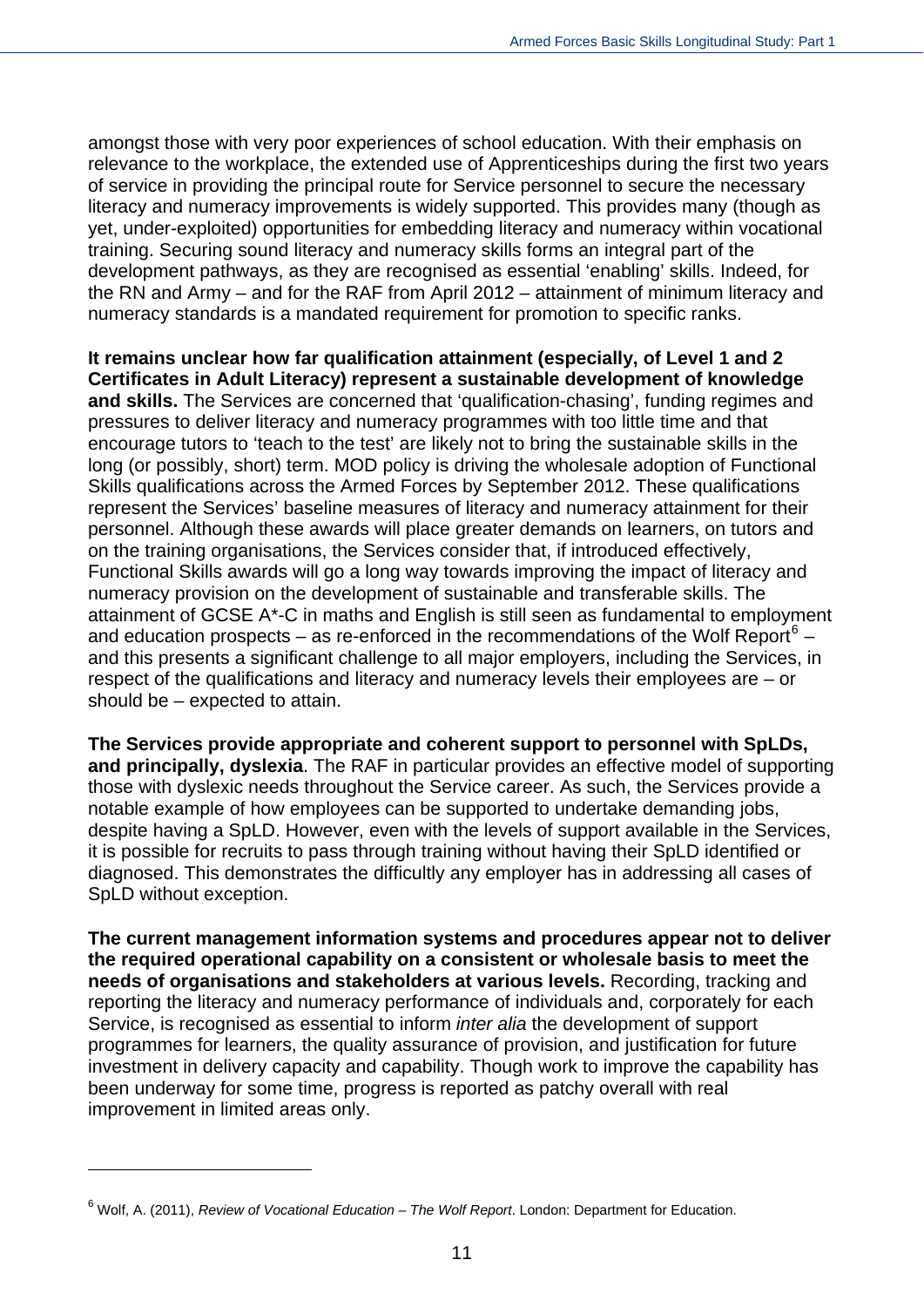amongst those with very poor experiences of school education. With their emphasis on relevance to the workplace, the extended use of Apprenticeships during the first two years of service in providing the principal route for Service personnel to secure the necessary literacy and numeracy improvements is widely supported. This provides many (though as yet, under-exploited) opportunities for embedding literacy and numeracy within vocational training. Securing sound literacy and numeracy skills forms an integral part of the development pathways, as they are recognised as essential 'enabling' skills. Indeed, for the RN and Army – and for the RAF from April 2012 – attainment of minimum literacy and numeracy standards is a mandated requirement for promotion to specific ranks.

**It remains unclear how far qualification attainment (especially, of Level 1 and 2 Certificates in Adult Literacy) represent a sustainable development of knowledge and skills.** The Services are concerned that 'qualification-chasing', funding regimes and pressures to deliver literacy and numeracy programmes with too little time and that encourage tutors to 'teach to the test' are likely not to bring the sustainable skills in the long (or possibly, short) term. MOD policy is driving the wholesale adoption of Functional Skills qualifications across the Armed Forces by September 2012. These qualifications represent the Services' baseline measures of literacy and numeracy attainment for their personnel. Although these awards will place greater demands on learners, on tutors and on the training organisations, the Services consider that, if introduced effectively, Functional Skills awards will go a long way towards improving the impact of literacy and numeracy provision on the development of sustainable and transferable skills. The attainment of GCSE A*-C in maths and English is still seen as fundamental to employment and education prospects – as re-enforced in the recommendations of the Wolf Report[6] – and this presents a significant challenge to all major employers, including the Services, in respect of the qualifications and literacy and numeracy levels their employees are – or should be – expected to attain.

**The Services provide appropriate and coherent support to personnel with SpLDs, and principally, dyslexia**. The RAF in particular provides an effective model of supporting those with dyslexic needs throughout the Service career. As such, the Services provide a notable example of how employees can be supported to undertake demanding jobs, despite having a SpLD. However, even with the levels of support available in the Services, it is possible for recruits to pass through training without having their SpLD identified or diagnosed. This demonstrates the difficultly any employer has in addressing all cases of SpLD without exception.

**The current management information systems and procedures appear not to deliver the required operational capability on a consistent or wholesale basis to meet the needs of organisations and stakeholders at various levels.** Recording, tracking and reporting the literacy and numeracy performance of individuals and, corporately for each Service, is recognised as essential to inform *inter alia* the development of support programmes for learners, the quality assurance of provision, and justification for future investment in delivery capacity and capability. Though work to improve the capability has been underway for some time, progress is reported as patchy overall with real improvement in limited areas only.

[6] Wolf, A. (2011), *Review of Vocational Education – The Wolf Report*. London: Department for Education.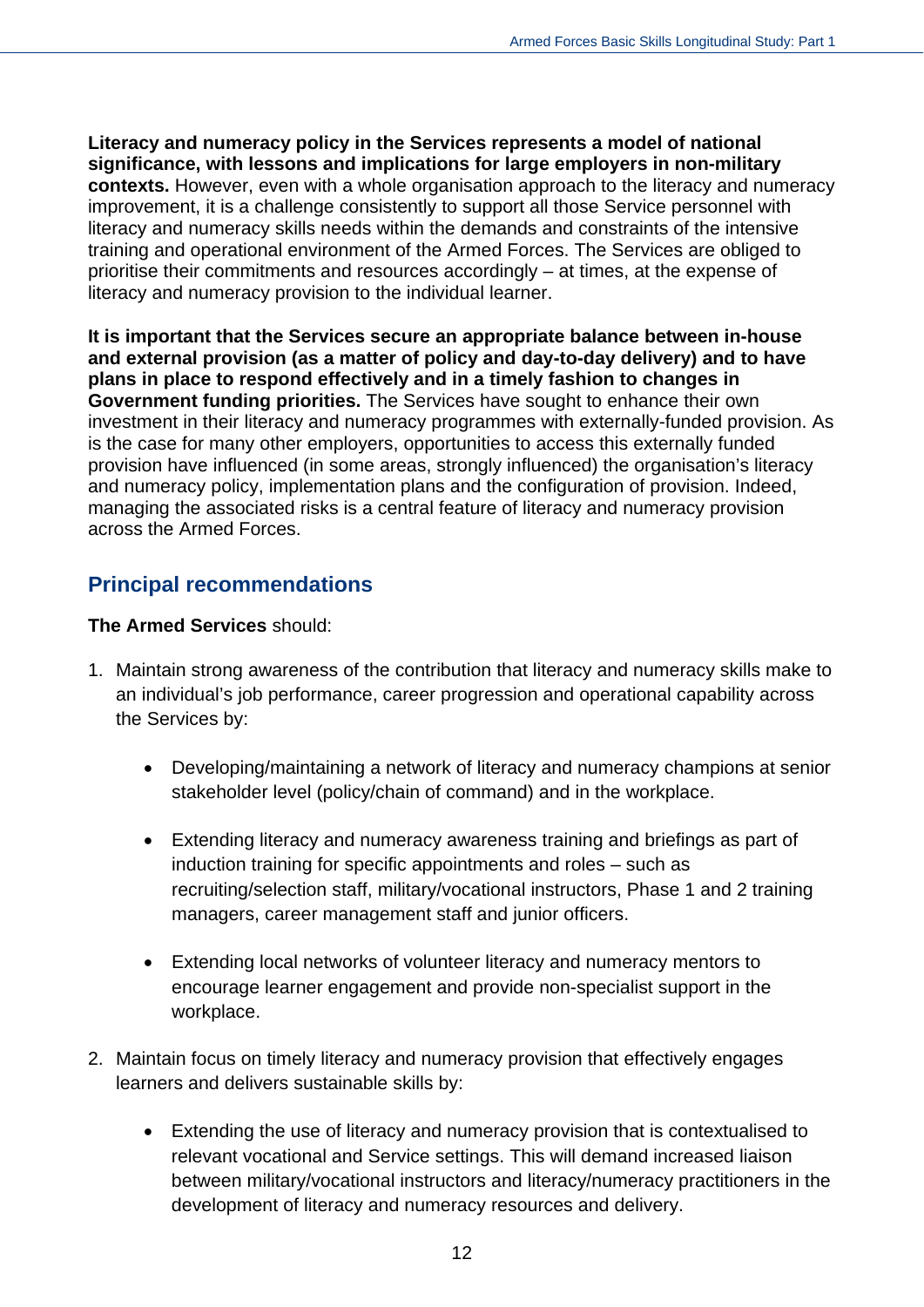**Literacy and numeracy policy in the Services represents a model of national significance, with lessons and implications for large employers in non-military contexts.** However, even with a whole organisation approach to the literacy and numeracy improvement, it is a challenge consistently to support all those Service personnel with literacy and numeracy skills needs within the demands and constraints of the intensive training and operational environment of the Armed Forces. The Services are obliged to prioritise their commitments and resources accordingly – at times, at the expense of literacy and numeracy provision to the individual learner.

**It is important that the Services secure an appropriate balance between in-house and external provision (as a matter of policy and day-to-day delivery) and to have plans in place to respond effectively and in a timely fashion to changes in Government funding priorities.** The Services have sought to enhance their own investment in their literacy and numeracy programmes with externally-funded provision. As is the case for many other employers, opportunities to access this externally funded provision have influenced (in some areas, strongly influenced) the organisation's literacy and numeracy policy, implementation plans and the configuration of provision. Indeed, managing the associated risks is a central feature of literacy and numeracy provision across the Armed Forces.

## Principal recommendations

**The Armed Services** should:

1. Maintain strong awareness of the contribution that literacy and numeracy skills make to an individual's job performance, career progression and operational capability across the Services by:

    - Developing/maintaining a network of literacy and numeracy champions at senior stakeholder level (policy/chain of command) and in the workplace.

    - Extending literacy and numeracy awareness training and briefings as part of induction training for specific appointments and roles – such as recruiting/selection staff, military/vocational instructors, Phase 1 and 2 training managers, career management staff and junior officers.

    - Extending local networks of volunteer literacy and numeracy mentors to encourage learner engagement and provide non-specialist support in the workplace.

2. Maintain focus on timely literacy and numeracy provision that effectively engages learners and delivers sustainable skills by:

    - Extending the use of literacy and numeracy provision that is contextualised to relevant vocational and Service settings. This will demand increased liaison between military/vocational instructors and literacy/numeracy practitioners in the development of literacy and numeracy resources and delivery.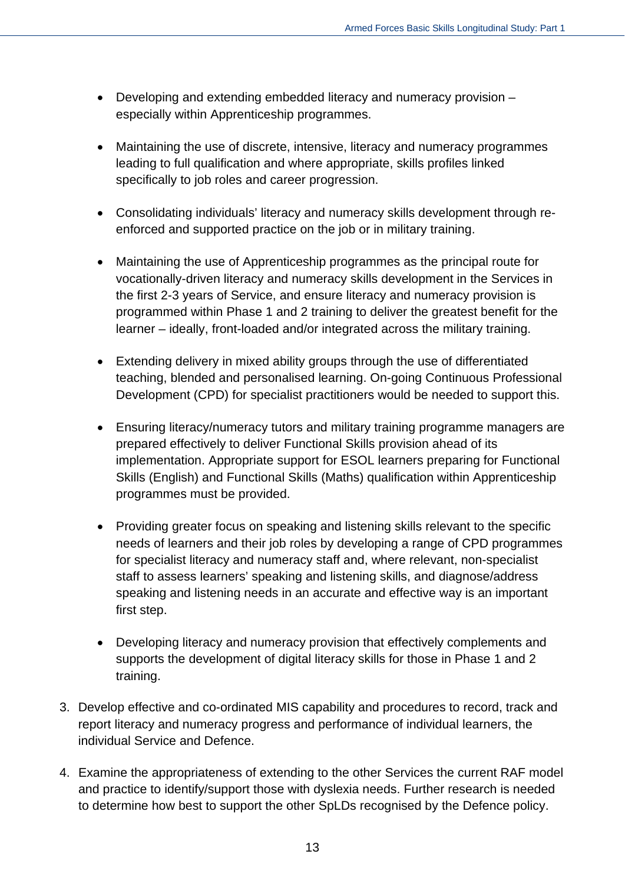- Developing and extending embedded literacy and numeracy provision – especially within Apprenticeship programmes.

- Maintaining the use of discrete, intensive, literacy and numeracy programmes leading to full qualification and where appropriate, skills profiles linked specifically to job roles and career progression.

- Consolidating individuals' literacy and numeracy skills development through re-enforced and supported practice on the job or in military training.

- Maintaining the use of Apprenticeship programmes as the principal route for vocationally-driven literacy and numeracy skills development in the Services in the first 2-3 years of Service, and ensure literacy and numeracy provision is programmed within Phase 1 and 2 training to deliver the greatest benefit for the learner – ideally, front-loaded and/or integrated across the military training.

- Extending delivery in mixed ability groups through the use of differentiated teaching, blended and personalised learning. On-going Continuous Professional Development (CPD) for specialist practitioners would be needed to support this.

- Ensuring literacy/numeracy tutors and military training programme managers are prepared effectively to deliver Functional Skills provision ahead of its implementation. Appropriate support for ESOL learners preparing for Functional Skills (English) and Functional Skills (Maths) qualification within Apprenticeship programmes must be provided.

- Providing greater focus on speaking and listening skills relevant to the specific needs of learners and their job roles by developing a range of CPD programmes for specialist literacy and numeracy staff and, where relevant, non-specialist staff to assess learners' speaking and listening skills, and diagnose/address speaking and listening needs in an accurate and effective way is an important first step.

- Developing literacy and numeracy provision that effectively complements and supports the development of digital literacy skills for those in Phase 1 and 2 training.

3. Develop effective and co-ordinated MIS capability and procedures to record, track and report literacy and numeracy progress and performance of individual learners, the individual Service and Defence.

4. Examine the appropriateness of extending to the other Services the current RAF model and practice to identify/support those with dyslexia needs. Further research is needed to determine how best to support the other SpLDs recognised by the Defence policy.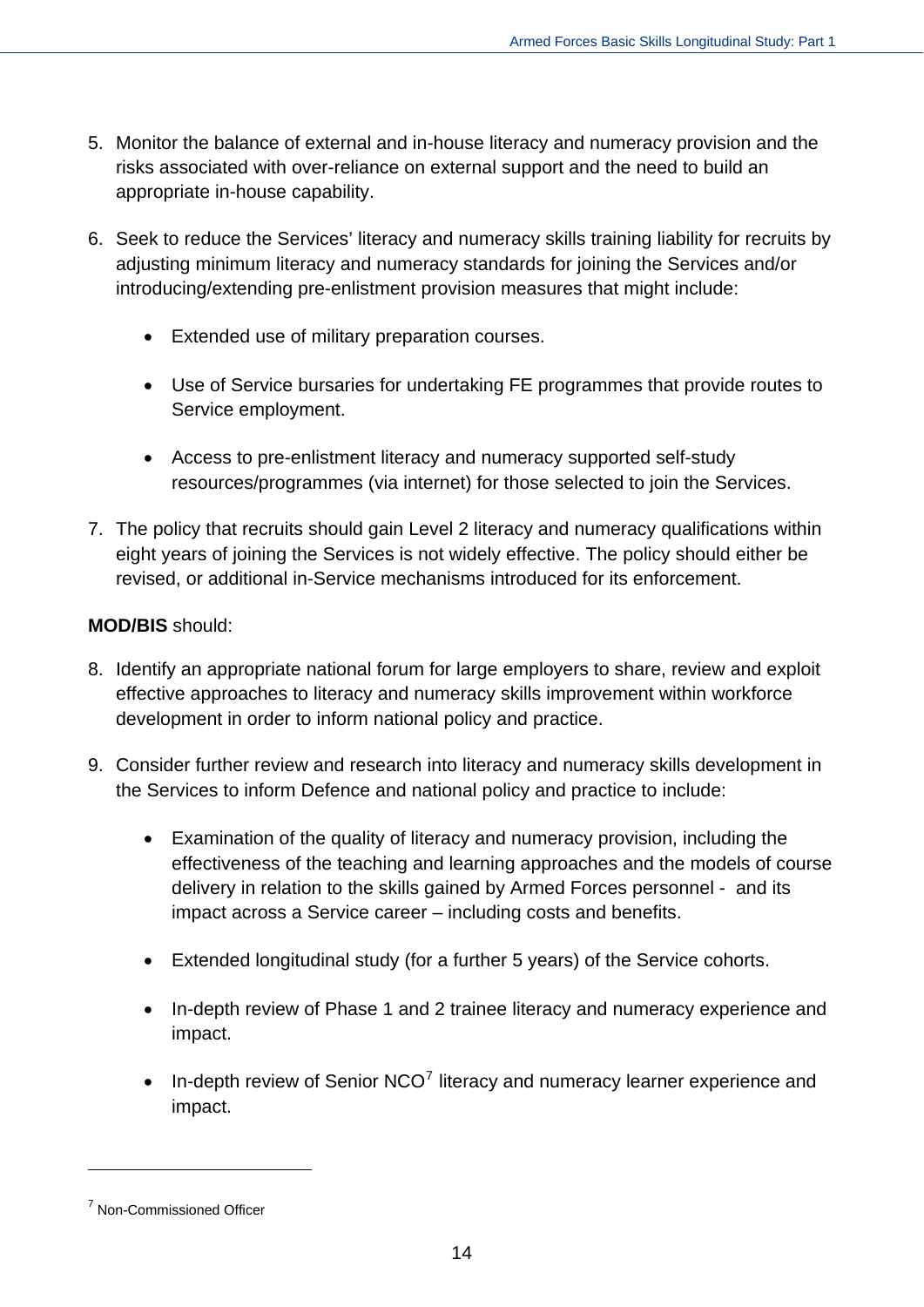5. Monitor the balance of external and in-house literacy and numeracy provision and the risks associated with over-reliance on external support and the need to build an appropriate in-house capability.

6. Seek to reduce the Services' literacy and numeracy skills training liability for recruits by adjusting minimum literacy and numeracy standards for joining the Services and/or introducing/extending pre-enlistment provision measures that might include:

    - Extended use of military preparation courses.

    - Use of Service bursaries for undertaking FE programmes that provide routes to Service employment.

    - Access to pre-enlistment literacy and numeracy supported self-study resources/programmes (via internet) for those selected to join the Services.

7. The policy that recruits should gain Level 2 literacy and numeracy qualifications within eight years of joining the Services is not widely effective. The policy should either be revised, or additional in-Service mechanisms introduced for its enforcement.

**MOD/BIS** should:

8. Identify an appropriate national forum for large employers to share, review and exploit effective approaches to literacy and numeracy skills improvement within workforce development in order to inform national policy and practice.

9. Consider further review and research into literacy and numeracy skills development in the Services to inform Defence and national policy and practice to include:

    - Examination of the quality of literacy and numeracy provision, including the effectiveness of the teaching and learning approaches and the models of course delivery in relation to the skills gained by Armed Forces personnel - and its impact across a Service career – including costs and benefits.

    - Extended longitudinal study (for a further 5 years) of the Service cohorts.

    - In-depth review of Phase 1 and 2 trainee literacy and numeracy experience and impact.

    - In-depth review of Senior NCO[7] literacy and numeracy learner experience and impact.

---

[7] Non-Commissioned Officer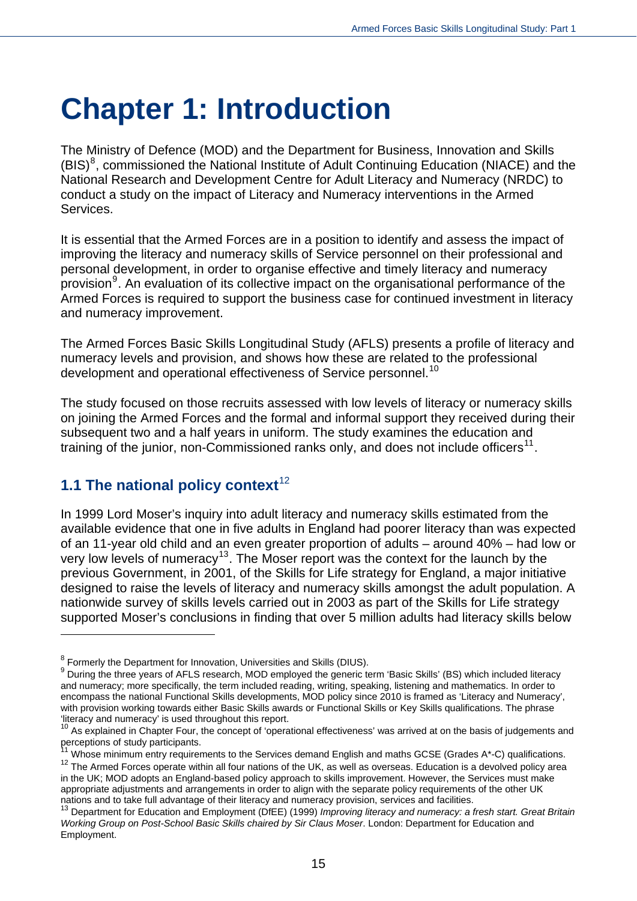# Chapter 1: Introduction

The Ministry of Defence (MOD) and the Department for Business, Innovation and Skills (BIS)[8], commissioned the National Institute of Adult Continuing Education (NIACE) and the National Research and Development Centre for Adult Literacy and Numeracy (NRDC) to conduct a study on the impact of Literacy and Numeracy interventions in the Armed Services.

It is essential that the Armed Forces are in a position to identify and assess the impact of improving the literacy and numeracy skills of Service personnel on their professional and personal development, in order to organise effective and timely literacy and numeracy provision[9]. An evaluation of its collective impact on the organisational performance of the Armed Forces is required to support the business case for continued investment in literacy and numeracy improvement.

The Armed Forces Basic Skills Longitudinal Study (AFLS) presents a profile of literacy and numeracy levels and provision, and shows how these are related to the professional development and operational effectiveness of Service personnel.[10]

The study focused on those recruits assessed with low levels of literacy or numeracy skills on joining the Armed Forces and the formal and informal support they received during their subsequent two and a half years in uniform. The study examines the education and training of the junior, non-Commissioned ranks only, and does not include officers[11].

## 1.1 The national policy context[12]

In 1999 Lord Moser's inquiry into adult literacy and numeracy skills estimated from the available evidence that one in five adults in England had poorer literacy than was expected of an 11-year old child and an even greater proportion of adults – around 40% – had low or very low levels of numeracy[13]. The Moser report was the context for the launch by the previous Government, in 2001, of the Skills for Life strategy for England, a major initiative designed to raise the levels of literacy and numeracy skills amongst the adult population. A nationwide survey of skills levels carried out in 2003 as part of the Skills for Life strategy supported Moser's conclusions in finding that over 5 million adults had literacy skills below

---

[8] Formerly the Department for Innovation, Universities and Skills (DIUS).

[9] During the three years of AFLS research, MOD employed the generic term 'Basic Skills' (BS) which included literacy and numeracy; more specifically, the term included reading, writing, speaking, listening and mathematics. In order to encompass the national Functional Skills developments, MOD policy since 2010 is framed as 'Literacy and Numeracy', with provision working towards either Basic Skills awards or Functional Skills or Key Skills qualifications. The phrase 'literacy and numeracy' is used throughout this report.

[10] As explained in Chapter Four, the concept of 'operational effectiveness' was arrived at on the basis of judgements and perceptions of study participants.

[11] Whose minimum entry requirements to the Services demand English and maths GCSE (Grades A*-C) qualifications.

[12] The Armed Forces operate within all four nations of the UK, as well as overseas. Education is a devolved policy area in the UK; MOD adopts an England-based policy approach to skills improvement. However, the Services must make appropriate adjustments and arrangements in order to align with the separate policy requirements of the other UK nations and to take full advantage of their literacy and numeracy provision, services and facilities.

[13] Department for Education and Employment (DfEE) (1999) *Improving literacy and numeracy: a fresh start. Great Britain Working Group on Post-School Basic Skills chaired by Sir Claus Moser*. London: Department for Education and Employment.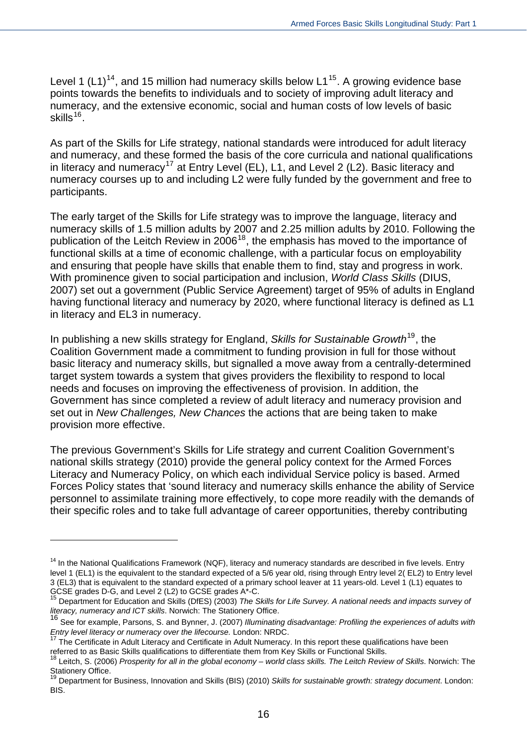Level 1 (L1)[14], and 15 million had numeracy skills below L1[15]. A growing evidence base points towards the benefits to individuals and to society of improving adult literacy and numeracy, and the extensive economic, social and human costs of low levels of basic skills[16].

As part of the Skills for Life strategy, national standards were introduced for adult literacy and numeracy, and these formed the basis of the core curricula and national qualifications in literacy and numeracy[17] at Entry Level (EL), L1, and Level 2 (L2). Basic literacy and numeracy courses up to and including L2 were fully funded by the government and free to participants.

The early target of the Skills for Life strategy was to improve the language, literacy and numeracy skills of 1.5 million adults by 2007 and 2.25 million adults by 2010. Following the publication of the Leitch Review in 2006[18], the emphasis has moved to the importance of functional skills at a time of economic challenge, with a particular focus on employability and ensuring that people have skills that enable them to find, stay and progress in work. With prominence given to social participation and inclusion, *World Class Skills* (DIUS, 2007) set out a government (Public Service Agreement) target of 95% of adults in England having functional literacy and numeracy by 2020, where functional literacy is defined as L1 in literacy and EL3 in numeracy.

In publishing a new skills strategy for England, *Skills for Sustainable Growth*[19], the Coalition Government made a commitment to funding provision in full for those without basic literacy and numeracy skills, but signalled a move away from a centrally-determined target system towards a system that gives providers the flexibility to respond to local needs and focuses on improving the effectiveness of provision. In addition, the Government has since completed a review of adult literacy and numeracy provision and set out in *New Challenges, New Chances* the actions that are being taken to make provision more effective.

The previous Government's Skills for Life strategy and current Coalition Government's national skills strategy (2010) provide the general policy context for the Armed Forces Literacy and Numeracy Policy, on which each individual Service policy is based. Armed Forces Policy states that 'sound literacy and numeracy skills enhance the ability of Service personnel to assimilate training more effectively, to cope more readily with the demands of their specific roles and to take full advantage of career opportunities, thereby contributing

---

[14] In the National Qualifications Framework (NQF), literacy and numeracy standards are described in five levels. Entry level 1 (EL1) is the equivalent to the standard expected of a 5/6 year old, rising through Entry level 2( EL2) to Entry level 3 (EL3) that is equivalent to the standard expected of a primary school leaver at 11 years-old. Level 1 (L1) equates to GCSE grades D-G, and Level 2 (L2) to GCSE grades A*-C.

[15] Department for Education and Skills (DfES) (2003) *The Skills for Life Survey. A national needs and impacts survey of literacy, numeracy and ICT skills*. Norwich: The Stationery Office.

[16] See for example, Parsons, S. and Bynner, J. (2007) *Illuminating disadvantage: Profiling the experiences of adults with Entry level literacy or numeracy over the lifecourse.* London: NRDC.

[17] The Certificate in Adult Literacy and Certificate in Adult Numeracy. In this report these qualifications have been referred to as Basic Skills qualifications to differentiate them from Key Skills or Functional Skills.

[18] Leitch, S. (2006) *Prosperity for all in the global economy – world class skills. The Leitch Review of Skills*. Norwich: The Stationery Office.

[19] Department for Business, Innovation and Skills (BIS) (2010) *Skills for sustainable growth: strategy document*. London: BIS.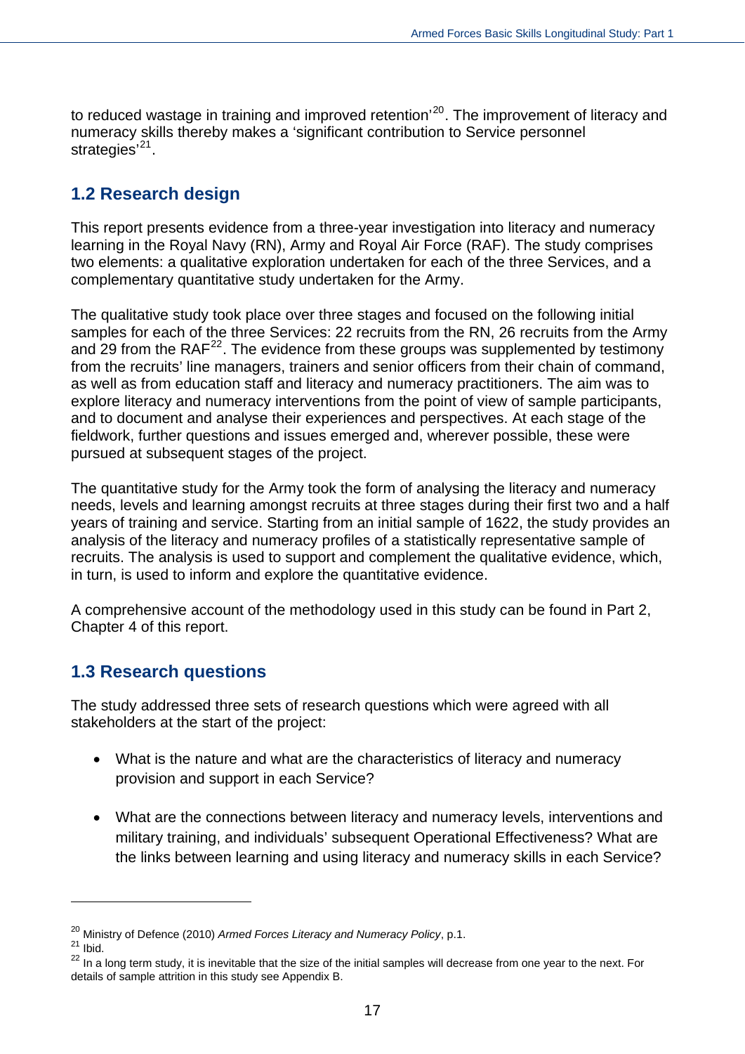to reduced wastage in training and improved retention'[20]. The improvement of literacy and numeracy skills thereby makes a 'significant contribution to Service personnel strategies'[21].

## 1.2 Research design

This report presents evidence from a three-year investigation into literacy and numeracy learning in the Royal Navy (RN), Army and Royal Air Force (RAF). The study comprises two elements: a qualitative exploration undertaken for each of the three Services, and a complementary quantitative study undertaken for the Army.

The qualitative study took place over three stages and focused on the following initial samples for each of the three Services: 22 recruits from the RN, 26 recruits from the Army and 29 from the RAF[22]. The evidence from these groups was supplemented by testimony from the recruits' line managers, trainers and senior officers from their chain of command, as well as from education staff and literacy and numeracy practitioners. The aim was to explore literacy and numeracy interventions from the point of view of sample participants, and to document and analyse their experiences and perspectives. At each stage of the fieldwork, further questions and issues emerged and, wherever possible, these were pursued at subsequent stages of the project.

The quantitative study for the Army took the form of analysing the literacy and numeracy needs, levels and learning amongst recruits at three stages during their first two and a half years of training and service. Starting from an initial sample of 1622, the study provides an analysis of the literacy and numeracy profiles of a statistically representative sample of recruits. The analysis is used to support and complement the qualitative evidence, which, in turn, is used to inform and explore the quantitative evidence.

A comprehensive account of the methodology used in this study can be found in Part 2, Chapter 4 of this report.

## 1.3 Research questions

The study addressed three sets of research questions which were agreed with all stakeholders at the start of the project:

- What is the nature and what are the characteristics of literacy and numeracy provision and support in each Service?
- What are the connections between literacy and numeracy levels, interventions and military training, and individuals' subsequent Operational Effectiveness? What are the links between learning and using literacy and numeracy skills in each Service?

---

[20] Ministry of Defence (2010) *Armed Forces Literacy and Numeracy Policy*, p.1.

[21] Ibid.

[22] In a long term study, it is inevitable that the size of the initial samples will decrease from one year to the next. For details of sample attrition in this study see Appendix B.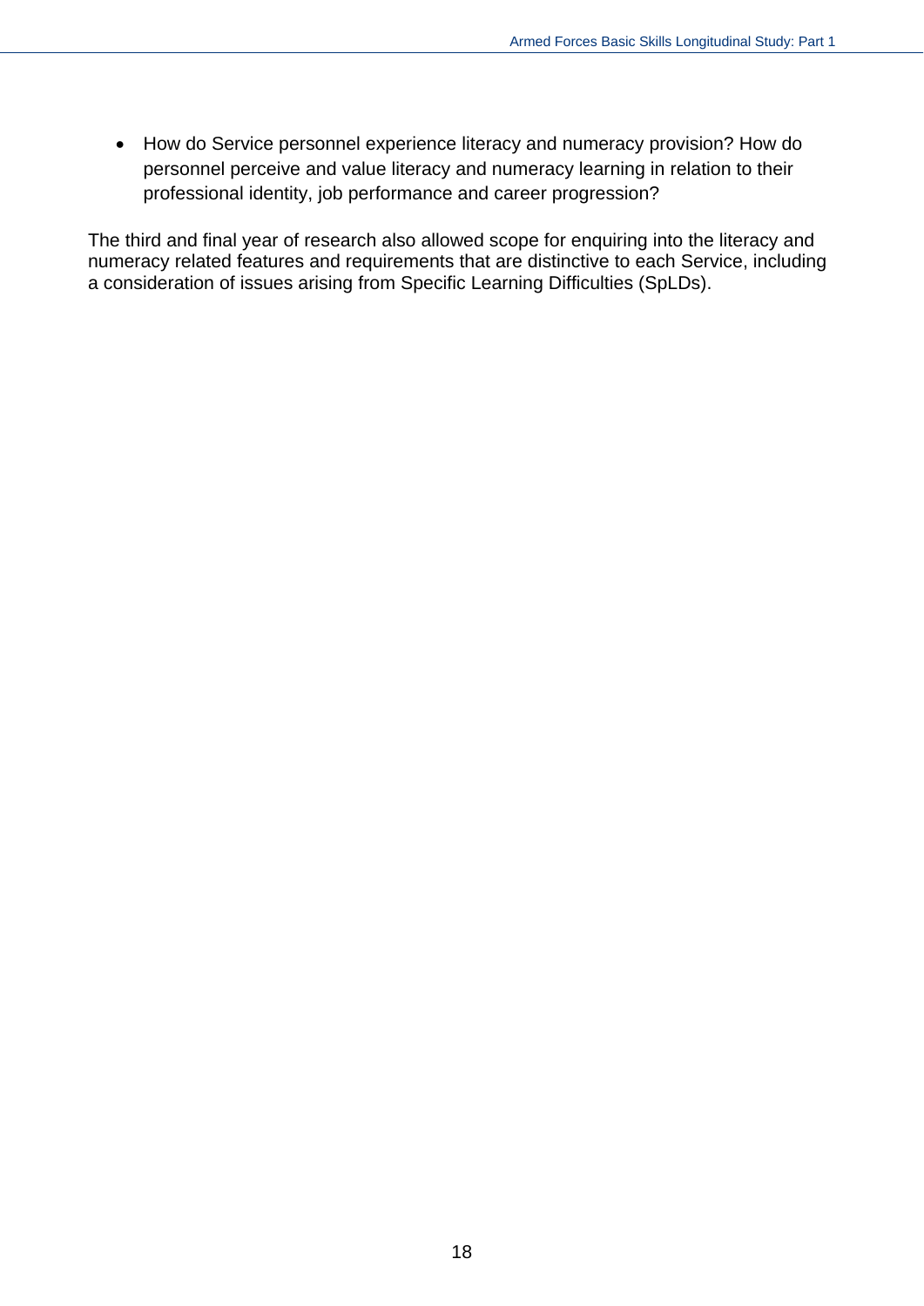- How do Service personnel experience literacy and numeracy provision? How do personnel perceive and value literacy and numeracy learning in relation to their professional identity, job performance and career progression?

The third and final year of research also allowed scope for enquiring into the literacy and numeracy related features and requirements that are distinctive to each Service, including a consideration of issues arising from Specific Learning Difficulties (SpLDs).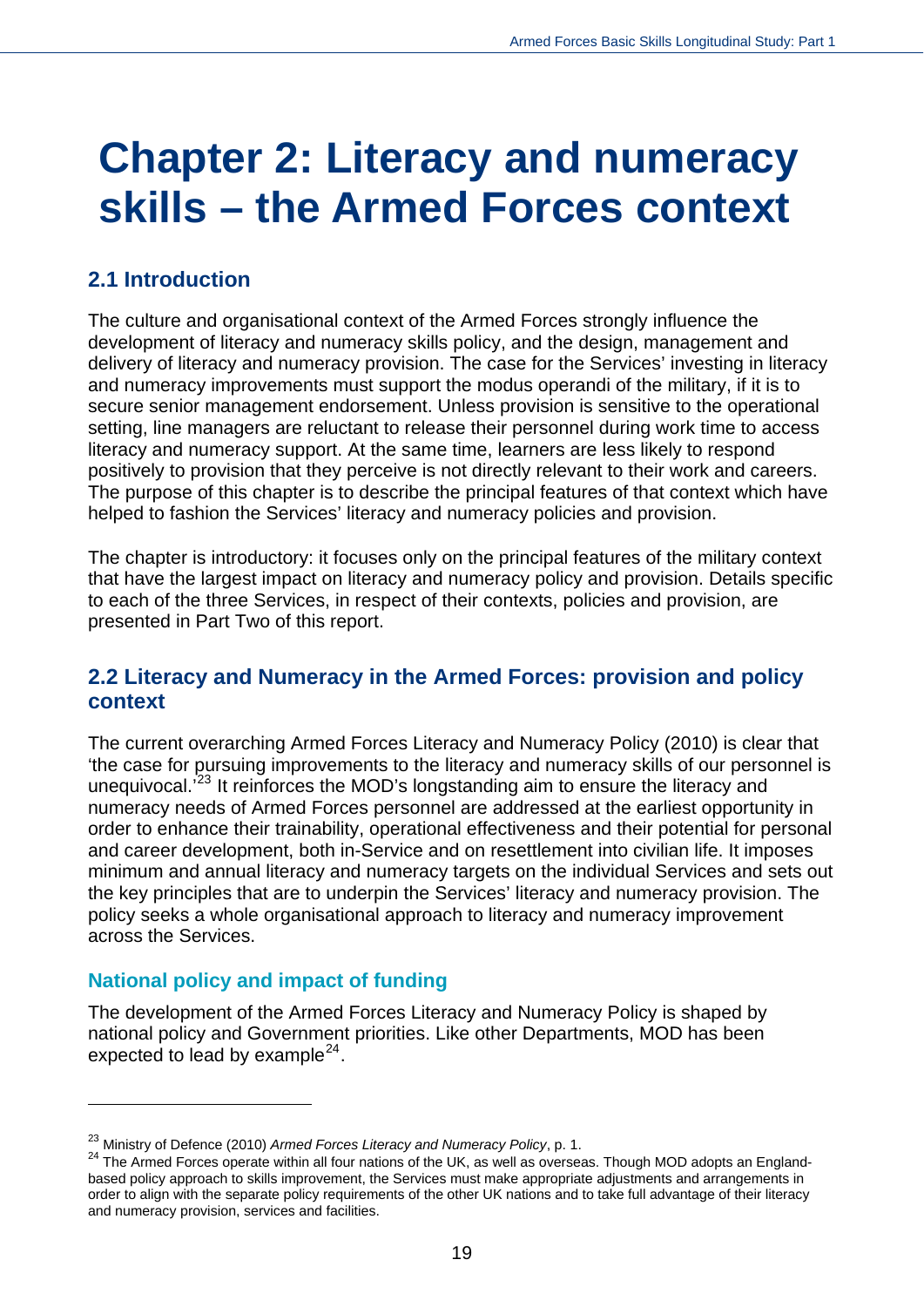# Chapter 2: Literacy and numeracy skills – the Armed Forces context

## 2.1 Introduction

The culture and organisational context of the Armed Forces strongly influence the development of literacy and numeracy skills policy, and the design, management and delivery of literacy and numeracy provision. The case for the Services' investing in literacy and numeracy improvements must support the modus operandi of the military, if it is to secure senior management endorsement. Unless provision is sensitive to the operational setting, line managers are reluctant to release their personnel during work time to access literacy and numeracy support. At the same time, learners are less likely to respond positively to provision that they perceive is not directly relevant to their work and careers. The purpose of this chapter is to describe the principal features of that context which have helped to fashion the Services' literacy and numeracy policies and provision.

The chapter is introductory: it focuses only on the principal features of the military context that have the largest impact on literacy and numeracy policy and provision. Details specific to each of the three Services, in respect of their contexts, policies and provision, are presented in Part Two of this report.

## 2.2 Literacy and Numeracy in the Armed Forces: provision and policy context

The current overarching Armed Forces Literacy and Numeracy Policy (2010) is clear that 'the case for pursuing improvements to the literacy and numeracy skills of our personnel is unequivocal.'[23] It reinforces the MOD's longstanding aim to ensure the literacy and numeracy needs of Armed Forces personnel are addressed at the earliest opportunity in order to enhance their trainability, operational effectiveness and their potential for personal and career development, both in-Service and on resettlement into civilian life. It imposes minimum and annual literacy and numeracy targets on the individual Services and sets out the key principles that are to underpin the Services' literacy and numeracy provision. The policy seeks a whole organisational approach to literacy and numeracy improvement across the Services.

### National policy and impact of funding

The development of the Armed Forces Literacy and Numeracy Policy is shaped by national policy and Government priorities. Like other Departments, MOD has been expected to lead by example[24].

---

[23] Ministry of Defence (2010) *Armed Forces Literacy and Numeracy Policy*, p. 1.

[24] The Armed Forces operate within all four nations of the UK, as well as overseas. Though MOD adopts an England-based policy approach to skills improvement, the Services must make appropriate adjustments and arrangements in order to align with the separate policy requirements of the other UK nations and to take full advantage of their literacy and numeracy provision, services and facilities.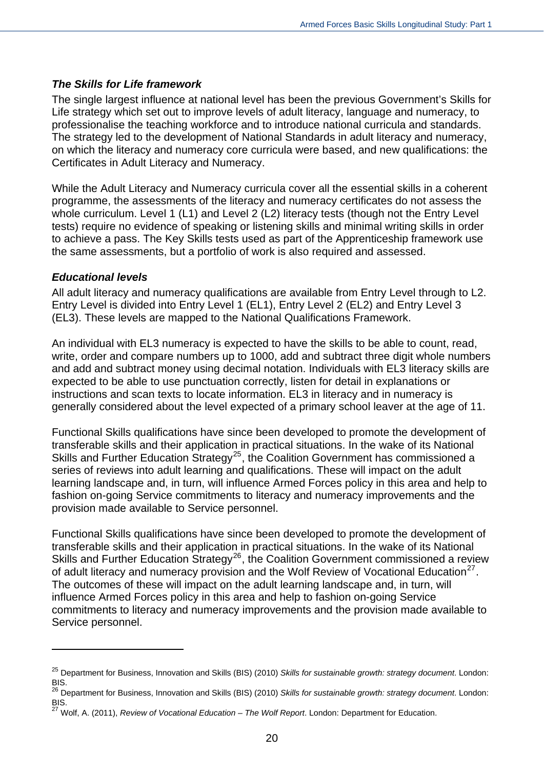### *The Skills for Life framework*

The single largest influence at national level has been the previous Government's Skills for Life strategy which set out to improve levels of adult literacy, language and numeracy, to professionalise the teaching workforce and to introduce national curricula and standards. The strategy led to the development of National Standards in adult literacy and numeracy, on which the literacy and numeracy core curricula were based, and new qualifications: the Certificates in Adult Literacy and Numeracy.

While the Adult Literacy and Numeracy curricula cover all the essential skills in a coherent programme, the assessments of the literacy and numeracy certificates do not assess the whole curriculum. Level 1 (L1) and Level 2 (L2) literacy tests (though not the Entry Level tests) require no evidence of speaking or listening skills and minimal writing skills in order to achieve a pass. The Key Skills tests used as part of the Apprenticeship framework use the same assessments, but a portfolio of work is also required and assessed.

### *Educational levels*

All adult literacy and numeracy qualifications are available from Entry Level through to L2. Entry Level is divided into Entry Level 1 (EL1), Entry Level 2 (EL2) and Entry Level 3 (EL3). These levels are mapped to the National Qualifications Framework.

An individual with EL3 numeracy is expected to have the skills to be able to count, read, write, order and compare numbers up to 1000, add and subtract three digit whole numbers and add and subtract money using decimal notation. Individuals with EL3 literacy skills are expected to be able to use punctuation correctly, listen for detail in explanations or instructions and scan texts to locate information. EL3 in literacy and in numeracy is generally considered about the level expected of a primary school leaver at the age of 11.

Functional Skills qualifications have since been developed to promote the development of transferable skills and their application in practical situations. In the wake of its National Skills and Further Education Strategy[25], the Coalition Government has commissioned a series of reviews into adult learning and qualifications. These will impact on the adult learning landscape and, in turn, will influence Armed Forces policy in this area and help to fashion on-going Service commitments to literacy and numeracy improvements and the provision made available to Service personnel.

Functional Skills qualifications have since been developed to promote the development of transferable skills and their application in practical situations. In the wake of its National Skills and Further Education Strategy[26], the Coalition Government commissioned a review of adult literacy and numeracy provision and the Wolf Review of Vocational Education[27]. The outcomes of these will impact on the adult learning landscape and, in turn, will influence Armed Forces policy in this area and help to fashion on-going Service commitments to literacy and numeracy improvements and the provision made available to Service personnel.

---

[25] Department for Business, Innovation and Skills (BIS) (2010) *Skills for sustainable growth: strategy document*. London: BIS.

[26] Department for Business, Innovation and Skills (BIS) (2010) *Skills for sustainable growth: strategy document*. London: BIS.

[27] Wolf, A. (2011), *Review of Vocational Education – The Wolf Report*. London: Department for Education.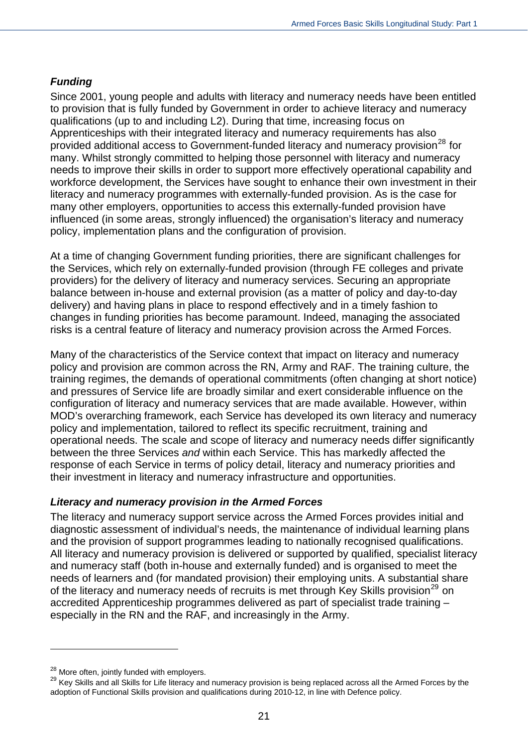### *Funding*

Since 2001, young people and adults with literacy and numeracy needs have been entitled to provision that is fully funded by Government in order to achieve literacy and numeracy qualifications (up to and including L2). During that time, increasing focus on Apprenticeships with their integrated literacy and numeracy requirements has also provided additional access to Government-funded literacy and numeracy provision[28] for many. Whilst strongly committed to helping those personnel with literacy and numeracy needs to improve their skills in order to support more effectively operational capability and workforce development, the Services have sought to enhance their own investment in their literacy and numeracy programmes with externally-funded provision. As is the case for many other employers, opportunities to access this externally-funded provision have influenced (in some areas, strongly influenced) the organisation's literacy and numeracy policy, implementation plans and the configuration of provision.

At a time of changing Government funding priorities, there are significant challenges for the Services, which rely on externally-funded provision (through FE colleges and private providers) for the delivery of literacy and numeracy services. Securing an appropriate balance between in-house and external provision (as a matter of policy and day-to-day delivery) and having plans in place to respond effectively and in a timely fashion to changes in funding priorities has become paramount. Indeed, managing the associated risks is a central feature of literacy and numeracy provision across the Armed Forces.

Many of the characteristics of the Service context that impact on literacy and numeracy policy and provision are common across the RN, Army and RAF. The training culture, the training regimes, the demands of operational commitments (often changing at short notice) and pressures of Service life are broadly similar and exert considerable influence on the configuration of literacy and numeracy services that are made available. However, within MOD's overarching framework, each Service has developed its own literacy and numeracy policy and implementation, tailored to reflect its specific recruitment, training and operational needs. The scale and scope of literacy and numeracy needs differ significantly between the three Services *and* within each Service. This has markedly affected the response of each Service in terms of policy detail, literacy and numeracy priorities and their investment in literacy and numeracy infrastructure and opportunities.

### *Literacy and numeracy provision in the Armed Forces*

The literacy and numeracy support service across the Armed Forces provides initial and diagnostic assessment of individual's needs, the maintenance of individual learning plans and the provision of support programmes leading to nationally recognised qualifications. All literacy and numeracy provision is delivered or supported by qualified, specialist literacy and numeracy staff (both in-house and externally funded) and is organised to meet the needs of learners and (for mandated provision) their employing units. A substantial share of the literacy and numeracy needs of recruits is met through Key Skills provision[29] on accredited Apprenticeship programmes delivered as part of specialist trade training – especially in the RN and the RAF, and increasingly in the Army.

---

[28] More often, jointly funded with employers.

[29] Key Skills and all Skills for Life literacy and numeracy provision is being replaced across all the Armed Forces by the adoption of Functional Skills provision and qualifications during 2010-12, in line with Defence policy.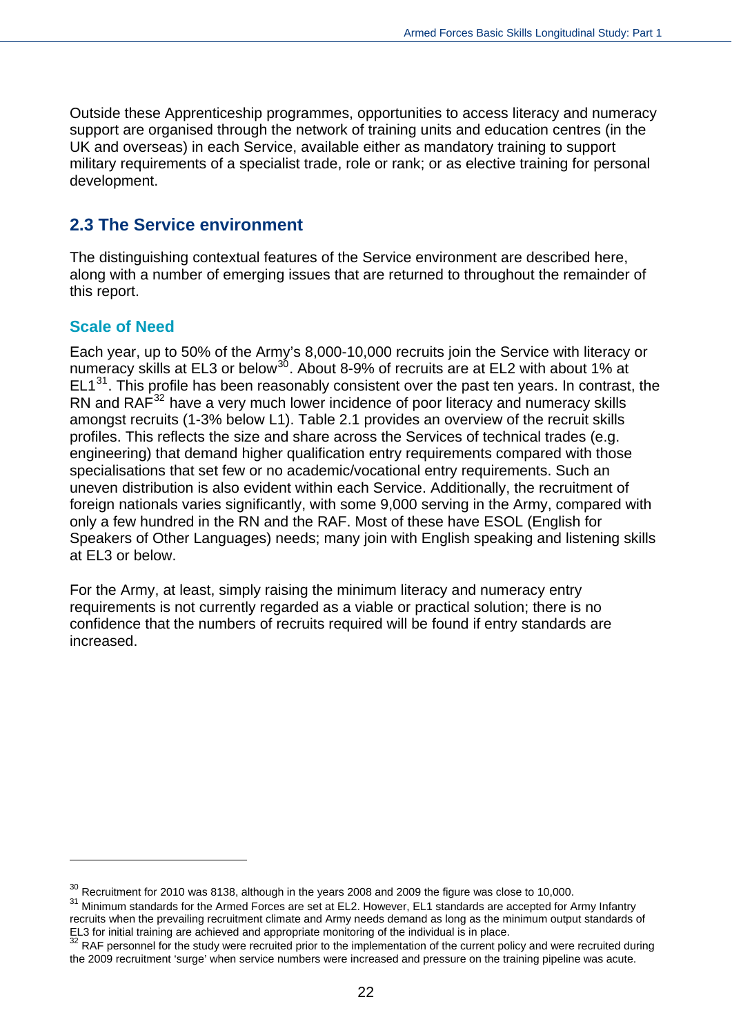Outside these Apprenticeship programmes, opportunities to access literacy and numeracy support are organised through the network of training units and education centres (in the UK and overseas) in each Service, available either as mandatory training to support military requirements of a specialist trade, role or rank; or as elective training for personal development.

## 2.3 The Service environment

The distinguishing contextual features of the Service environment are described here, along with a number of emerging issues that are returned to throughout the remainder of this report.

### Scale of Need

Each year, up to 50% of the Army's 8,000-10,000 recruits join the Service with literacy or numeracy skills at EL3 or below[30]. About 8-9% of recruits are at EL2 with about 1% at EL1[31]. This profile has been reasonably consistent over the past ten years. In contrast, the RN and RAF[32] have a very much lower incidence of poor literacy and numeracy skills amongst recruits (1-3% below L1). Table 2.1 provides an overview of the recruit skills profiles. This reflects the size and share across the Services of technical trades (e.g. engineering) that demand higher qualification entry requirements compared with those specialisations that set few or no academic/vocational entry requirements. Such an uneven distribution is also evident within each Service. Additionally, the recruitment of foreign nationals varies significantly, with some 9,000 serving in the Army, compared with only a few hundred in the RN and the RAF. Most of these have ESOL (English for Speakers of Other Languages) needs; many join with English speaking and listening skills at EL3 or below.

For the Army, at least, simply raising the minimum literacy and numeracy entry requirements is not currently regarded as a viable or practical solution; there is no confidence that the numbers of recruits required will be found if entry standards are increased.

---

[30] Recruitment for 2010 was 8138, although in the years 2008 and 2009 the figure was close to 10,000.

[31] Minimum standards for the Armed Forces are set at EL2. However, EL1 standards are accepted for Army Infantry recruits when the prevailing recruitment climate and Army needs demand as long as the minimum output standards of EL3 for initial training are achieved and appropriate monitoring of the individual is in place.

[32] RAF personnel for the study were recruited prior to the implementation of the current policy and were recruited during the 2009 recruitment 'surge' when service numbers were increased and pressure on the training pipeline was acute.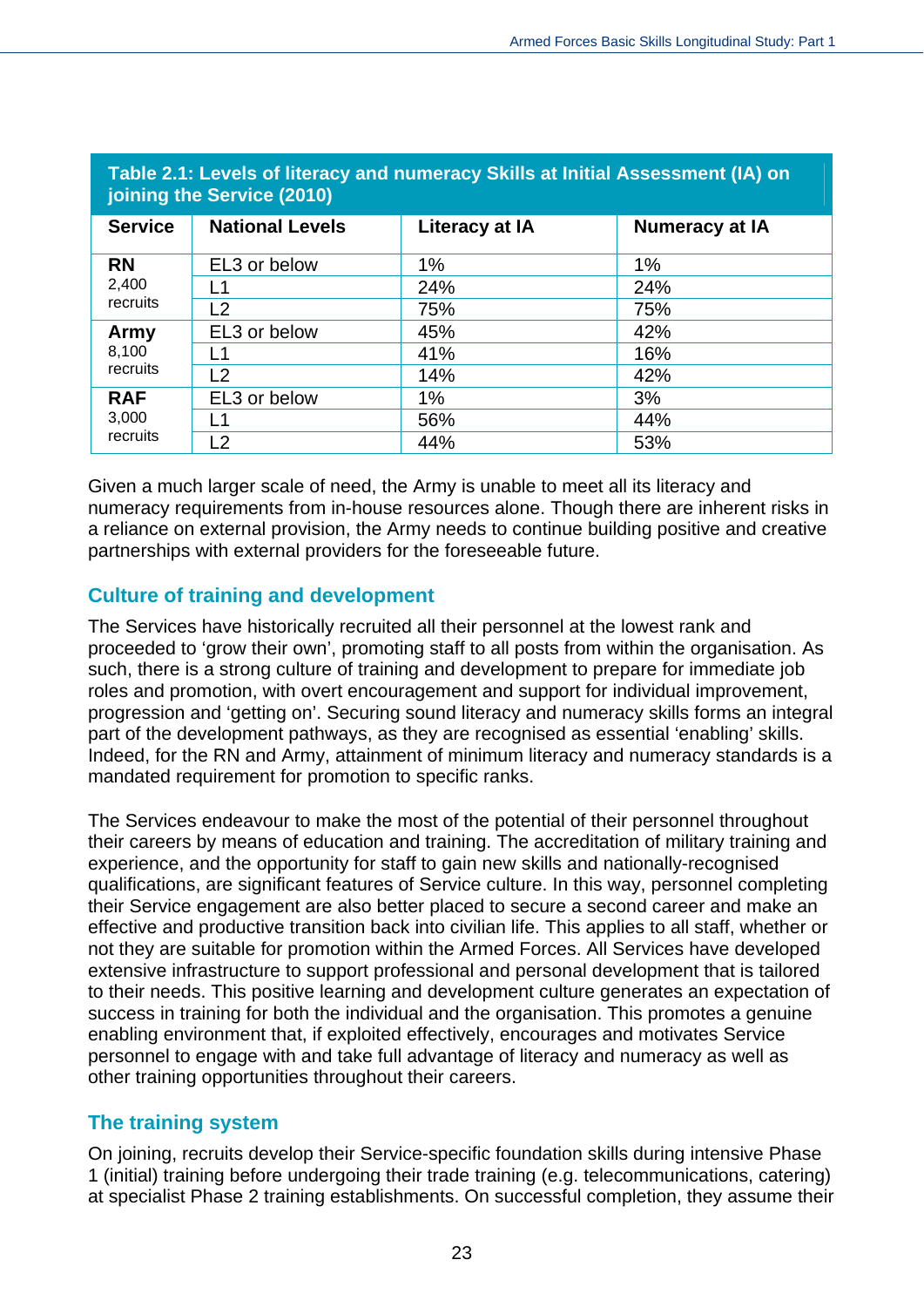**Table 2.1: Levels of literacy and numeracy Skills at Initial Assessment (IA) on joining the Service (2010)**

| Service | National Levels | Literacy at IA | Numeracy at IA |
|---|---|---|---|
| **RN** 2,400 recruits | EL3 or below | 1% | 1% |
| | L1 | 24% | 24% |
| | L2 | 75% | 75% |
| **Army** 8,100 recruits | EL3 or below | 45% | 42% |
| | L1 | 41% | 16% |
| | L2 | 14% | 42% |
| **RAF** 3,000 recruits | EL3 or below | 1% | 3% |
| | L1 | 56% | 44% |
| | L2 | 44% | 53% |

Given a much larger scale of need, the Army is unable to meet all its literacy and numeracy requirements from in-house resources alone. Though there are inherent risks in a reliance on external provision, the Army needs to continue building positive and creative partnerships with external providers for the foreseeable future.

## Culture of training and development

The Services have historically recruited all their personnel at the lowest rank and proceeded to 'grow their own', promoting staff to all posts from within the organisation. As such, there is a strong culture of training and development to prepare for immediate job roles and promotion, with overt encouragement and support for individual improvement, progression and 'getting on'. Securing sound literacy and numeracy skills forms an integral part of the development pathways, as they are recognised as essential 'enabling' skills. Indeed, for the RN and Army, attainment of minimum literacy and numeracy standards is a mandated requirement for promotion to specific ranks.

The Services endeavour to make the most of the potential of their personnel throughout their careers by means of education and training. The accreditation of military training and experience, and the opportunity for staff to gain new skills and nationally-recognised qualifications, are significant features of Service culture. In this way, personnel completing their Service engagement are also better placed to secure a second career and make an effective and productive transition back into civilian life. This applies to all staff, whether or not they are suitable for promotion within the Armed Forces. All Services have developed extensive infrastructure to support professional and personal development that is tailored to their needs. This positive learning and development culture generates an expectation of success in training for both the individual and the organisation. This promotes a genuine enabling environment that, if exploited effectively, encourages and motivates Service personnel to engage with and take full advantage of literacy and numeracy as well as other training opportunities throughout their careers.

## The training system

On joining, recruits develop their Service-specific foundation skills during intensive Phase 1 (initial) training before undergoing their trade training (e.g. telecommunications, catering) at specialist Phase 2 training establishments. On successful completion, they assume their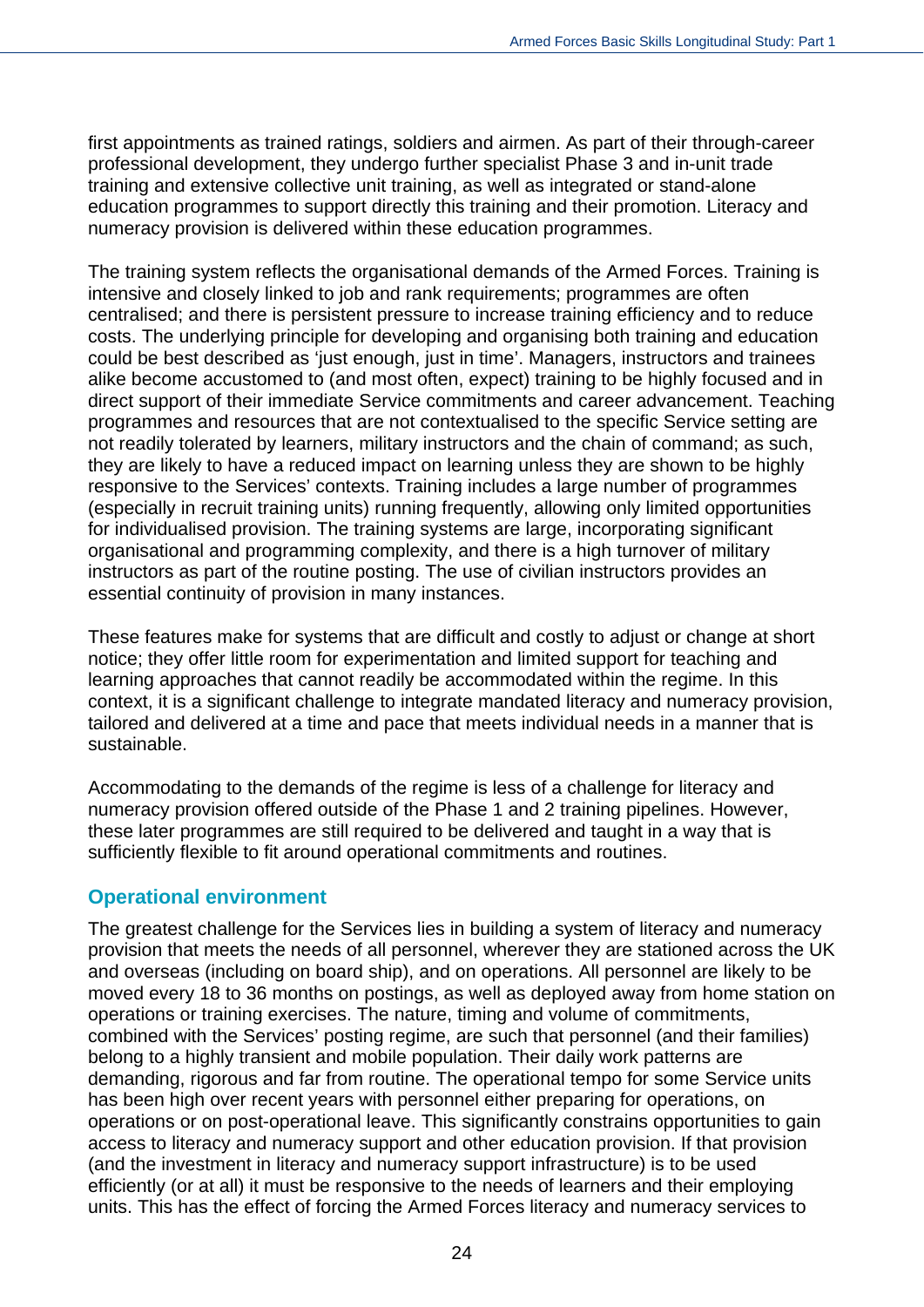first appointments as trained ratings, soldiers and airmen. As part of their through-career professional development, they undergo further specialist Phase 3 and in-unit trade training and extensive collective unit training, as well as integrated or stand-alone education programmes to support directly this training and their promotion. Literacy and numeracy provision is delivered within these education programmes.

The training system reflects the organisational demands of the Armed Forces. Training is intensive and closely linked to job and rank requirements; programmes are often centralised; and there is persistent pressure to increase training efficiency and to reduce costs. The underlying principle for developing and organising both training and education could be best described as 'just enough, just in time'. Managers, instructors and trainees alike become accustomed to (and most often, expect) training to be highly focused and in direct support of their immediate Service commitments and career advancement. Teaching programmes and resources that are not contextualised to the specific Service setting are not readily tolerated by learners, military instructors and the chain of command; as such, they are likely to have a reduced impact on learning unless they are shown to be highly responsive to the Services' contexts. Training includes a large number of programmes (especially in recruit training units) running frequently, allowing only limited opportunities for individualised provision. The training systems are large, incorporating significant organisational and programming complexity, and there is a high turnover of military instructors as part of the routine posting. The use of civilian instructors provides an essential continuity of provision in many instances.

These features make for systems that are difficult and costly to adjust or change at short notice; they offer little room for experimentation and limited support for teaching and learning approaches that cannot readily be accommodated within the regime. In this context, it is a significant challenge to integrate mandated literacy and numeracy provision, tailored and delivered at a time and pace that meets individual needs in a manner that is sustainable.

Accommodating to the demands of the regime is less of a challenge for literacy and numeracy provision offered outside of the Phase 1 and 2 training pipelines. However, these later programmes are still required to be delivered and taught in a way that is sufficiently flexible to fit around operational commitments and routines.

## Operational environment

The greatest challenge for the Services lies in building a system of literacy and numeracy provision that meets the needs of all personnel, wherever they are stationed across the UK and overseas (including on board ship), and on operations. All personnel are likely to be moved every 18 to 36 months on postings, as well as deployed away from home station on operations or training exercises. The nature, timing and volume of commitments, combined with the Services' posting regime, are such that personnel (and their families) belong to a highly transient and mobile population. Their daily work patterns are demanding, rigorous and far from routine. The operational tempo for some Service units has been high over recent years with personnel either preparing for operations, on operations or on post-operational leave. This significantly constrains opportunities to gain access to literacy and numeracy support and other education provision. If that provision (and the investment in literacy and numeracy support infrastructure) is to be used efficiently (or at all) it must be responsive to the needs of learners and their employing units. This has the effect of forcing the Armed Forces literacy and numeracy services to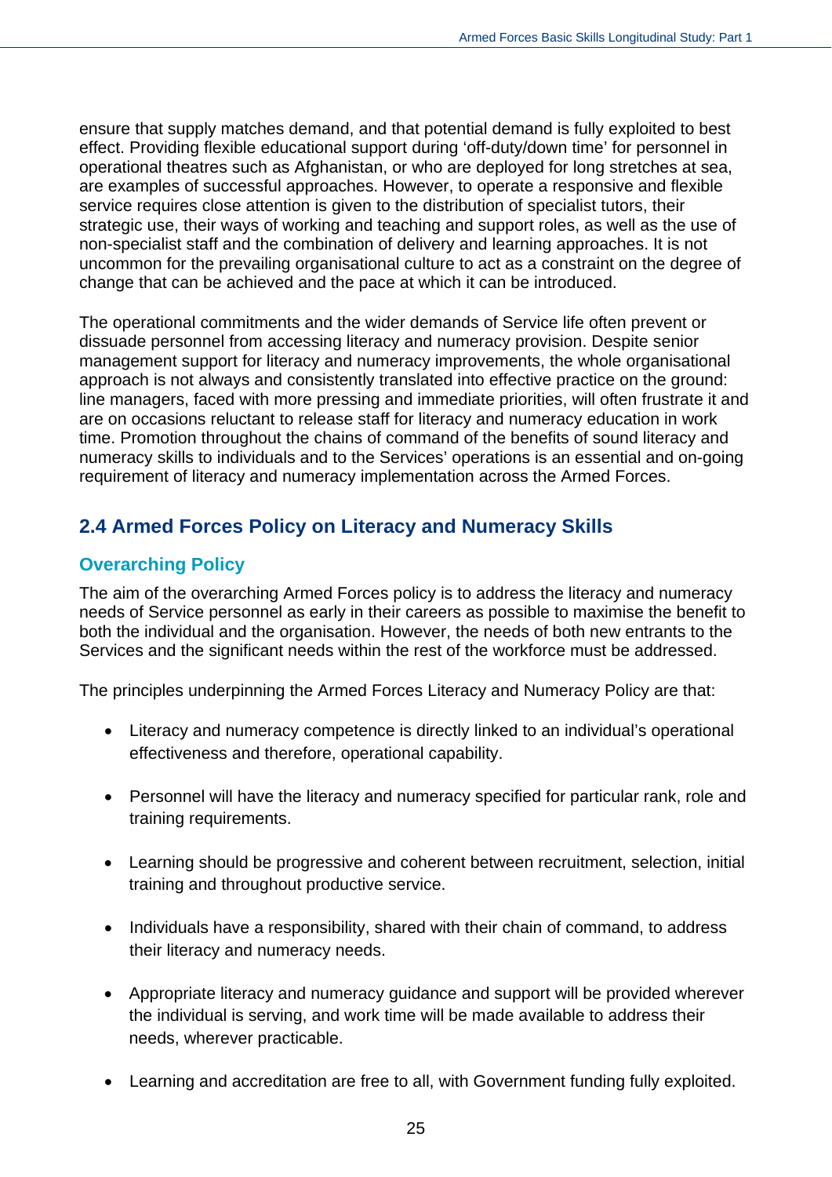ensure that supply matches demand, and that potential demand is fully exploited to best effect. Providing flexible educational support during 'off-duty/down time' for personnel in operational theatres such as Afghanistan, or who are deployed for long stretches at sea, are examples of successful approaches. However, to operate a responsive and flexible service requires close attention is given to the distribution of specialist tutors, their strategic use, their ways of working and teaching and support roles, as well as the use of non-specialist staff and the combination of delivery and learning approaches. It is not uncommon for the prevailing organisational culture to act as a constraint on the degree of change that can be achieved and the pace at which it can be introduced.

The operational commitments and the wider demands of Service life often prevent or dissuade personnel from accessing literacy and numeracy provision. Despite senior management support for literacy and numeracy improvements, the whole organisational approach is not always and consistently translated into effective practice on the ground: line managers, faced with more pressing and immediate priorities, will often frustrate it and are on occasions reluctant to release staff for literacy and numeracy education in work time. Promotion throughout the chains of command of the benefits of sound literacy and numeracy skills to individuals and to the Services' operations is an essential and on-going requirement of literacy and numeracy implementation across the Armed Forces.

## 2.4 Armed Forces Policy on Literacy and Numeracy Skills

### Overarching Policy

The aim of the overarching Armed Forces policy is to address the literacy and numeracy needs of Service personnel as early in their careers as possible to maximise the benefit to both the individual and the organisation. However, the needs of both new entrants to the Services and the significant needs within the rest of the workforce must be addressed.

The principles underpinning the Armed Forces Literacy and Numeracy Policy are that:

- Literacy and numeracy competence is directly linked to an individual's operational effectiveness and therefore, operational capability.
- Personnel will have the literacy and numeracy specified for particular rank, role and training requirements.
- Learning should be progressive and coherent between recruitment, selection, initial training and throughout productive service.
- Individuals have a responsibility, shared with their chain of command, to address their literacy and numeracy needs.
- Appropriate literacy and numeracy guidance and support will be provided wherever the individual is serving, and work time will be made available to address their needs, wherever practicable.
- Learning and accreditation are free to all, with Government funding fully exploited.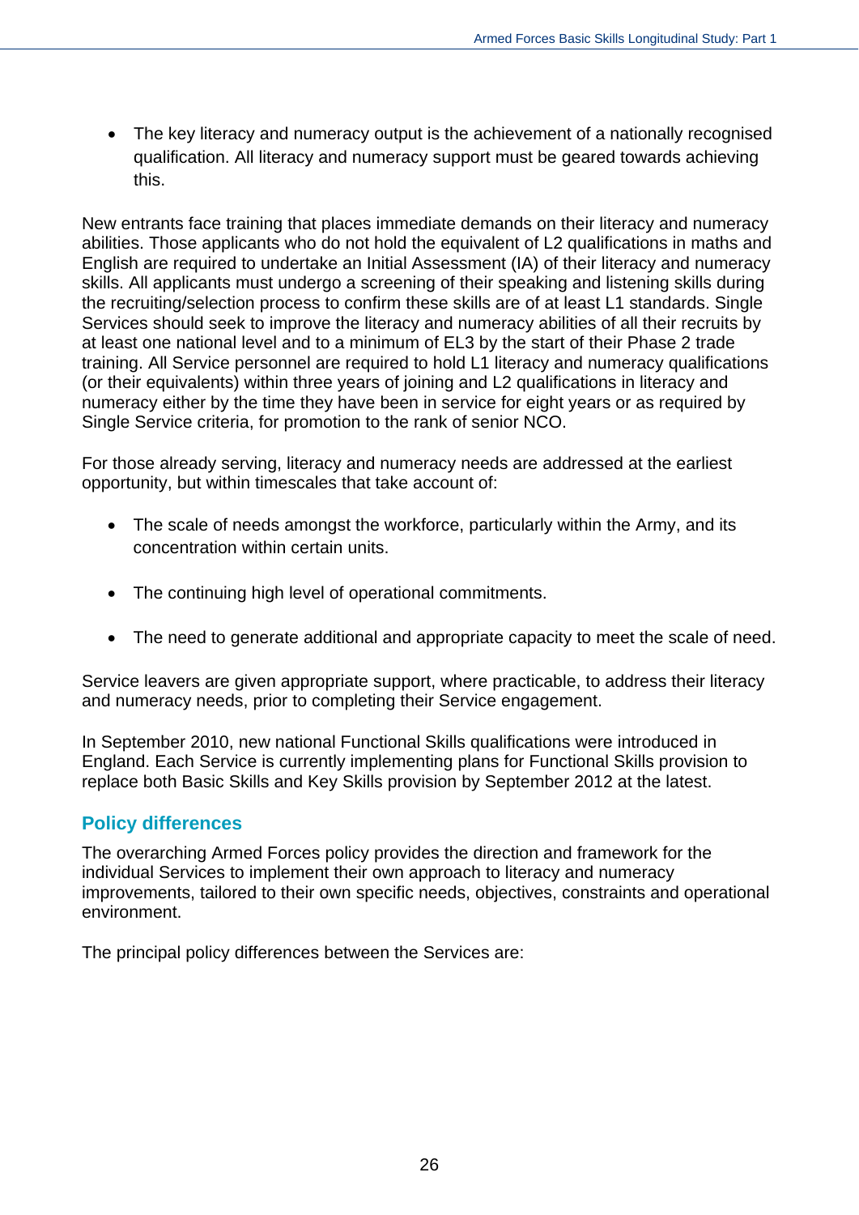- The key literacy and numeracy output is the achievement of a nationally recognised qualification. All literacy and numeracy support must be geared towards achieving this.

New entrants face training that places immediate demands on their literacy and numeracy abilities. Those applicants who do not hold the equivalent of L2 qualifications in maths and English are required to undertake an Initial Assessment (IA) of their literacy and numeracy skills. All applicants must undergo a screening of their speaking and listening skills during the recruiting/selection process to confirm these skills are of at least L1 standards. Single Services should seek to improve the literacy and numeracy abilities of all their recruits by at least one national level and to a minimum of EL3 by the start of their Phase 2 trade training. All Service personnel are required to hold L1 literacy and numeracy qualifications (or their equivalents) within three years of joining and L2 qualifications in literacy and numeracy either by the time they have been in service for eight years or as required by Single Service criteria, for promotion to the rank of senior NCO.

For those already serving, literacy and numeracy needs are addressed at the earliest opportunity, but within timescales that take account of:

- The scale of needs amongst the workforce, particularly within the Army, and its concentration within certain units.
- The continuing high level of operational commitments.
- The need to generate additional and appropriate capacity to meet the scale of need.

Service leavers are given appropriate support, where practicable, to address their literacy and numeracy needs, prior to completing their Service engagement.

In September 2010, new national Functional Skills qualifications were introduced in England. Each Service is currently implementing plans for Functional Skills provision to replace both Basic Skills and Key Skills provision by September 2012 at the latest.

## Policy differences

The overarching Armed Forces policy provides the direction and framework for the individual Services to implement their own approach to literacy and numeracy improvements, tailored to their own specific needs, objectives, constraints and operational environment.

The principal policy differences between the Services are: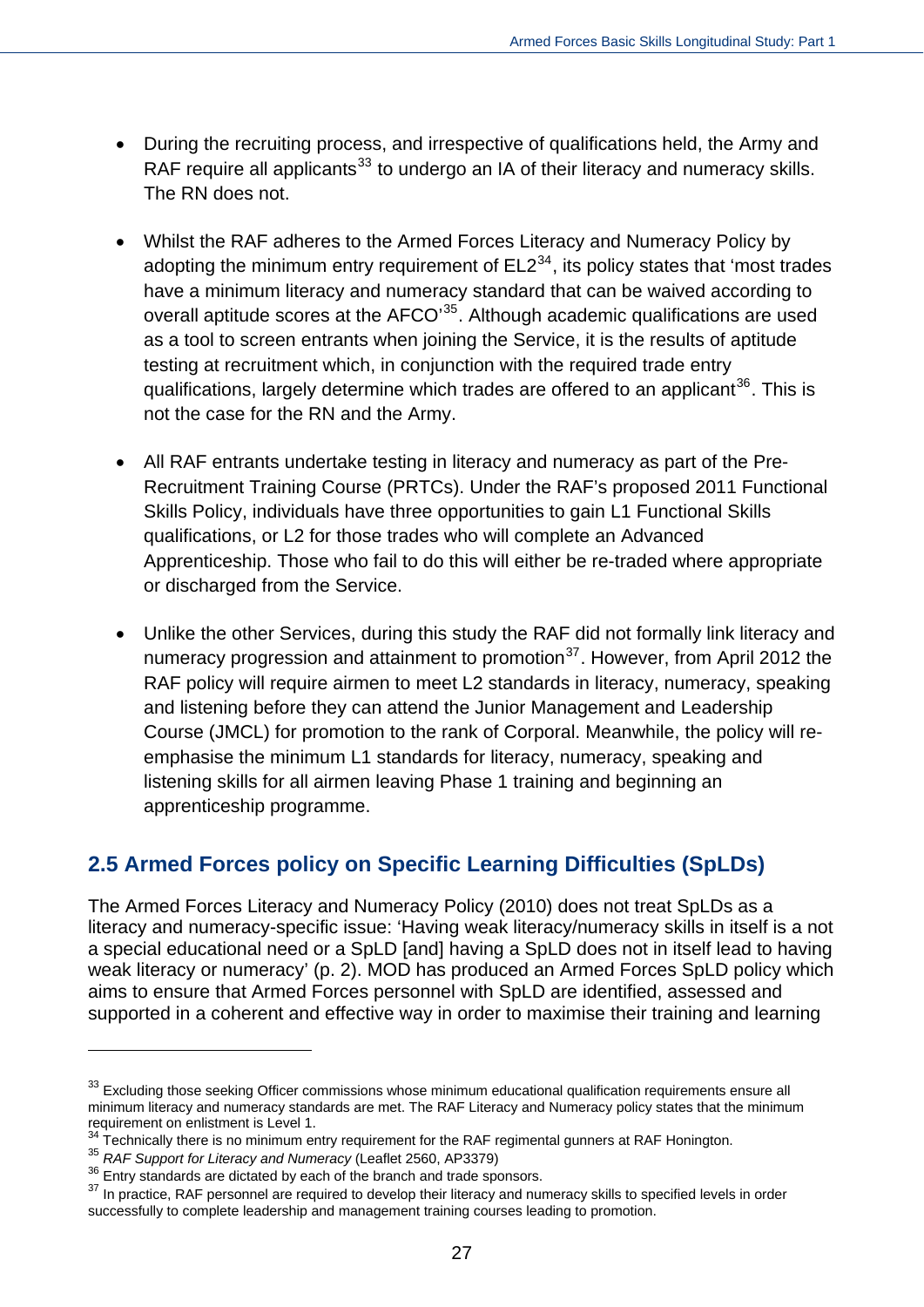- During the recruiting process, and irrespective of qualifications held, the Army and RAF require all applicants[33] to undergo an IA of their literacy and numeracy skills. The RN does not.

- Whilst the RAF adheres to the Armed Forces Literacy and Numeracy Policy by adopting the minimum entry requirement of EL2[34], its policy states that 'most trades have a minimum literacy and numeracy standard that can be waived according to overall aptitude scores at the AFCO'[35]. Although academic qualifications are used as a tool to screen entrants when joining the Service, it is the results of aptitude testing at recruitment which, in conjunction with the required trade entry qualifications, largely determine which trades are offered to an applicant[36]. This is not the case for the RN and the Army.

- All RAF entrants undertake testing in literacy and numeracy as part of the Pre-Recruitment Training Course (PRTCs). Under the RAF's proposed 2011 Functional Skills Policy, individuals have three opportunities to gain L1 Functional Skills qualifications, or L2 for those trades who will complete an Advanced Apprenticeship. Those who fail to do this will either be re-traded where appropriate or discharged from the Service.

- Unlike the other Services, during this study the RAF did not formally link literacy and numeracy progression and attainment to promotion[37]. However, from April 2012 the RAF policy will require airmen to meet L2 standards in literacy, numeracy, speaking and listening before they can attend the Junior Management and Leadership Course (JMCL) for promotion to the rank of Corporal. Meanwhile, the policy will re-emphasise the minimum L1 standards for literacy, numeracy, speaking and listening skills for all airmen leaving Phase 1 training and beginning an apprenticeship programme.

## 2.5 Armed Forces policy on Specific Learning Difficulties (SpLDs)

The Armed Forces Literacy and Numeracy Policy (2010) does not treat SpLDs as a literacy and numeracy-specific issue: 'Having weak literacy/numeracy skills in itself is a not a special educational need or a SpLD [and] having a SpLD does not in itself lead to having weak literacy or numeracy' (p. 2). MOD has produced an Armed Forces SpLD policy which aims to ensure that Armed Forces personnel with SpLD are identified, assessed and supported in a coherent and effective way in order to maximise their training and learning

---

[33] Excluding those seeking Officer commissions whose minimum educational qualification requirements ensure all minimum literacy and numeracy standards are met. The RAF Literacy and Numeracy policy states that the minimum requirement on enlistment is Level 1.

[34] Technically there is no minimum entry requirement for the RAF regimental gunners at RAF Honington.

[35] *RAF Support for Literacy and Numeracy* (Leaflet 2560, AP3379)

[36] Entry standards are dictated by each of the branch and trade sponsors.

[37] In practice, RAF personnel are required to develop their literacy and numeracy skills to specified levels in order successfully to complete leadership and management training courses leading to promotion.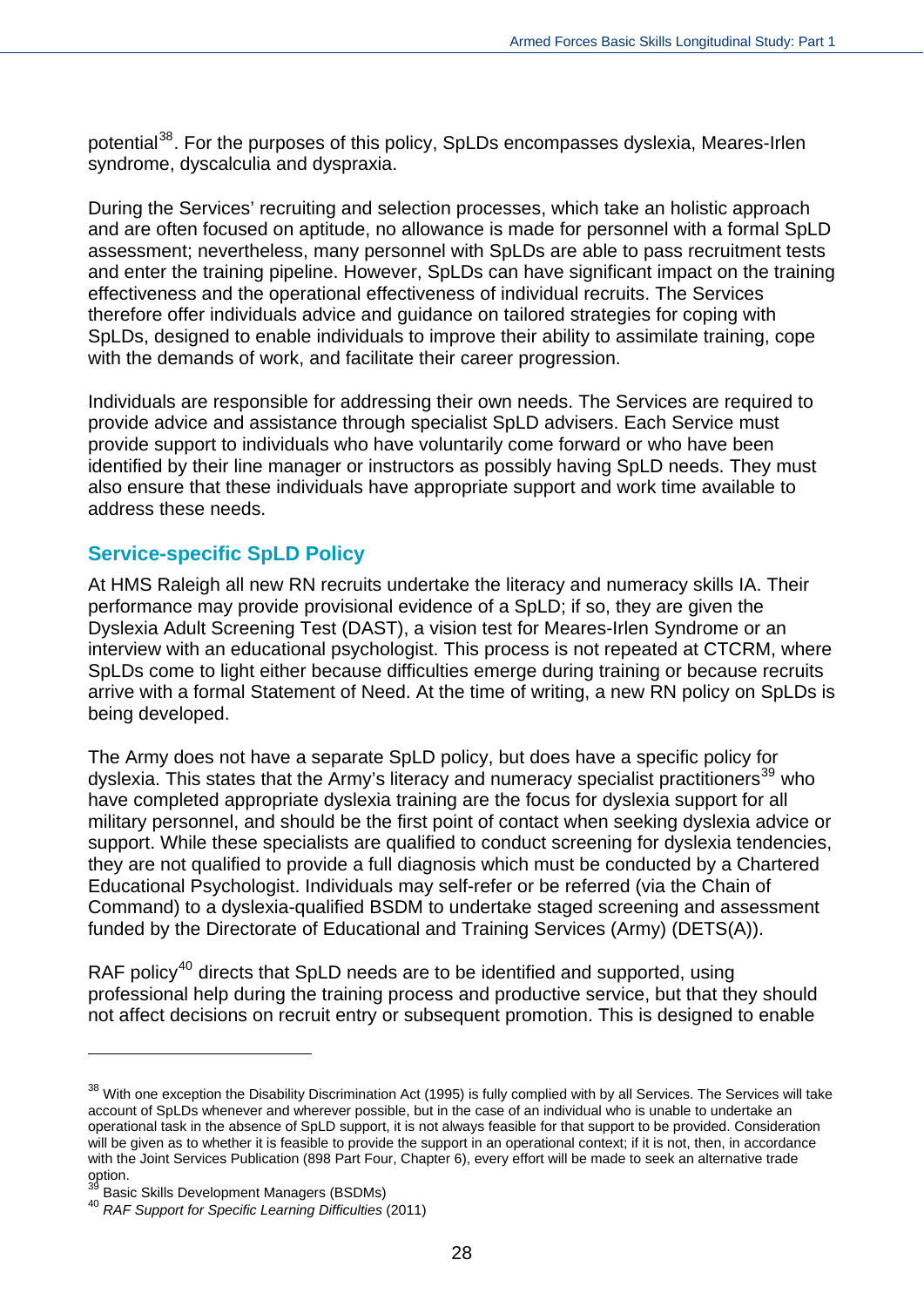potential[38]. For the purposes of this policy, SpLDs encompasses dyslexia, Meares-Irlen syndrome, dyscalculia and dyspraxia.

During the Services' recruiting and selection processes, which take an holistic approach and are often focused on aptitude, no allowance is made for personnel with a formal SpLD assessment; nevertheless, many personnel with SpLDs are able to pass recruitment tests and enter the training pipeline. However, SpLDs can have significant impact on the training effectiveness and the operational effectiveness of individual recruits. The Services therefore offer individuals advice and guidance on tailored strategies for coping with SpLDs, designed to enable individuals to improve their ability to assimilate training, cope with the demands of work, and facilitate their career progression.

Individuals are responsible for addressing their own needs. The Services are required to provide advice and assistance through specialist SpLD advisers. Each Service must provide support to individuals who have voluntarily come forward or who have been identified by their line manager or instructors as possibly having SpLD needs. They must also ensure that these individuals have appropriate support and work time available to address these needs.

## Service-specific SpLD Policy

At HMS Raleigh all new RN recruits undertake the literacy and numeracy skills IA. Their performance may provide provisional evidence of a SpLD; if so, they are given the Dyslexia Adult Screening Test (DAST), a vision test for Meares-Irlen Syndrome or an interview with an educational psychologist. This process is not repeated at CTCRM, where SpLDs come to light either because difficulties emerge during training or because recruits arrive with a formal Statement of Need. At the time of writing, a new RN policy on SpLDs is being developed.

The Army does not have a separate SpLD policy, but does have a specific policy for dyslexia. This states that the Army's literacy and numeracy specialist practitioners[39] who have completed appropriate dyslexia training are the focus for dyslexia support for all military personnel, and should be the first point of contact when seeking dyslexia advice or support. While these specialists are qualified to conduct screening for dyslexia tendencies, they are not qualified to provide a full diagnosis which must be conducted by a Chartered Educational Psychologist. Individuals may self-refer or be referred (via the Chain of Command) to a dyslexia-qualified BSDM to undertake staged screening and assessment funded by the Directorate of Educational and Training Services (Army) (DETS(A)).

RAF policy[40] directs that SpLD needs are to be identified and supported, using professional help during the training process and productive service, but that they should not affect decisions on recruit entry or subsequent promotion. This is designed to enable

---

[38] With one exception the Disability Discrimination Act (1995) is fully complied with by all Services. The Services will take account of SpLDs whenever and wherever possible, but in the case of an individual who is unable to undertake an operational task in the absence of SpLD support, it is not always feasible for that support to be provided. Consideration will be given as to whether it is feasible to provide the support in an operational context; if it is not, then, in accordance with the Joint Services Publication (898 Part Four, Chapter 6), every effort will be made to seek an alternative trade option.

[39] Basic Skills Development Managers (BSDMs)

[40] *RAF Support for Specific Learning Difficulties* (2011)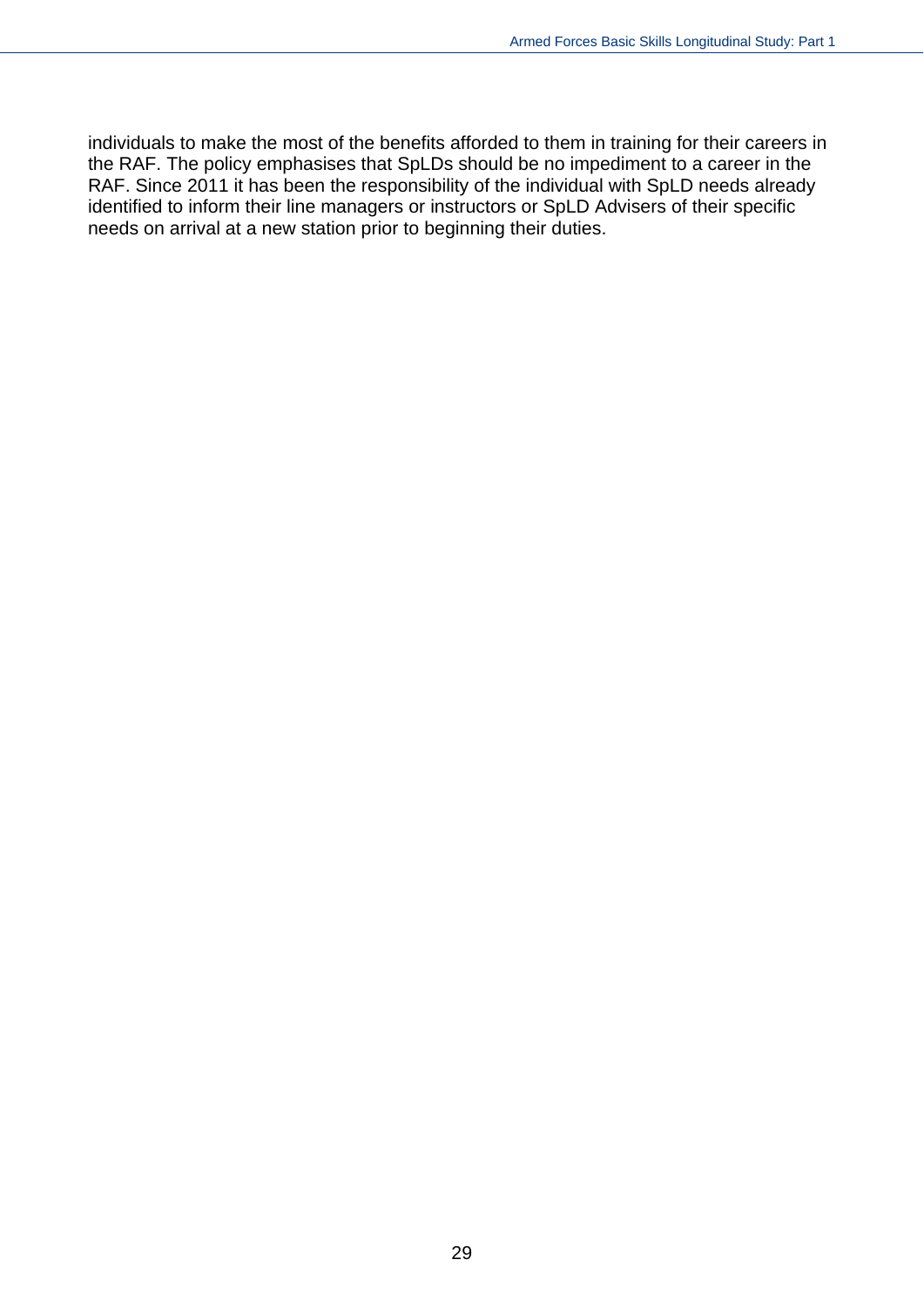individuals to make the most of the benefits afforded to them in training for their careers in the RAF. The policy emphasises that SpLDs should be no impediment to a career in the RAF. Since 2011 it has been the responsibility of the individual with SpLD needs already identified to inform their line managers or instructors or SpLD Advisers of their specific needs on arrival at a new station prior to beginning their duties.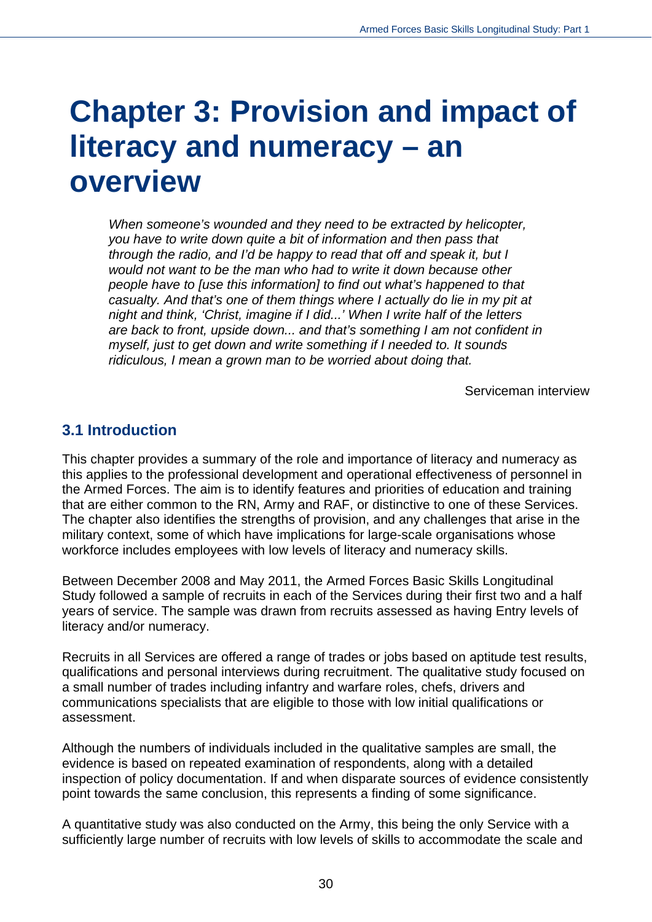# Chapter 3: Provision and impact of literacy and numeracy – an overview

> *When someone's wounded and they need to be extracted by helicopter, you have to write down quite a bit of information and then pass that through the radio, and I'd be happy to read that off and speak it, but I would not want to be the man who had to write it down because other people have to [use this information] to find out what's happened to that casualty. And that's one of them things where I actually do lie in my pit at night and think, 'Christ, imagine if I did...' When I write half of the letters are back to front, upside down... and that's something I am not confident in myself, just to get down and write something if I needed to. It sounds ridiculous, I mean a grown man to be worried about doing that.*

Serviceman interview

## 3.1 Introduction

This chapter provides a summary of the role and importance of literacy and numeracy as this applies to the professional development and operational effectiveness of personnel in the Armed Forces. The aim is to identify features and priorities of education and training that are either common to the RN, Army and RAF, or distinctive to one of these Services. The chapter also identifies the strengths of provision, and any challenges that arise in the military context, some of which have implications for large-scale organisations whose workforce includes employees with low levels of literacy and numeracy skills.

Between December 2008 and May 2011, the Armed Forces Basic Skills Longitudinal Study followed a sample of recruits in each of the Services during their first two and a half years of service. The sample was drawn from recruits assessed as having Entry levels of literacy and/or numeracy.

Recruits in all Services are offered a range of trades or jobs based on aptitude test results, qualifications and personal interviews during recruitment. The qualitative study focused on a small number of trades including infantry and warfare roles, chefs, drivers and communications specialists that are eligible to those with low initial qualifications or assessment.

Although the numbers of individuals included in the qualitative samples are small, the evidence is based on repeated examination of respondents, along with a detailed inspection of policy documentation. If and when disparate sources of evidence consistently point towards the same conclusion, this represents a finding of some significance.

A quantitative study was also conducted on the Army, this being the only Service with a sufficiently large number of recruits with low levels of skills to accommodate the scale and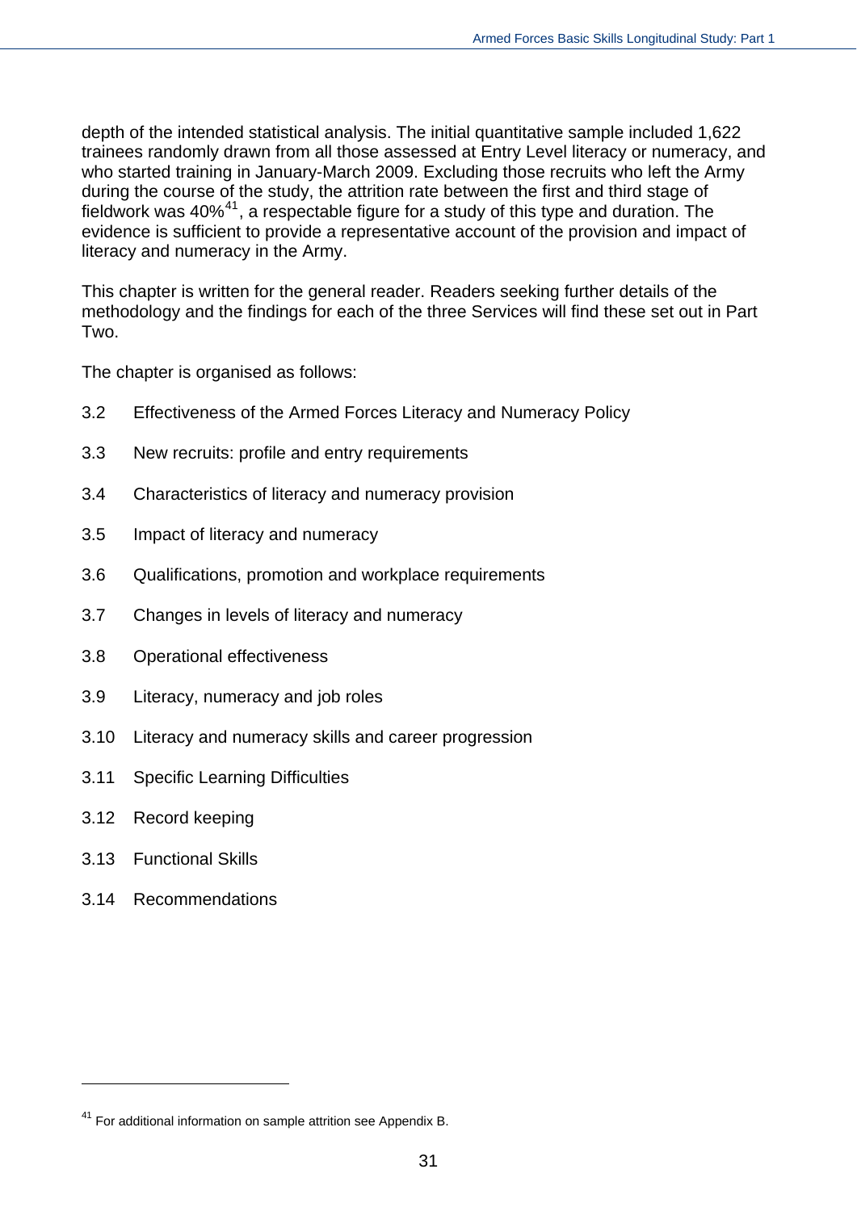depth of the intended statistical analysis. The initial quantitative sample included 1,622 trainees randomly drawn from all those assessed at Entry Level literacy or numeracy, and who started training in January-March 2009. Excluding those recruits who left the Army during the course of the study, the attrition rate between the first and third stage of fieldwork was 40%[41], a respectable figure for a study of this type and duration. The evidence is sufficient to provide a representative account of the provision and impact of literacy and numeracy in the Army.

This chapter is written for the general reader. Readers seeking further details of the methodology and the findings for each of the three Services will find these set out in Part Two.

The chapter is organised as follows:

- 3.2 Effectiveness of the Armed Forces Literacy and Numeracy Policy
- 3.3 New recruits: profile and entry requirements
- 3.4 Characteristics of literacy and numeracy provision
- 3.5 Impact of literacy and numeracy
- 3.6 Qualifications, promotion and workplace requirements
- 3.7 Changes in levels of literacy and numeracy
- 3.8 Operational effectiveness
- 3.9 Literacy, numeracy and job roles
- 3.10 Literacy and numeracy skills and career progression
- 3.11 Specific Learning Difficulties
- 3.12 Record keeping
- 3.13 Functional Skills
- 3.14 Recommendations

---

[41] For additional information on sample attrition see Appendix B.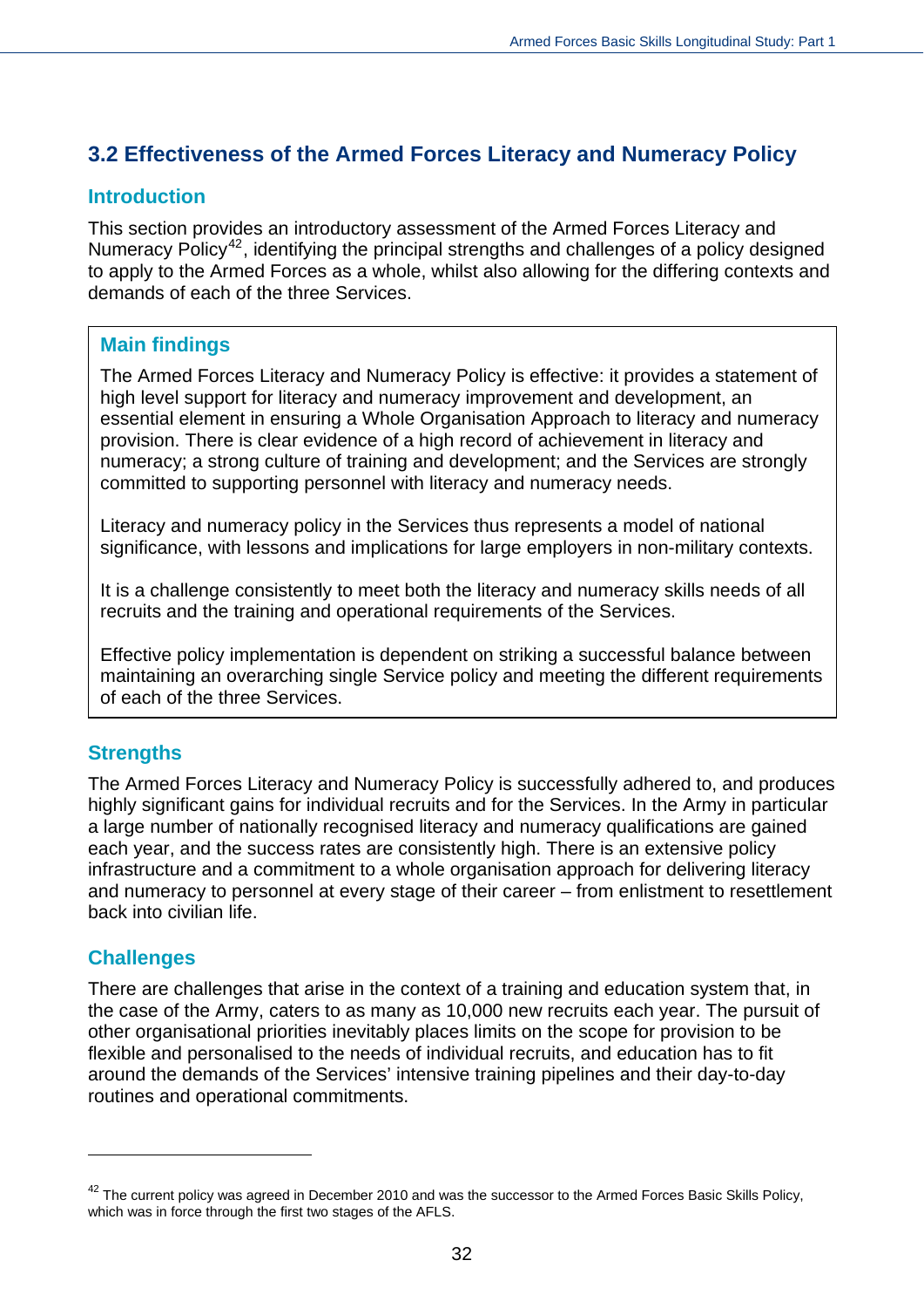## 3.2 Effectiveness of the Armed Forces Literacy and Numeracy Policy

### Introduction

This section provides an introductory assessment of the Armed Forces Literacy and Numeracy Policy[42], identifying the principal strengths and challenges of a policy designed to apply to the Armed Forces as a whole, whilst also allowing for the differing contexts and demands of each of the three Services.

### Main findings

The Armed Forces Literacy and Numeracy Policy is effective: it provides a statement of high level support for literacy and numeracy improvement and development, an essential element in ensuring a Whole Organisation Approach to literacy and numeracy provision. There is clear evidence of a high record of achievement in literacy and numeracy; a strong culture of training and development; and the Services are strongly committed to supporting personnel with literacy and numeracy needs.

Literacy and numeracy policy in the Services thus represents a model of national significance, with lessons and implications for large employers in non-military contexts.

It is a challenge consistently to meet both the literacy and numeracy skills needs of all recruits and the training and operational requirements of the Services.

Effective policy implementation is dependent on striking a successful balance between maintaining an overarching single Service policy and meeting the different requirements of each of the three Services.

### Strengths

The Armed Forces Literacy and Numeracy Policy is successfully adhered to, and produces highly significant gains for individual recruits and for the Services. In the Army in particular a large number of nationally recognised literacy and numeracy qualifications are gained each year, and the success rates are consistently high. There is an extensive policy infrastructure and a commitment to a whole organisation approach for delivering literacy and numeracy to personnel at every stage of their career – from enlistment to resettlement back into civilian life.

### Challenges

There are challenges that arise in the context of a training and education system that, in the case of the Army, caters to as many as 10,000 new recruits each year. The pursuit of other organisational priorities inevitably places limits on the scope for provision to be flexible and personalised to the needs of individual recruits, and education has to fit around the demands of the Services' intensive training pipelines and their day-to-day routines and operational commitments.

---

[42] The current policy was agreed in December 2010 and was the successor to the Armed Forces Basic Skills Policy, which was in force through the first two stages of the AFLS.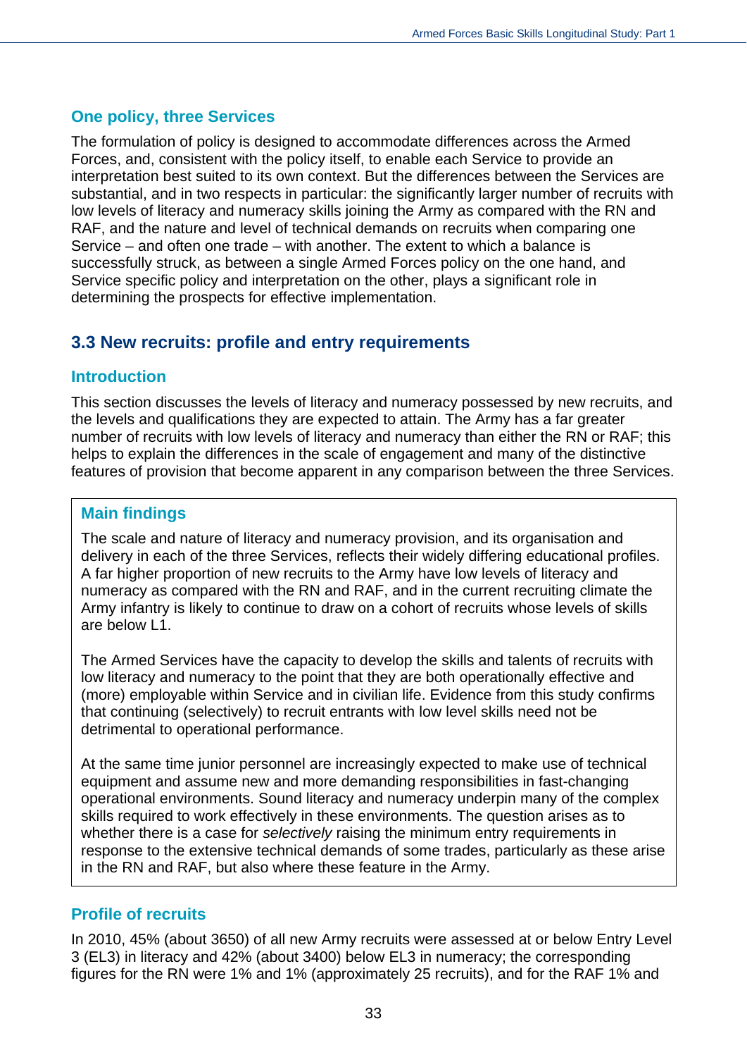### One policy, three Services

The formulation of policy is designed to accommodate differences across the Armed Forces, and, consistent with the policy itself, to enable each Service to provide an interpretation best suited to its own context. But the differences between the Services are substantial, and in two respects in particular: the significantly larger number of recruits with low levels of literacy and numeracy skills joining the Army as compared with the RN and RAF, and the nature and level of technical demands on recruits when comparing one Service – and often one trade – with another. The extent to which a balance is successfully struck, as between a single Armed Forces policy on the one hand, and Service specific policy and interpretation on the other, plays a significant role in determining the prospects for effective implementation.

## 3.3 New recruits: profile and entry requirements

### Introduction

This section discusses the levels of literacy and numeracy possessed by new recruits, and the levels and qualifications they are expected to attain. The Army has a far greater number of recruits with low levels of literacy and numeracy than either the RN or RAF; this helps to explain the differences in the scale of engagement and many of the distinctive features of provision that become apparent in any comparison between the three Services.

### Main findings

The scale and nature of literacy and numeracy provision, and its organisation and delivery in each of the three Services, reflects their widely differing educational profiles. A far higher proportion of new recruits to the Army have low levels of literacy and numeracy as compared with the RN and RAF, and in the current recruiting climate the Army infantry is likely to continue to draw on a cohort of recruits whose levels of skills are below L1.

The Armed Services have the capacity to develop the skills and talents of recruits with low literacy and numeracy to the point that they are both operationally effective and (more) employable within Service and in civilian life. Evidence from this study confirms that continuing (selectively) to recruit entrants with low level skills need not be detrimental to operational performance.

At the same time junior personnel are increasingly expected to make use of technical equipment and assume new and more demanding responsibilities in fast-changing operational environments. Sound literacy and numeracy underpin many of the complex skills required to work effectively in these environments. The question arises as to whether there is a case for *selectively* raising the minimum entry requirements in response to the extensive technical demands of some trades, particularly as these arise in the RN and RAF, but also where these feature in the Army.

### Profile of recruits

In 2010, 45% (about 3650) of all new Army recruits were assessed at or below Entry Level 3 (EL3) in literacy and 42% (about 3400) below EL3 in numeracy; the corresponding figures for the RN were 1% and 1% (approximately 25 recruits), and for the RAF 1% and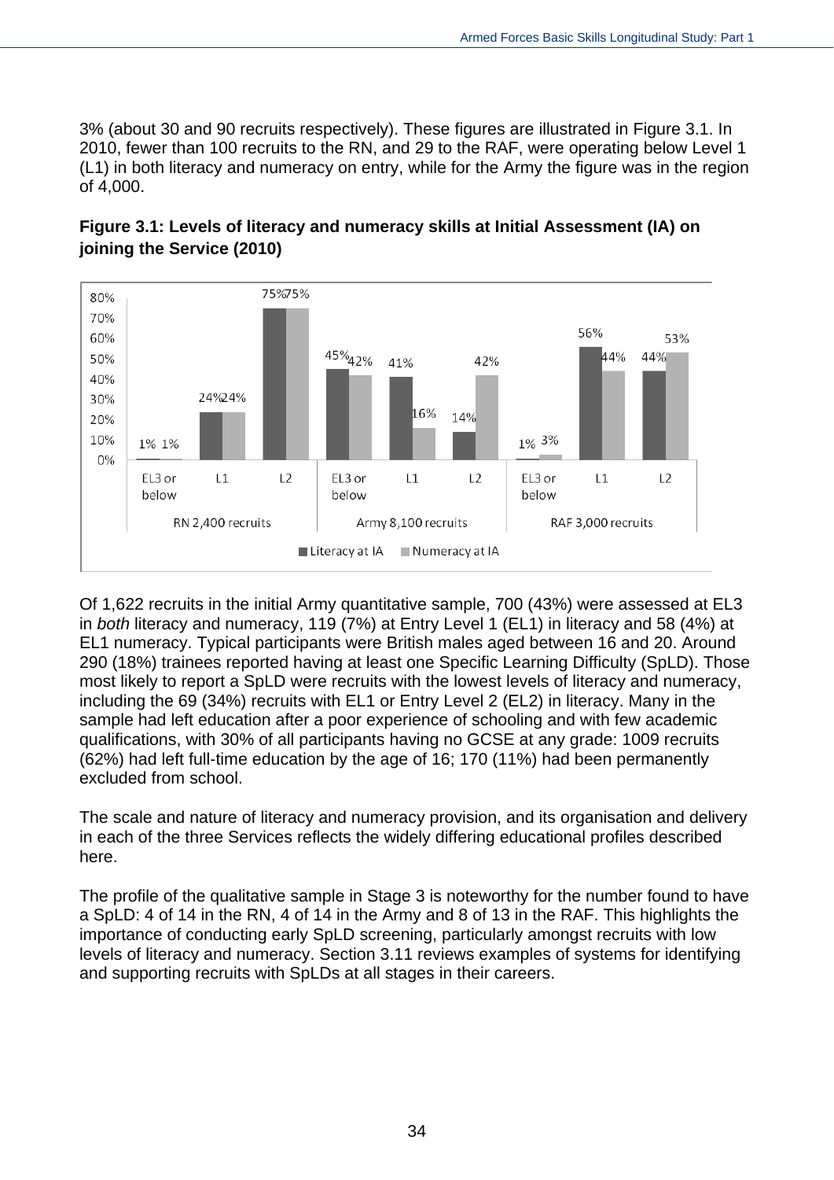3% (about 30 and 90 recruits respectively). These figures are illustrated in Figure 3.1. In 2010, fewer than 100 recruits to the RN, and 29 to the RAF, were operating below Level 1 (L1) in both literacy and numeracy on entry, while for the Army the figure was in the region of 4,000.

**Figure 3.1: Levels of literacy and numeracy skills at Initial Assessment (IA) on joining the Service (2010)**

| Service | Level | Literacy at IA | Numeracy at IA |
|---|---|---|---|
| RN 2,400 recruits | EL3 or below | 1% | 1% |
| | L1 | 24% | 24% |
| | L2 | 75% | 75% |
| Army 8,100 recruits | EL3 or below | 45% | 42% |
| | L1 | 41% | 16% |
| | L2 | 14% | 42% |
| RAF 3,000 recruits | EL3 or below | 1% | 3% |
| | L1 | 56% | 44% |
| | L2 | 44% | 53% |

Of 1,622 recruits in the initial Army quantitative sample, 700 (43%) were assessed at EL3 in *both* literacy and numeracy, 119 (7%) at Entry Level 1 (EL1) in literacy and 58 (4%) at EL1 numeracy. Typical participants were British males aged between 16 and 20. Around 290 (18%) trainees reported having at least one Specific Learning Difficulty (SpLD). Those most likely to report a SpLD were recruits with the lowest levels of literacy and numeracy, including the 69 (34%) recruits with EL1 or Entry Level 2 (EL2) in literacy. Many in the sample had left education after a poor experience of schooling and with few academic qualifications, with 30% of all participants having no GCSE at any grade: 1009 recruits (62%) had left full-time education by the age of 16; 170 (11%) had been permanently excluded from school.

The scale and nature of literacy and numeracy provision, and its organisation and delivery in each of the three Services reflects the widely differing educational profiles described here.

The profile of the qualitative sample in Stage 3 is noteworthy for the number found to have a SpLD: 4 of 14 in the RN, 4 of 14 in the Army and 8 of 13 in the RAF. This highlights the importance of conducting early SpLD screening, particularly amongst recruits with low levels of literacy and numeracy. Section 3.11 reviews examples of systems for identifying and supporting recruits with SpLDs at all stages in their careers.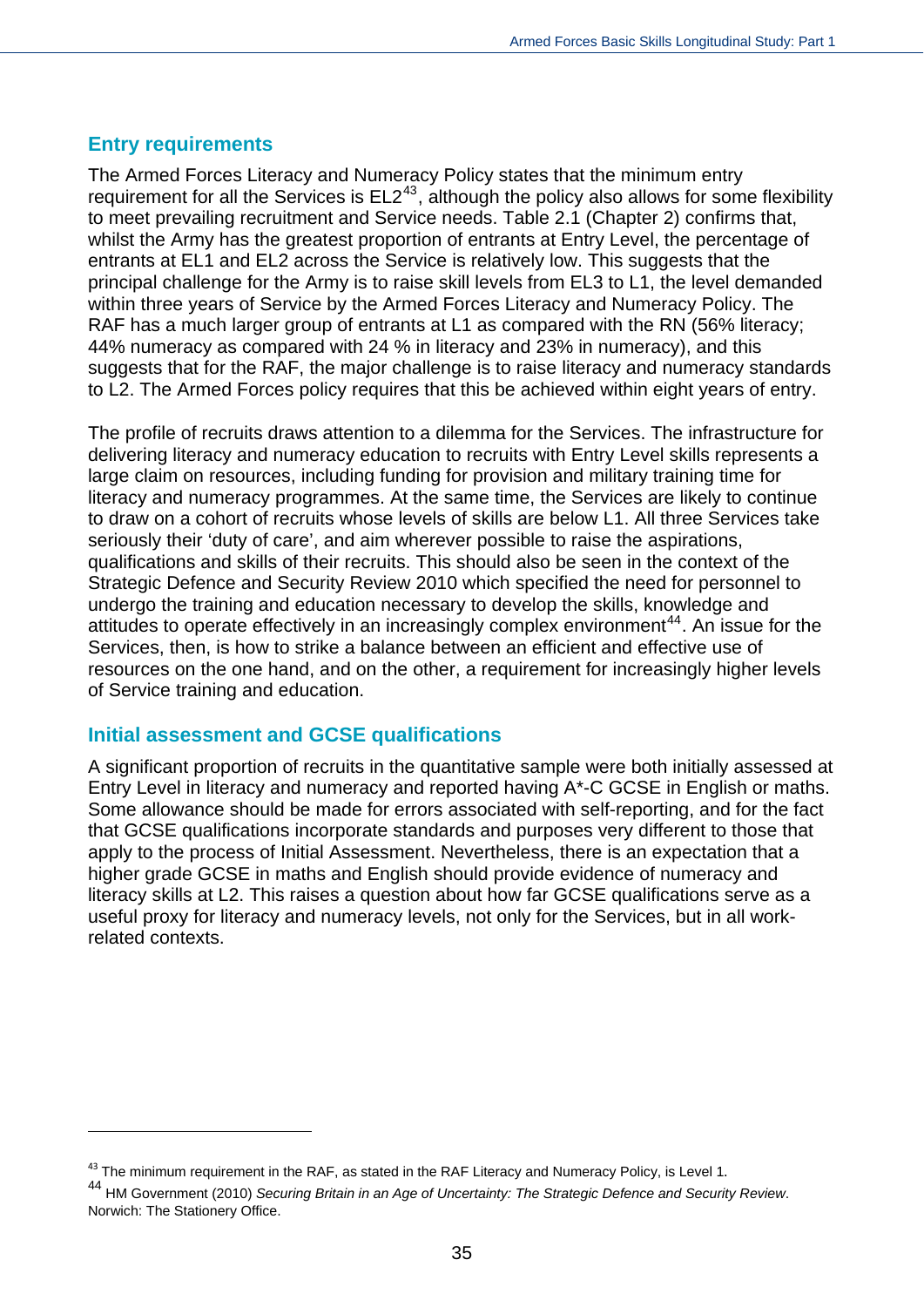## Entry requirements

The Armed Forces Literacy and Numeracy Policy states that the minimum entry requirement for all the Services is EL2[43], although the policy also allows for some flexibility to meet prevailing recruitment and Service needs. Table 2.1 (Chapter 2) confirms that, whilst the Army has the greatest proportion of entrants at Entry Level, the percentage of entrants at EL1 and EL2 across the Service is relatively low. This suggests that the principal challenge for the Army is to raise skill levels from EL3 to L1, the level demanded within three years of Service by the Armed Forces Literacy and Numeracy Policy. The RAF has a much larger group of entrants at L1 as compared with the RN (56% literacy; 44% numeracy as compared with 24 % in literacy and 23% in numeracy), and this suggests that for the RAF, the major challenge is to raise literacy and numeracy standards to L2. The Armed Forces policy requires that this be achieved within eight years of entry.

The profile of recruits draws attention to a dilemma for the Services. The infrastructure for delivering literacy and numeracy education to recruits with Entry Level skills represents a large claim on resources, including funding for provision and military training time for literacy and numeracy programmes. At the same time, the Services are likely to continue to draw on a cohort of recruits whose levels of skills are below L1. All three Services take seriously their 'duty of care', and aim wherever possible to raise the aspirations, qualifications and skills of their recruits. This should also be seen in the context of the Strategic Defence and Security Review 2010 which specified the need for personnel to undergo the training and education necessary to develop the skills, knowledge and attitudes to operate effectively in an increasingly complex environment[44]. An issue for the Services, then, is how to strike a balance between an efficient and effective use of resources on the one hand, and on the other, a requirement for increasingly higher levels of Service training and education.

## Initial assessment and GCSE qualifications

A significant proportion of recruits in the quantitative sample were both initially assessed at Entry Level in literacy and numeracy and reported having A*-C GCSE in English or maths. Some allowance should be made for errors associated with self-reporting, and for the fact that GCSE qualifications incorporate standards and purposes very different to those that apply to the process of Initial Assessment. Nevertheless, there is an expectation that a higher grade GCSE in maths and English should provide evidence of numeracy and literacy skills at L2. This raises a question about how far GCSE qualifications serve as a useful proxy for literacy and numeracy levels, not only for the Services, but in all work-related contexts.

---

[43] The minimum requirement in the RAF, as stated in the RAF Literacy and Numeracy Policy, is Level 1.

[44] HM Government (2010) *Securing Britain in an Age of Uncertainty: The Strategic Defence and Security Review*. Norwich: The Stationery Office.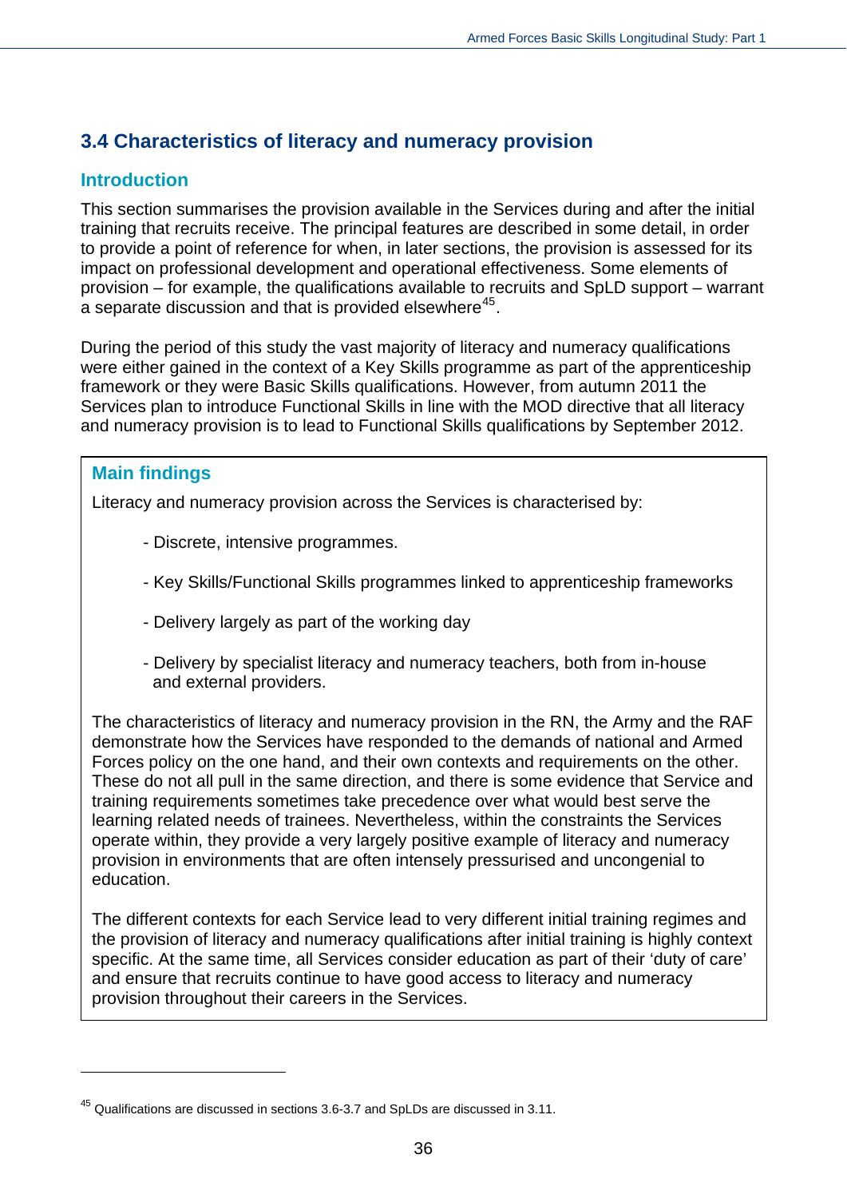## 3.4 Characteristics of literacy and numeracy provision

### Introduction

This section summarises the provision available in the Services during and after the initial training that recruits receive. The principal features are described in some detail, in order to provide a point of reference for when, in later sections, the provision is assessed for its impact on professional development and operational effectiveness. Some elements of provision – for example, the qualifications available to recruits and SpLD support – warrant a separate discussion and that is provided elsewhere[45].

During the period of this study the vast majority of literacy and numeracy qualifications were either gained in the context of a Key Skills programme as part of the apprenticeship framework or they were Basic Skills qualifications. However, from autumn 2011 the Services plan to introduce Functional Skills in line with the MOD directive that all literacy and numeracy provision is to lead to Functional Skills qualifications by September 2012.

### Main findings

Literacy and numeracy provision across the Services is characterised by:

- Discrete, intensive programmes.
- Key Skills/Functional Skills programmes linked to apprenticeship frameworks
- Delivery largely as part of the working day
- Delivery by specialist literacy and numeracy teachers, both from in-house and external providers.

The characteristics of literacy and numeracy provision in the RN, the Army and the RAF demonstrate how the Services have responded to the demands of national and Armed Forces policy on the one hand, and their own contexts and requirements on the other. These do not all pull in the same direction, and there is some evidence that Service and training requirements sometimes take precedence over what would best serve the learning related needs of trainees. Nevertheless, within the constraints the Services operate within, they provide a very largely positive example of literacy and numeracy provision in environments that are often intensely pressurised and uncongenial to education.

The different contexts for each Service lead to very different initial training regimes and the provision of literacy and numeracy qualifications after initial training is highly context specific. At the same time, all Services consider education as part of their 'duty of care' and ensure that recruits continue to have good access to literacy and numeracy provision throughout their careers in the Services.

---

[45] Qualifications are discussed in sections 3.6-3.7 and SpLDs are discussed in 3.11.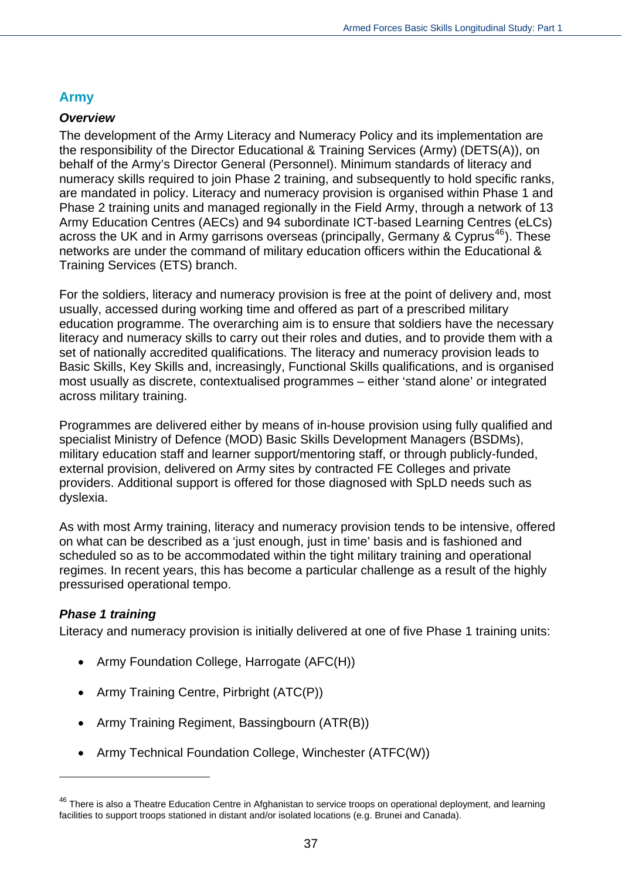## Army

### *Overview*

The development of the Army Literacy and Numeracy Policy and its implementation are the responsibility of the Director Educational & Training Services (Army) (DETS(A)), on behalf of the Army's Director General (Personnel). Minimum standards of literacy and numeracy skills required to join Phase 2 training, and subsequently to hold specific ranks, are mandated in policy. Literacy and numeracy provision is organised within Phase 1 and Phase 2 training units and managed regionally in the Field Army, through a network of 13 Army Education Centres (AECs) and 94 subordinate ICT-based Learning Centres (eLCs) across the UK and in Army garrisons overseas (principally, Germany & Cyprus[46]). These networks are under the command of military education officers within the Educational & Training Services (ETS) branch.

For the soldiers, literacy and numeracy provision is free at the point of delivery and, most usually, accessed during working time and offered as part of a prescribed military education programme. The overarching aim is to ensure that soldiers have the necessary literacy and numeracy skills to carry out their roles and duties, and to provide them with a set of nationally accredited qualifications. The literacy and numeracy provision leads to Basic Skills, Key Skills and, increasingly, Functional Skills qualifications, and is organised most usually as discrete, contextualised programmes – either 'stand alone' or integrated across military training.

Programmes are delivered either by means of in-house provision using fully qualified and specialist Ministry of Defence (MOD) Basic Skills Development Managers (BSDMs), military education staff and learner support/mentoring staff, or through publicly-funded, external provision, delivered on Army sites by contracted FE Colleges and private providers. Additional support is offered for those diagnosed with SpLD needs such as dyslexia.

As with most Army training, literacy and numeracy provision tends to be intensive, offered on what can be described as a 'just enough, just in time' basis and is fashioned and scheduled so as to be accommodated within the tight military training and operational regimes. In recent years, this has become a particular challenge as a result of the highly pressurised operational tempo.

### *Phase 1 training*

Literacy and numeracy provision is initially delivered at one of five Phase 1 training units:

- Army Foundation College, Harrogate (AFC(H))
- Army Training Centre, Pirbright (ATC(P))
- Army Training Regiment, Bassingbourn (ATR(B))
- Army Technical Foundation College, Winchester (ATFC(W))

---

[46] There is also a Theatre Education Centre in Afghanistan to service troops on operational deployment, and learning facilities to support troops stationed in distant and/or isolated locations (e.g. Brunei and Canada).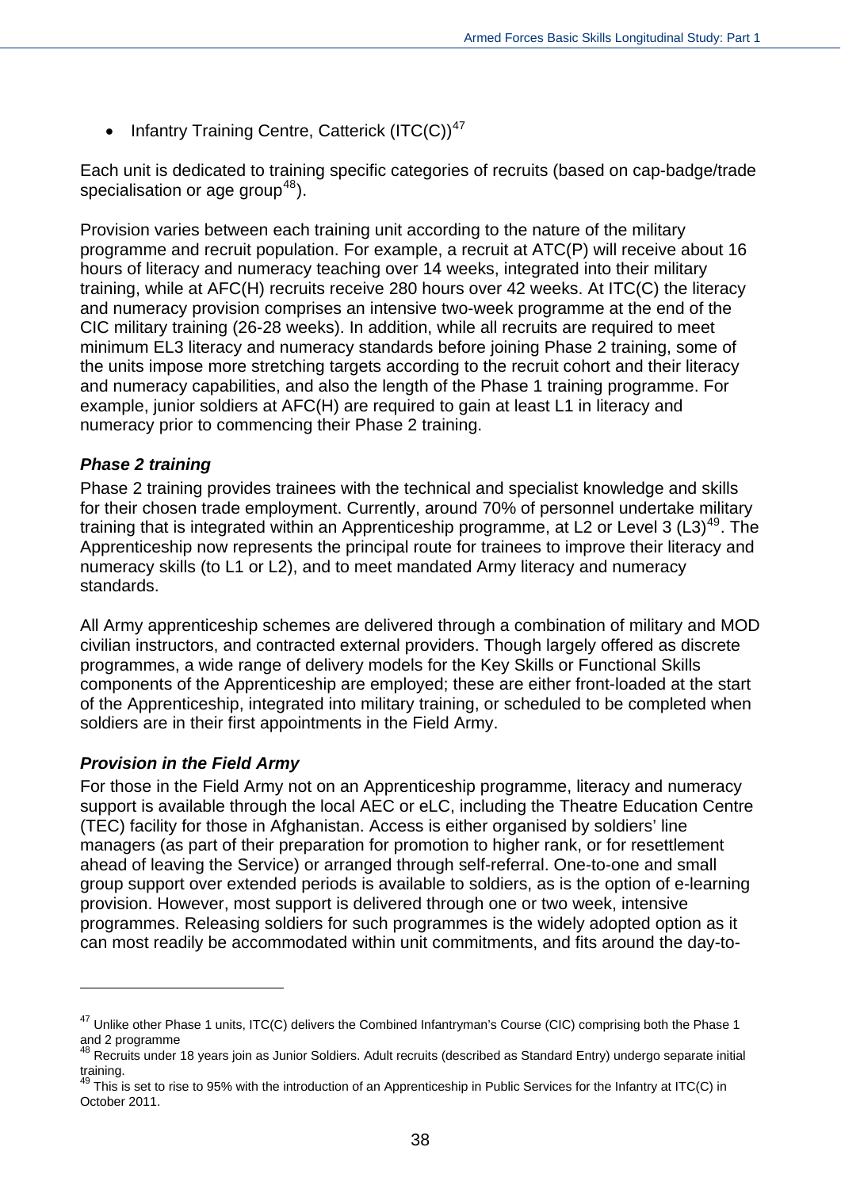- Infantry Training Centre, Catterick (ITC(C))[47]

Each unit is dedicated to training specific categories of recruits (based on cap-badge/trade specialisation or age group[48]).

Provision varies between each training unit according to the nature of the military programme and recruit population. For example, a recruit at ATC(P) will receive about 16 hours of literacy and numeracy teaching over 14 weeks, integrated into their military training, while at AFC(H) recruits receive 280 hours over 42 weeks. At ITC(C) the literacy and numeracy provision comprises an intensive two-week programme at the end of the CIC military training (26-28 weeks). In addition, while all recruits are required to meet minimum EL3 literacy and numeracy standards before joining Phase 2 training, some of the units impose more stretching targets according to the recruit cohort and their literacy and numeracy capabilities, and also the length of the Phase 1 training programme. For example, junior soldiers at AFC(H) are required to gain at least L1 in literacy and numeracy prior to commencing their Phase 2 training.

### *Phase 2 training*

Phase 2 training provides trainees with the technical and specialist knowledge and skills for their chosen trade employment. Currently, around 70% of personnel undertake military training that is integrated within an Apprenticeship programme, at L2 or Level 3 (L3)[49]. The Apprenticeship now represents the principal route for trainees to improve their literacy and numeracy skills (to L1 or L2), and to meet mandated Army literacy and numeracy standards.

All Army apprenticeship schemes are delivered through a combination of military and MOD civilian instructors, and contracted external providers. Though largely offered as discrete programmes, a wide range of delivery models for the Key Skills or Functional Skills components of the Apprenticeship are employed; these are either front-loaded at the start of the Apprenticeship, integrated into military training, or scheduled to be completed when soldiers are in their first appointments in the Field Army.

### *Provision in the Field Army*

For those in the Field Army not on an Apprenticeship programme, literacy and numeracy support is available through the local AEC or eLC, including the Theatre Education Centre (TEC) facility for those in Afghanistan. Access is either organised by soldiers' line managers (as part of their preparation for promotion to higher rank, or for resettlement ahead of leaving the Service) or arranged through self-referral. One-to-one and small group support over extended periods is available to soldiers, as is the option of e-learning provision. However, most support is delivered through one or two week, intensive programmes. Releasing soldiers for such programmes is the widely adopted option as it can most readily be accommodated within unit commitments, and fits around the day-to-

---

[47] Unlike other Phase 1 units, ITC(C) delivers the Combined Infantryman's Course (CIC) comprising both the Phase 1 and 2 programme

[48] Recruits under 18 years join as Junior Soldiers. Adult recruits (described as Standard Entry) undergo separate initial training.

[49] This is set to rise to 95% with the introduction of an Apprenticeship in Public Services for the Infantry at ITC(C) in October 2011.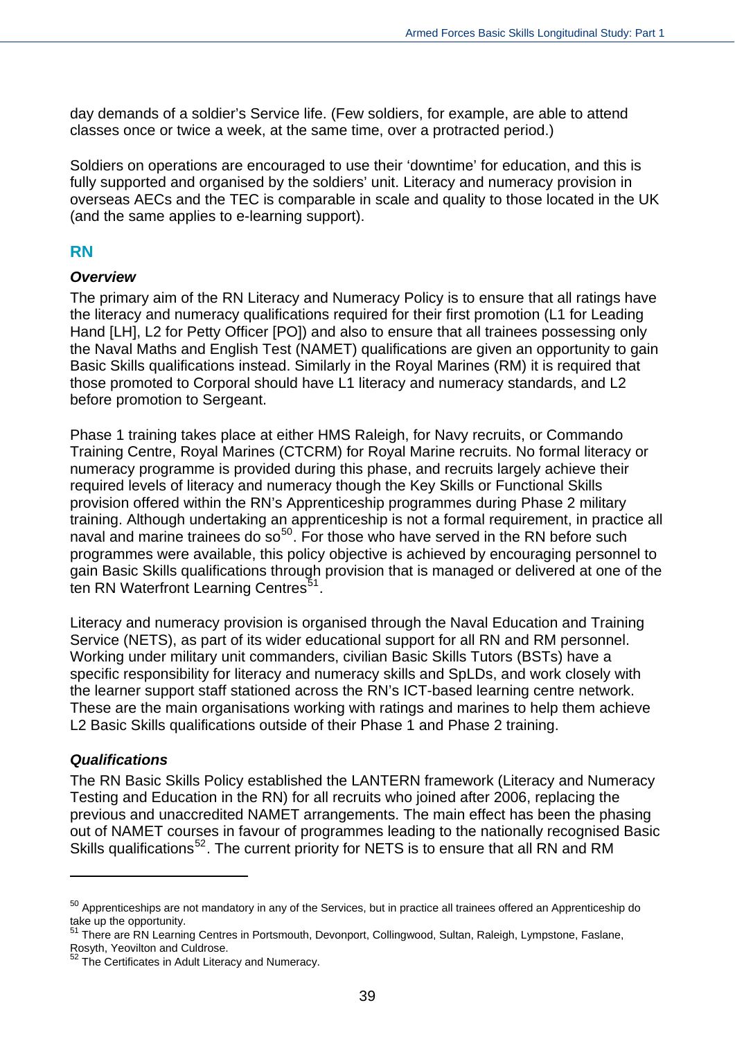day demands of a soldier's Service life. (Few soldiers, for example, are able to attend classes once or twice a week, at the same time, over a protracted period.)

Soldiers on operations are encouraged to use their 'downtime' for education, and this is fully supported and organised by the soldiers' unit. Literacy and numeracy provision in overseas AECs and the TEC is comparable in scale and quality to those located in the UK (and the same applies to e-learning support).

## RN

### *Overview*

The primary aim of the RN Literacy and Numeracy Policy is to ensure that all ratings have the literacy and numeracy qualifications required for their first promotion (L1 for Leading Hand [LH], L2 for Petty Officer [PO]) and also to ensure that all trainees possessing only the Naval Maths and English Test (NAMET) qualifications are given an opportunity to gain Basic Skills qualifications instead. Similarly in the Royal Marines (RM) it is required that those promoted to Corporal should have L1 literacy and numeracy standards, and L2 before promotion to Sergeant.

Phase 1 training takes place at either HMS Raleigh, for Navy recruits, or Commando Training Centre, Royal Marines (CTCRM) for Royal Marine recruits. No formal literacy or numeracy programme is provided during this phase, and recruits largely achieve their required levels of literacy and numeracy though the Key Skills or Functional Skills provision offered within the RN's Apprenticeship programmes during Phase 2 military training. Although undertaking an apprenticeship is not a formal requirement, in practice all naval and marine trainees do so[50]. For those who have served in the RN before such programmes were available, this policy objective is achieved by encouraging personnel to gain Basic Skills qualifications through provision that is managed or delivered at one of the ten RN Waterfront Learning Centres[51].

Literacy and numeracy provision is organised through the Naval Education and Training Service (NETS), as part of its wider educational support for all RN and RM personnel. Working under military unit commanders, civilian Basic Skills Tutors (BSTs) have a specific responsibility for literacy and numeracy skills and SpLDs, and work closely with the learner support staff stationed across the RN's ICT-based learning centre network. These are the main organisations working with ratings and marines to help them achieve L2 Basic Skills qualifications outside of their Phase 1 and Phase 2 training.

### *Qualifications*

The RN Basic Skills Policy established the LANTERN framework (Literacy and Numeracy Testing and Education in the RN) for all recruits who joined after 2006, replacing the previous and unaccredited NAMET arrangements. The main effect has been the phasing out of NAMET courses in favour of programmes leading to the nationally recognised Basic Skills qualifications[52]. The current priority for NETS is to ensure that all RN and RM

---

[50] Apprenticeships are not mandatory in any of the Services, but in practice all trainees offered an Apprenticeship do take up the opportunity.

[51] There are RN Learning Centres in Portsmouth, Devonport, Collingwood, Sultan, Raleigh, Lympstone, Faslane, Rosyth, Yeovilton and Culdrose.

[52] The Certificates in Adult Literacy and Numeracy.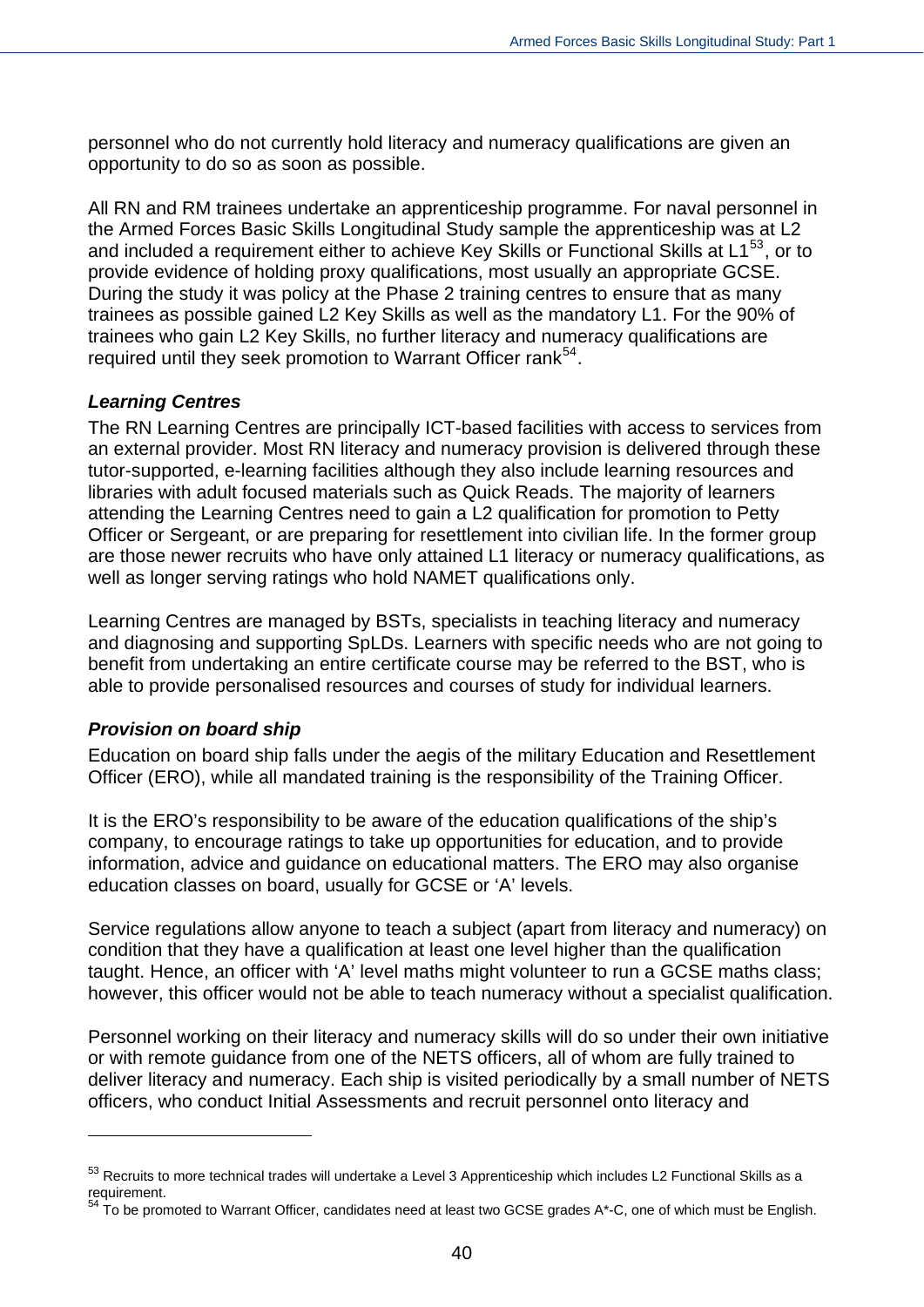personnel who do not currently hold literacy and numeracy qualifications are given an opportunity to do so as soon as possible.

All RN and RM trainees undertake an apprenticeship programme. For naval personnel in the Armed Forces Basic Skills Longitudinal Study sample the apprenticeship was at L2 and included a requirement either to achieve Key Skills or Functional Skills at L1[53], or to provide evidence of holding proxy qualifications, most usually an appropriate GCSE. During the study it was policy at the Phase 2 training centres to ensure that as many trainees as possible gained L2 Key Skills as well as the mandatory L1. For the 90% of trainees who gain L2 Key Skills, no further literacy and numeracy qualifications are required until they seek promotion to Warrant Officer rank[54].

### *Learning Centres*

The RN Learning Centres are principally ICT-based facilities with access to services from an external provider. Most RN literacy and numeracy provision is delivered through these tutor-supported, e-learning facilities although they also include learning resources and libraries with adult focused materials such as Quick Reads. The majority of learners attending the Learning Centres need to gain a L2 qualification for promotion to Petty Officer or Sergeant, or are preparing for resettlement into civilian life. In the former group are those newer recruits who have only attained L1 literacy or numeracy qualifications, as well as longer serving ratings who hold NAMET qualifications only.

Learning Centres are managed by BSTs, specialists in teaching literacy and numeracy and diagnosing and supporting SpLDs. Learners with specific needs who are not going to benefit from undertaking an entire certificate course may be referred to the BST, who is able to provide personalised resources and courses of study for individual learners.

### *Provision on board ship*

Education on board ship falls under the aegis of the military Education and Resettlement Officer (ERO), while all mandated training is the responsibility of the Training Officer.

It is the ERO's responsibility to be aware of the education qualifications of the ship's company, to encourage ratings to take up opportunities for education, and to provide information, advice and guidance on educational matters. The ERO may also organise education classes on board, usually for GCSE or 'A' levels.

Service regulations allow anyone to teach a subject (apart from literacy and numeracy) on condition that they have a qualification at least one level higher than the qualification taught. Hence, an officer with 'A' level maths might volunteer to run a GCSE maths class; however, this officer would not be able to teach numeracy without a specialist qualification.

Personnel working on their literacy and numeracy skills will do so under their own initiative or with remote guidance from one of the NETS officers, all of whom are fully trained to deliver literacy and numeracy. Each ship is visited periodically by a small number of NETS officers, who conduct Initial Assessments and recruit personnel onto literacy and

---

[53] Recruits to more technical trades will undertake a Level 3 Apprenticeship which includes L2 Functional Skills as a requirement.

[54] To be promoted to Warrant Officer, candidates need at least two GCSE grades A*-C, one of which must be English.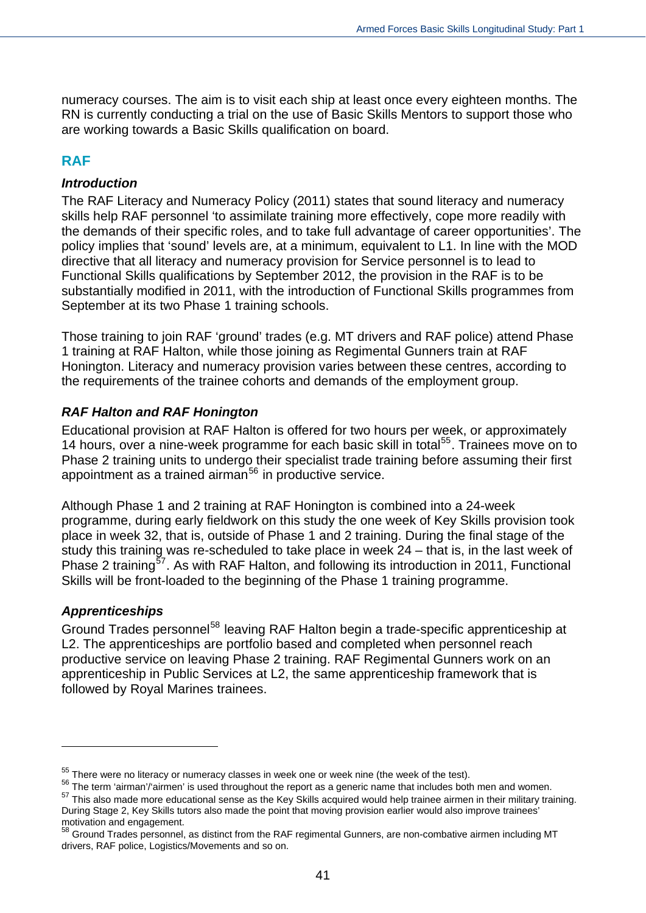numeracy courses. The aim is to visit each ship at least once every eighteen months. The RN is currently conducting a trial on the use of Basic Skills Mentors to support those who are working towards a Basic Skills qualification on board.

## RAF

### *Introduction*

The RAF Literacy and Numeracy Policy (2011) states that sound literacy and numeracy skills help RAF personnel 'to assimilate training more effectively, cope more readily with the demands of their specific roles, and to take full advantage of career opportunities'. The policy implies that 'sound' levels are, at a minimum, equivalent to L1. In line with the MOD directive that all literacy and numeracy provision for Service personnel is to lead to Functional Skills qualifications by September 2012, the provision in the RAF is to be substantially modified in 2011, with the introduction of Functional Skills programmes from September at its two Phase 1 training schools.

Those training to join RAF 'ground' trades (e.g. MT drivers and RAF police) attend Phase 1 training at RAF Halton, while those joining as Regimental Gunners train at RAF Honington. Literacy and numeracy provision varies between these centres, according to the requirements of the trainee cohorts and demands of the employment group.

### *RAF Halton and RAF Honington*

Educational provision at RAF Halton is offered for two hours per week, or approximately 14 hours, over a nine-week programme for each basic skill in total[55]. Trainees move on to Phase 2 training units to undergo their specialist trade training before assuming their first appointment as a trained airman[56] in productive service.

Although Phase 1 and 2 training at RAF Honington is combined into a 24-week programme, during early fieldwork on this study the one week of Key Skills provision took place in week 32, that is, outside of Phase 1 and 2 training. During the final stage of the study this training was re-scheduled to take place in week 24 – that is, in the last week of Phase 2 training[57]. As with RAF Halton, and following its introduction in 2011, Functional Skills will be front-loaded to the beginning of the Phase 1 training programme.

### *Apprenticeships*

Ground Trades personnel[58] leaving RAF Halton begin a trade-specific apprenticeship at L2. The apprenticeships are portfolio based and completed when personnel reach productive service on leaving Phase 2 training. RAF Regimental Gunners work on an apprenticeship in Public Services at L2, the same apprenticeship framework that is followed by Royal Marines trainees.

---

[55] There were no literacy or numeracy classes in week one or week nine (the week of the test).

[56] The term 'airman'/'airmen' is used throughout the report as a generic name that includes both men and women.

[57] This also made more educational sense as the Key Skills acquired would help trainee airmen in their military training. During Stage 2, Key Skills tutors also made the point that moving provision earlier would also improve trainees' motivation and engagement.

[58] Ground Trades personnel, as distinct from the RAF regimental Gunners, are non-combative airmen including MT drivers, RAF police, Logistics/Movements and so on.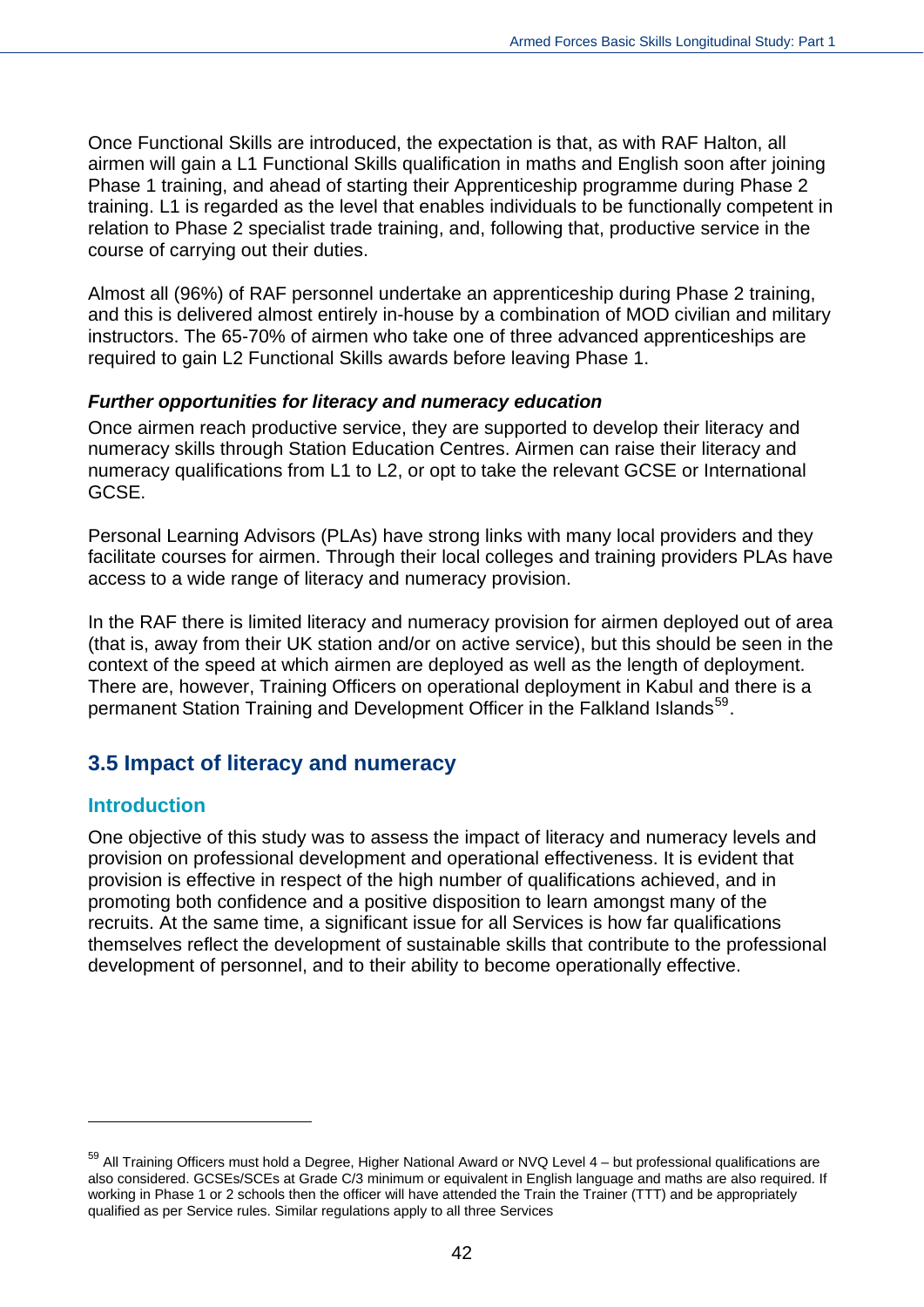Once Functional Skills are introduced, the expectation is that, as with RAF Halton, all airmen will gain a L1 Functional Skills qualification in maths and English soon after joining Phase 1 training, and ahead of starting their Apprenticeship programme during Phase 2 training. L1 is regarded as the level that enables individuals to be functionally competent in relation to Phase 2 specialist trade training, and, following that, productive service in the course of carrying out their duties.

Almost all (96%) of RAF personnel undertake an apprenticeship during Phase 2 training, and this is delivered almost entirely in-house by a combination of MOD civilian and military instructors. The 65-70% of airmen who take one of three advanced apprenticeships are required to gain L2 Functional Skills awards before leaving Phase 1.

#### ***Further opportunities for literacy and numeracy education***

Once airmen reach productive service, they are supported to develop their literacy and numeracy skills through Station Education Centres. Airmen can raise their literacy and numeracy qualifications from L1 to L2, or opt to take the relevant GCSE or International GCSE.

Personal Learning Advisors (PLAs) have strong links with many local providers and they facilitate courses for airmen. Through their local colleges and training providers PLAs have access to a wide range of literacy and numeracy provision.

In the RAF there is limited literacy and numeracy provision for airmen deployed out of area (that is, away from their UK station and/or on active service), but this should be seen in the context of the speed at which airmen are deployed as well as the length of deployment. There are, however, Training Officers on operational deployment in Kabul and there is a permanent Station Training and Development Officer in the Falkland Islands[59].

## 3.5 Impact of literacy and numeracy

### Introduction

One objective of this study was to assess the impact of literacy and numeracy levels and provision on professional development and operational effectiveness. It is evident that provision is effective in respect of the high number of qualifications achieved, and in promoting both confidence and a positive disposition to learn amongst many of the recruits. At the same time, a significant issue for all Services is how far qualifications themselves reflect the development of sustainable skills that contribute to the professional development of personnel, and to their ability to become operationally effective.

---

[59] All Training Officers must hold a Degree, Higher National Award or NVQ Level 4 – but professional qualifications are also considered. GCSEs/SCEs at Grade C/3 minimum or equivalent in English language and maths are also required. If working in Phase 1 or 2 schools then the officer will have attended the Train the Trainer (TTT) and be appropriately qualified as per Service rules. Similar regulations apply to all three Services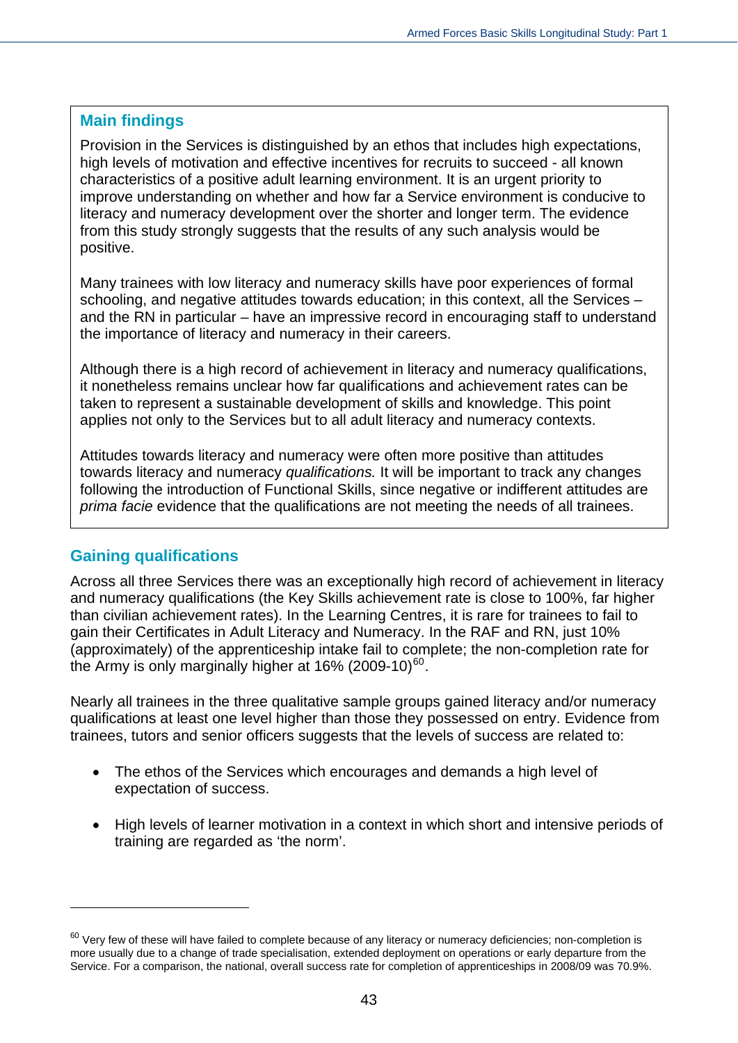## Main findings

Provision in the Services is distinguished by an ethos that includes high expectations, high levels of motivation and effective incentives for recruits to succeed - all known characteristics of a positive adult learning environment. It is an urgent priority to improve understanding on whether and how far a Service environment is conducive to literacy and numeracy development over the shorter and longer term. The evidence from this study strongly suggests that the results of any such analysis would be positive.

Many trainees with low literacy and numeracy skills have poor experiences of formal schooling, and negative attitudes towards education; in this context, all the Services – and the RN in particular – have an impressive record in encouraging staff to understand the importance of literacy and numeracy in their careers.

Although there is a high record of achievement in literacy and numeracy qualifications, it nonetheless remains unclear how far qualifications and achievement rates can be taken to represent a sustainable development of skills and knowledge. This point applies not only to the Services but to all adult literacy and numeracy contexts.

Attitudes towards literacy and numeracy were often more positive than attitudes towards literacy and numeracy *qualifications.* It will be important to track any changes following the introduction of Functional Skills, since negative or indifferent attitudes are *prima facie* evidence that the qualifications are not meeting the needs of all trainees.

## Gaining qualifications

Across all three Services there was an exceptionally high record of achievement in literacy and numeracy qualifications (the Key Skills achievement rate is close to 100%, far higher than civilian achievement rates). In the Learning Centres, it is rare for trainees to fail to gain their Certificates in Adult Literacy and Numeracy. In the RAF and RN, just 10% (approximately) of the apprenticeship intake fail to complete; the non-completion rate for the Army is only marginally higher at 16% (2009-10)[60].

Nearly all trainees in the three qualitative sample groups gained literacy and/or numeracy qualifications at least one level higher than those they possessed on entry. Evidence from trainees, tutors and senior officers suggests that the levels of success are related to:

- The ethos of the Services which encourages and demands a high level of expectation of success.
- High levels of learner motivation in a context in which short and intensive periods of training are regarded as 'the norm'.

---

[60] Very few of these will have failed to complete because of any literacy or numeracy deficiencies; non-completion is more usually due to a change of trade specialisation, extended deployment on operations or early departure from the Service. For a comparison, the national, overall success rate for completion of apprenticeships in 2008/09 was 70.9%.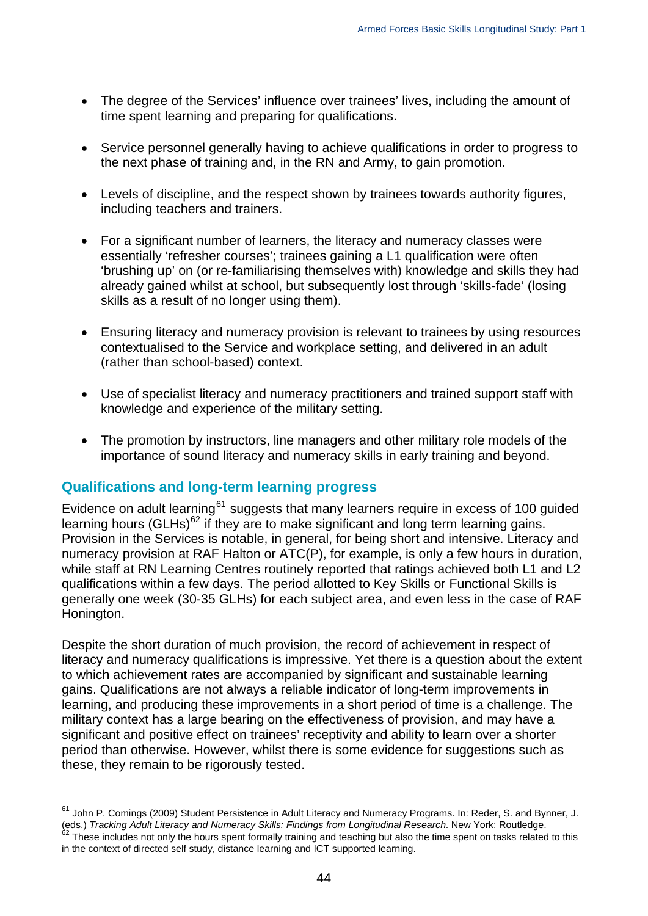- The degree of the Services' influence over trainees' lives, including the amount of time spent learning and preparing for qualifications.

- Service personnel generally having to achieve qualifications in order to progress to the next phase of training and, in the RN and Army, to gain promotion.

- Levels of discipline, and the respect shown by trainees towards authority figures, including teachers and trainers.

- For a significant number of learners, the literacy and numeracy classes were essentially 'refresher courses'; trainees gaining a L1 qualification were often 'brushing up' on (or re-familiarising themselves with) knowledge and skills they had already gained whilst at school, but subsequently lost through 'skills-fade' (losing skills as a result of no longer using them).

- Ensuring literacy and numeracy provision is relevant to trainees by using resources contextualised to the Service and workplace setting, and delivered in an adult (rather than school-based) context.

- Use of specialist literacy and numeracy practitioners and trained support staff with knowledge and experience of the military setting.

- The promotion by instructors, line managers and other military role models of the importance of sound literacy and numeracy skills in early training and beyond.

## Qualifications and long-term learning progress

Evidence on adult learning[61] suggests that many learners require in excess of 100 guided learning hours (GLHs)[62] if they are to make significant and long term learning gains. Provision in the Services is notable, in general, for being short and intensive. Literacy and numeracy provision at RAF Halton or ATC(P), for example, is only a few hours in duration, while staff at RN Learning Centres routinely reported that ratings achieved both L1 and L2 qualifications within a few days. The period allotted to Key Skills or Functional Skills is generally one week (30-35 GLHs) for each subject area, and even less in the case of RAF Honington.

Despite the short duration of much provision, the record of achievement in respect of literacy and numeracy qualifications is impressive. Yet there is a question about the extent to which achievement rates are accompanied by significant and sustainable learning gains. Qualifications are not always a reliable indicator of long-term improvements in learning, and producing these improvements in a short period of time is a challenge. The military context has a large bearing on the effectiveness of provision, and may have a significant and positive effect on trainees' receptivity and ability to learn over a shorter period than otherwise. However, whilst there is some evidence for suggestions such as these, they remain to be rigorously tested.

---

[61] John P. Comings (2009) Student Persistence in Adult Literacy and Numeracy Programs. In: Reder, S. and Bynner, J. (eds.) *Tracking Adult Literacy and Numeracy Skills: Findings from Longitudinal Research*. New York: Routledge.

[62] These includes not only the hours spent formally training and teaching but also the time spent on tasks related to this in the context of directed self study, distance learning and ICT supported learning.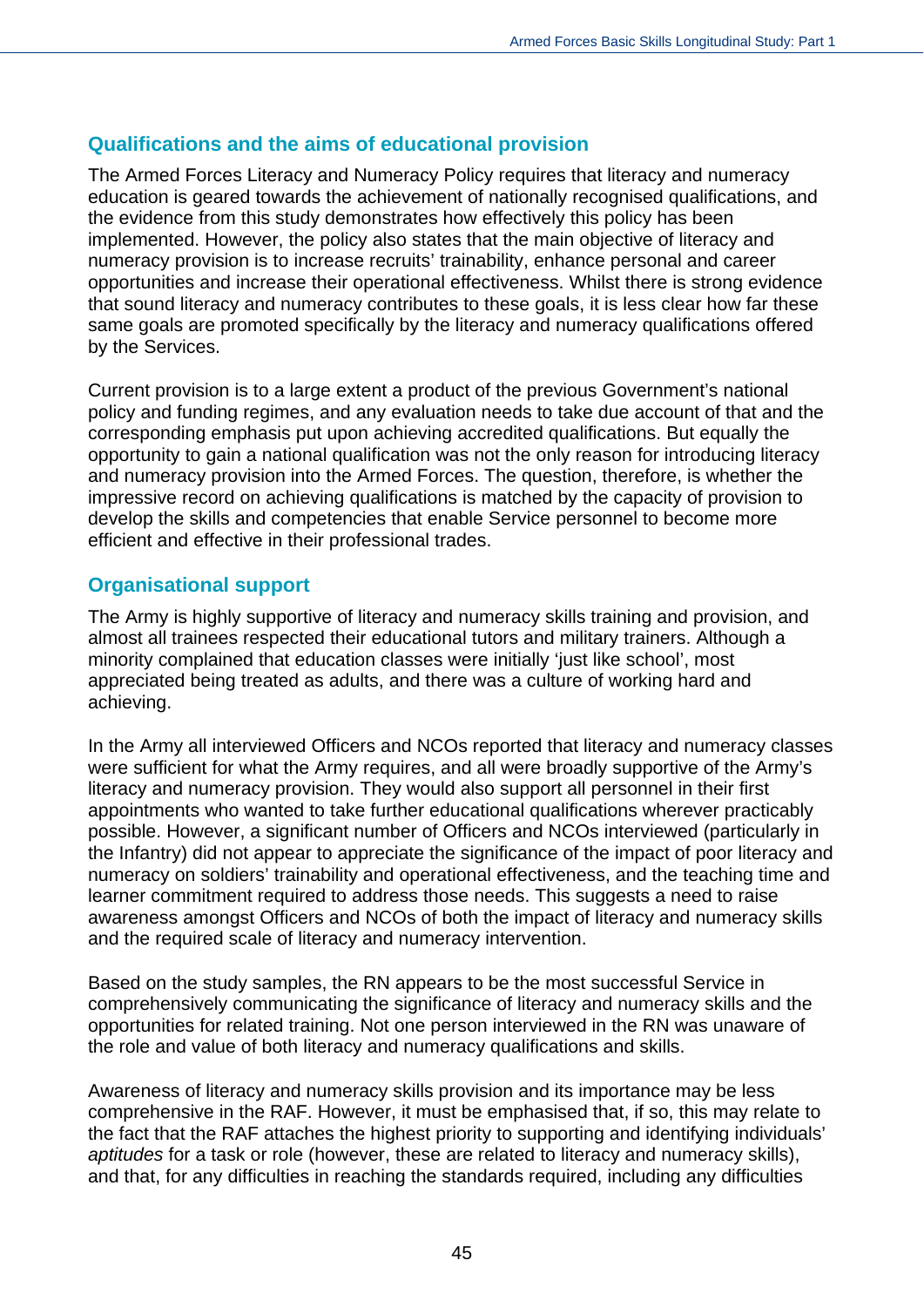## Qualifications and the aims of educational provision

The Armed Forces Literacy and Numeracy Policy requires that literacy and numeracy education is geared towards the achievement of nationally recognised qualifications, and the evidence from this study demonstrates how effectively this policy has been implemented. However, the policy also states that the main objective of literacy and numeracy provision is to increase recruits' trainability, enhance personal and career opportunities and increase their operational effectiveness. Whilst there is strong evidence that sound literacy and numeracy contributes to these goals, it is less clear how far these same goals are promoted specifically by the literacy and numeracy qualifications offered by the Services.

Current provision is to a large extent a product of the previous Government's national policy and funding regimes, and any evaluation needs to take due account of that and the corresponding emphasis put upon achieving accredited qualifications. But equally the opportunity to gain a national qualification was not the only reason for introducing literacy and numeracy provision into the Armed Forces. The question, therefore, is whether the impressive record on achieving qualifications is matched by the capacity of provision to develop the skills and competencies that enable Service personnel to become more efficient and effective in their professional trades.

## Organisational support

The Army is highly supportive of literacy and numeracy skills training and provision, and almost all trainees respected their educational tutors and military trainers. Although a minority complained that education classes were initially 'just like school', most appreciated being treated as adults, and there was a culture of working hard and achieving.

In the Army all interviewed Officers and NCOs reported that literacy and numeracy classes were sufficient for what the Army requires, and all were broadly supportive of the Army's literacy and numeracy provision. They would also support all personnel in their first appointments who wanted to take further educational qualifications wherever practicably possible. However, a significant number of Officers and NCOs interviewed (particularly in the Infantry) did not appear to appreciate the significance of the impact of poor literacy and numeracy on soldiers' trainability and operational effectiveness, and the teaching time and learner commitment required to address those needs. This suggests a need to raise awareness amongst Officers and NCOs of both the impact of literacy and numeracy skills and the required scale of literacy and numeracy intervention.

Based on the study samples, the RN appears to be the most successful Service in comprehensively communicating the significance of literacy and numeracy skills and the opportunities for related training. Not one person interviewed in the RN was unaware of the role and value of both literacy and numeracy qualifications and skills.

Awareness of literacy and numeracy skills provision and its importance may be less comprehensive in the RAF. However, it must be emphasised that, if so, this may relate to the fact that the RAF attaches the highest priority to supporting and identifying individuals' *aptitudes* for a task or role (however, these are related to literacy and numeracy skills), and that, for any difficulties in reaching the standards required, including any difficulties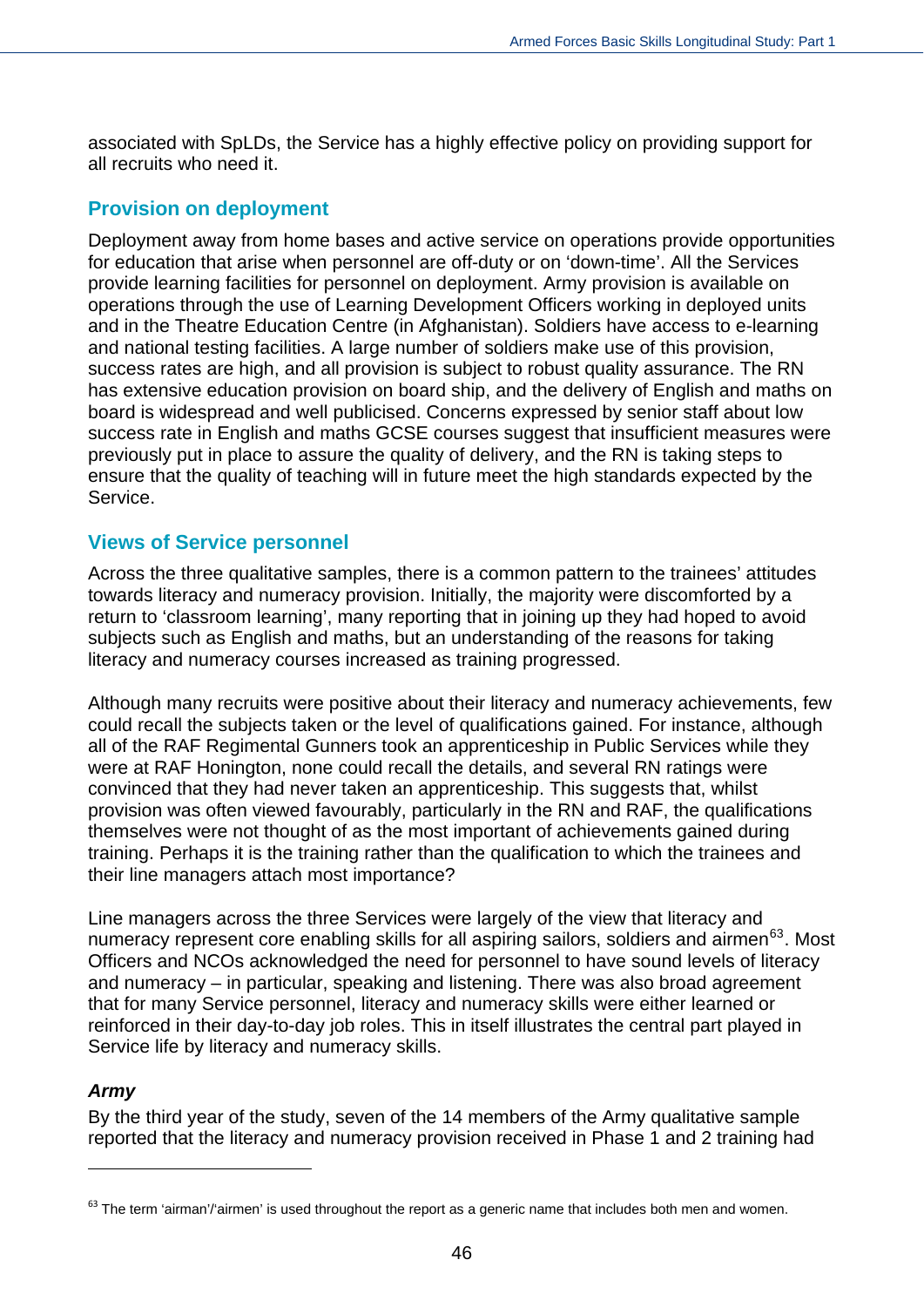associated with SpLDs, the Service has a highly effective policy on providing support for all recruits who need it.

## Provision on deployment

Deployment away from home bases and active service on operations provide opportunities for education that arise when personnel are off-duty or on 'down-time'. All the Services provide learning facilities for personnel on deployment. Army provision is available on operations through the use of Learning Development Officers working in deployed units and in the Theatre Education Centre (in Afghanistan). Soldiers have access to e-learning and national testing facilities. A large number of soldiers make use of this provision, success rates are high, and all provision is subject to robust quality assurance. The RN has extensive education provision on board ship, and the delivery of English and maths on board is widespread and well publicised. Concerns expressed by senior staff about low success rate in English and maths GCSE courses suggest that insufficient measures were previously put in place to assure the quality of delivery, and the RN is taking steps to ensure that the quality of teaching will in future meet the high standards expected by the Service.

## Views of Service personnel

Across the three qualitative samples, there is a common pattern to the trainees' attitudes towards literacy and numeracy provision. Initially, the majority were discomforted by a return to 'classroom learning', many reporting that in joining up they had hoped to avoid subjects such as English and maths, but an understanding of the reasons for taking literacy and numeracy courses increased as training progressed.

Although many recruits were positive about their literacy and numeracy achievements, few could recall the subjects taken or the level of qualifications gained. For instance, although all of the RAF Regimental Gunners took an apprenticeship in Public Services while they were at RAF Honington, none could recall the details, and several RN ratings were convinced that they had never taken an apprenticeship. This suggests that, whilst provision was often viewed favourably, particularly in the RN and RAF, the qualifications themselves were not thought of as the most important of achievements gained during training. Perhaps it is the training rather than the qualification to which the trainees and their line managers attach most importance?

Line managers across the three Services were largely of the view that literacy and numeracy represent core enabling skills for all aspiring sailors, soldiers and airmen[63]. Most Officers and NCOs acknowledged the need for personnel to have sound levels of literacy and numeracy – in particular, speaking and listening. There was also broad agreement that for many Service personnel, literacy and numeracy skills were either learned or reinforced in their day-to-day job roles. This in itself illustrates the central part played in Service life by literacy and numeracy skills.

### *Army*

By the third year of the study, seven of the 14 members of the Army qualitative sample reported that the literacy and numeracy provision received in Phase 1 and 2 training had

[63] The term 'airman'/'airmen' is used throughout the report as a generic name that includes both men and women.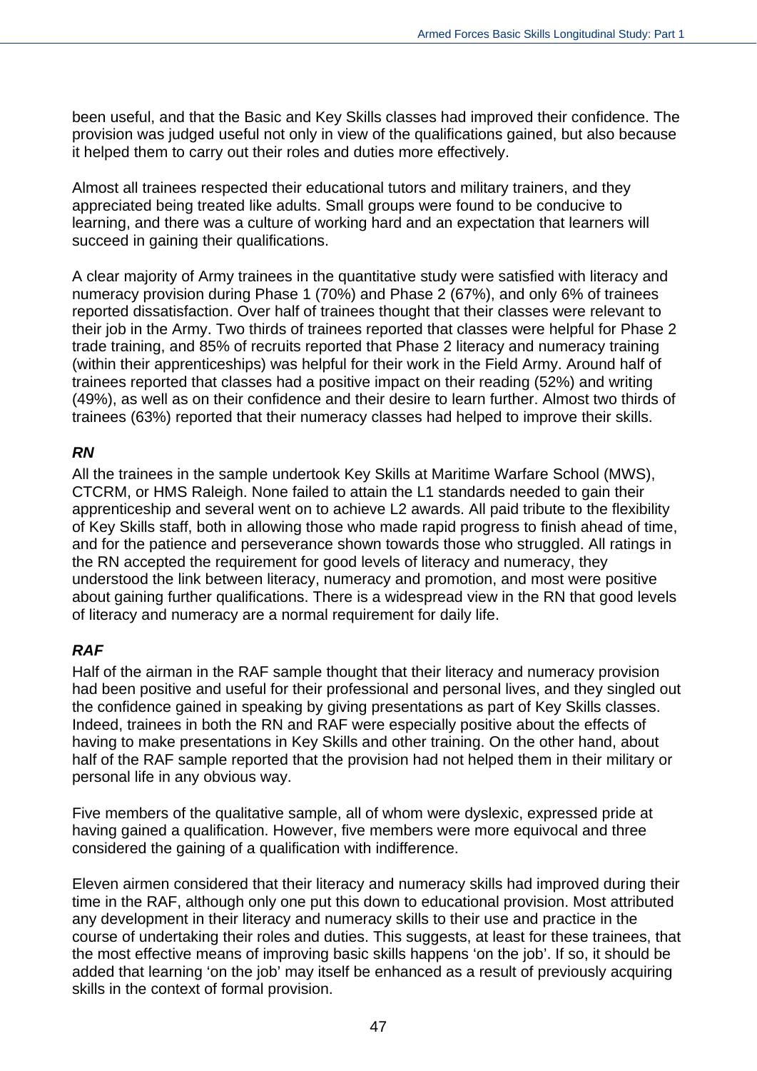been useful, and that the Basic and Key Skills classes had improved their confidence. The provision was judged useful not only in view of the qualifications gained, but also because it helped them to carry out their roles and duties more effectively.

Almost all trainees respected their educational tutors and military trainers, and they appreciated being treated like adults. Small groups were found to be conducive to learning, and there was a culture of working hard and an expectation that learners will succeed in gaining their qualifications.

A clear majority of Army trainees in the quantitative study were satisfied with literacy and numeracy provision during Phase 1 (70%) and Phase 2 (67%), and only 6% of trainees reported dissatisfaction. Over half of trainees thought that their classes were relevant to their job in the Army. Two thirds of trainees reported that classes were helpful for Phase 2 trade training, and 85% of recruits reported that Phase 2 literacy and numeracy training (within their apprenticeships) was helpful for their work in the Field Army. Around half of trainees reported that classes had a positive impact on their reading (52%) and writing (49%), as well as on their confidence and their desire to learn further. Almost two thirds of trainees (63%) reported that their numeracy classes had helped to improve their skills.

### *RN*

All the trainees in the sample undertook Key Skills at Maritime Warfare School (MWS), CTCRM, or HMS Raleigh. None failed to attain the L1 standards needed to gain their apprenticeship and several went on to achieve L2 awards. All paid tribute to the flexibility of Key Skills staff, both in allowing those who made rapid progress to finish ahead of time, and for the patience and perseverance shown towards those who struggled. All ratings in the RN accepted the requirement for good levels of literacy and numeracy, they understood the link between literacy, numeracy and promotion, and most were positive about gaining further qualifications. There is a widespread view in the RN that good levels of literacy and numeracy are a normal requirement for daily life.

### *RAF*

Half of the airman in the RAF sample thought that their literacy and numeracy provision had been positive and useful for their professional and personal lives, and they singled out the confidence gained in speaking by giving presentations as part of Key Skills classes. Indeed, trainees in both the RN and RAF were especially positive about the effects of having to make presentations in Key Skills and other training. On the other hand, about half of the RAF sample reported that the provision had not helped them in their military or personal life in any obvious way.

Five members of the qualitative sample, all of whom were dyslexic, expressed pride at having gained a qualification. However, five members were more equivocal and three considered the gaining of a qualification with indifference.

Eleven airmen considered that their literacy and numeracy skills had improved during their time in the RAF, although only one put this down to educational provision. Most attributed any development in their literacy and numeracy skills to their use and practice in the course of undertaking their roles and duties. This suggests, at least for these trainees, that the most effective means of improving basic skills happens 'on the job'. If so, it should be added that learning 'on the job' may itself be enhanced as a result of previously acquiring skills in the context of formal provision.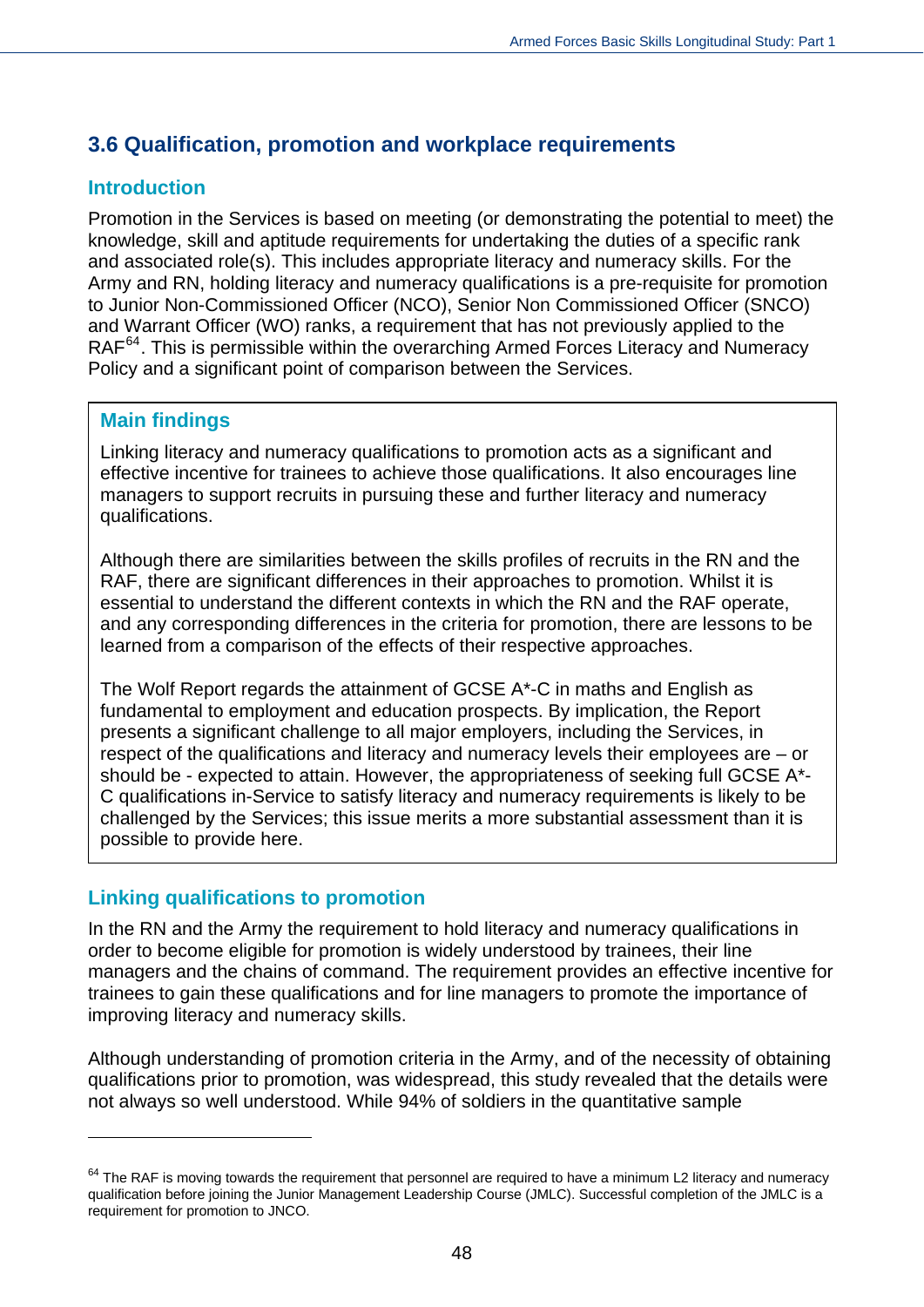## 3.6 Qualification, promotion and workplace requirements

### Introduction

Promotion in the Services is based on meeting (or demonstrating the potential to meet) the knowledge, skill and aptitude requirements for undertaking the duties of a specific rank and associated role(s). This includes appropriate literacy and numeracy skills. For the Army and RN, holding literacy and numeracy qualifications is a pre-requisite for promotion to Junior Non-Commissioned Officer (NCO), Senior Non Commissioned Officer (SNCO) and Warrant Officer (WO) ranks, a requirement that has not previously applied to the RAF[64]. This is permissible within the overarching Armed Forces Literacy and Numeracy Policy and a significant point of comparison between the Services.

### Main findings

Linking literacy and numeracy qualifications to promotion acts as a significant and effective incentive for trainees to achieve those qualifications. It also encourages line managers to support recruits in pursuing these and further literacy and numeracy qualifications.

Although there are similarities between the skills profiles of recruits in the RN and the RAF, there are significant differences in their approaches to promotion. Whilst it is essential to understand the different contexts in which the RN and the RAF operate, and any corresponding differences in the criteria for promotion, there are lessons to be learned from a comparison of the effects of their respective approaches.

The Wolf Report regards the attainment of GCSE A*-C in maths and English as fundamental to employment and education prospects. By implication, the Report presents a significant challenge to all major employers, including the Services, in respect of the qualifications and literacy and numeracy levels their employees are – or should be - expected to attain. However, the appropriateness of seeking full GCSE A*-C qualifications in-Service to satisfy literacy and numeracy requirements is likely to be challenged by the Services; this issue merits a more substantial assessment than it is possible to provide here.

### Linking qualifications to promotion

In the RN and the Army the requirement to hold literacy and numeracy qualifications in order to become eligible for promotion is widely understood by trainees, their line managers and the chains of command. The requirement provides an effective incentive for trainees to gain these qualifications and for line managers to promote the importance of improving literacy and numeracy skills.

Although understanding of promotion criteria in the Army, and of the necessity of obtaining qualifications prior to promotion, was widespread, this study revealed that the details were not always so well understood. While 94% of soldiers in the quantitative sample

---

[64] The RAF is moving towards the requirement that personnel are required to have a minimum L2 literacy and numeracy qualification before joining the Junior Management Leadership Course (JMLC). Successful completion of the JMLC is a requirement for promotion to JNCO.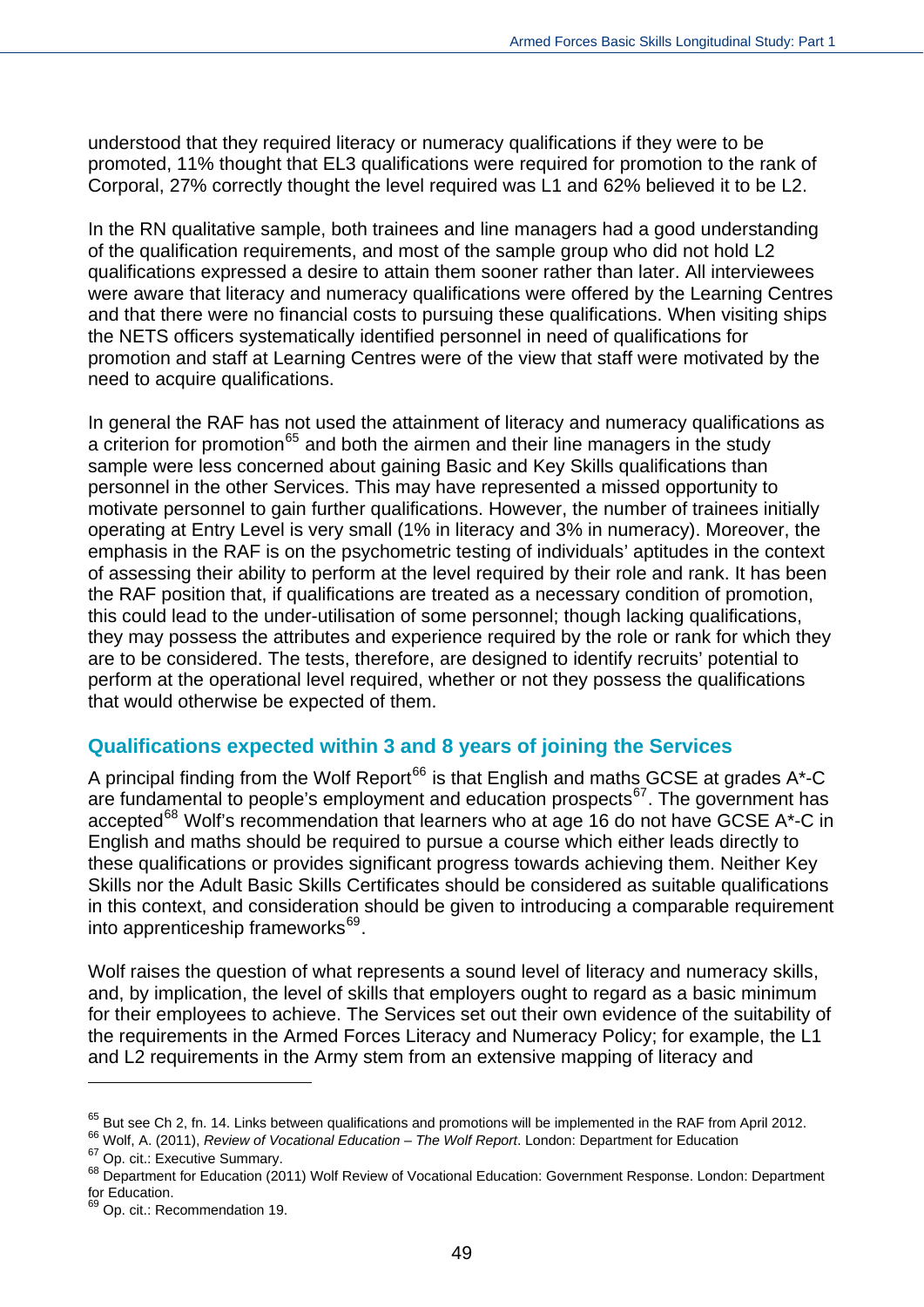understood that they required literacy or numeracy qualifications if they were to be promoted, 11% thought that EL3 qualifications were required for promotion to the rank of Corporal, 27% correctly thought the level required was L1 and 62% believed it to be L2.

In the RN qualitative sample, both trainees and line managers had a good understanding of the qualification requirements, and most of the sample group who did not hold L2 qualifications expressed a desire to attain them sooner rather than later. All interviewees were aware that literacy and numeracy qualifications were offered by the Learning Centres and that there were no financial costs to pursuing these qualifications. When visiting ships the NETS officers systematically identified personnel in need of qualifications for promotion and staff at Learning Centres were of the view that staff were motivated by the need to acquire qualifications.

In general the RAF has not used the attainment of literacy and numeracy qualifications as a criterion for promotion[65] and both the airmen and their line managers in the study sample were less concerned about gaining Basic and Key Skills qualifications than personnel in the other Services. This may have represented a missed opportunity to motivate personnel to gain further qualifications. However, the number of trainees initially operating at Entry Level is very small (1% in literacy and 3% in numeracy). Moreover, the emphasis in the RAF is on the psychometric testing of individuals' aptitudes in the context of assessing their ability to perform at the level required by their role and rank. It has been the RAF position that, if qualifications are treated as a necessary condition of promotion, this could lead to the under-utilisation of some personnel; though lacking qualifications, they may possess the attributes and experience required by the role or rank for which they are to be considered. The tests, therefore, are designed to identify recruits' potential to perform at the operational level required, whether or not they possess the qualifications that would otherwise be expected of them.

## Qualifications expected within 3 and 8 years of joining the Services

A principal finding from the Wolf Report[66] is that English and maths GCSE at grades A*-C are fundamental to people's employment and education prospects[67]. The government has accepted[68] Wolf's recommendation that learners who at age 16 do not have GCSE A*-C in English and maths should be required to pursue a course which either leads directly to these qualifications or provides significant progress towards achieving them. Neither Key Skills nor the Adult Basic Skills Certificates should be considered as suitable qualifications in this context, and consideration should be given to introducing a comparable requirement into apprenticeship frameworks[69].

Wolf raises the question of what represents a sound level of literacy and numeracy skills, and, by implication, the level of skills that employers ought to regard as a basic minimum for their employees to achieve. The Services set out their own evidence of the suitability of the requirements in the Armed Forces Literacy and Numeracy Policy; for example, the L1 and L2 requirements in the Army stem from an extensive mapping of literacy and

---

[65] But see Ch 2, fn. 14. Links between qualifications and promotions will be implemented in the RAF from April 2012.

[66] Wolf, A. (2011), *Review of Vocational Education – The Wolf Report*. London: Department for Education

[67] Op. cit.: Executive Summary.

[68] Department for Education (2011) Wolf Review of Vocational Education: Government Response. London: Department for Education.

[69] Op. cit.: Recommendation 19.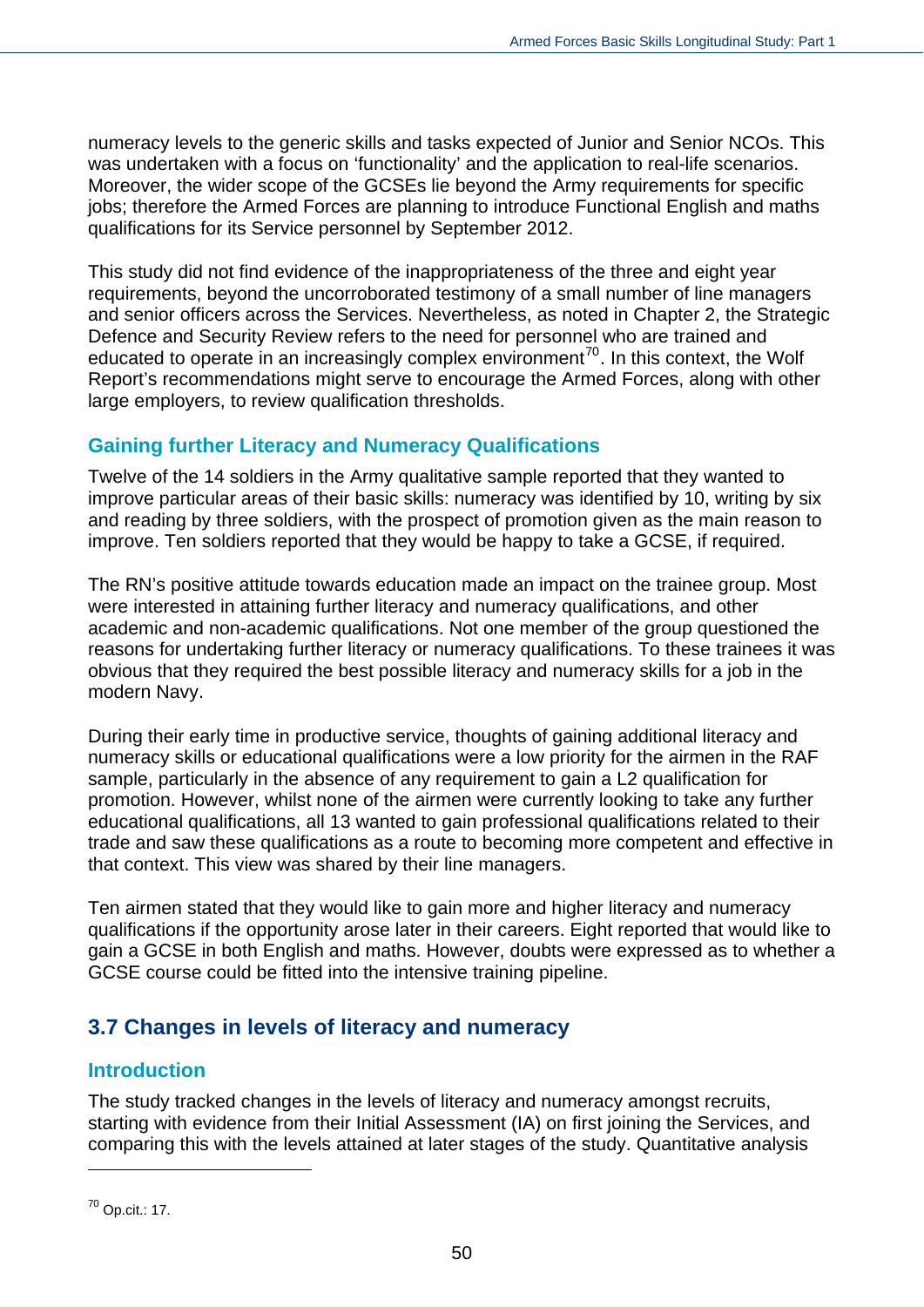numeracy levels to the generic skills and tasks expected of Junior and Senior NCOs. This was undertaken with a focus on 'functionality' and the application to real-life scenarios. Moreover, the wider scope of the GCSEs lie beyond the Army requirements for specific jobs; therefore the Armed Forces are planning to introduce Functional English and maths qualifications for its Service personnel by September 2012.

This study did not find evidence of the inappropriateness of the three and eight year requirements, beyond the uncorroborated testimony of a small number of line managers and senior officers across the Services. Nevertheless, as noted in Chapter 2, the Strategic Defence and Security Review refers to the need for personnel who are trained and educated to operate in an increasingly complex environment[70]. In this context, the Wolf Report's recommendations might serve to encourage the Armed Forces, along with other large employers, to review qualification thresholds.

### Gaining further Literacy and Numeracy Qualifications

Twelve of the 14 soldiers in the Army qualitative sample reported that they wanted to improve particular areas of their basic skills: numeracy was identified by 10, writing by six and reading by three soldiers, with the prospect of promotion given as the main reason to improve. Ten soldiers reported that they would be happy to take a GCSE, if required.

The RN's positive attitude towards education made an impact on the trainee group. Most were interested in attaining further literacy and numeracy qualifications, and other academic and non-academic qualifications. Not one member of the group questioned the reasons for undertaking further literacy or numeracy qualifications. To these trainees it was obvious that they required the best possible literacy and numeracy skills for a job in the modern Navy.

During their early time in productive service, thoughts of gaining additional literacy and numeracy skills or educational qualifications were a low priority for the airmen in the RAF sample, particularly in the absence of any requirement to gain a L2 qualification for promotion. However, whilst none of the airmen were currently looking to take any further educational qualifications, all 13 wanted to gain professional qualifications related to their trade and saw these qualifications as a route to becoming more competent and effective in that context. This view was shared by their line managers.

Ten airmen stated that they would like to gain more and higher literacy and numeracy qualifications if the opportunity arose later in their careers. Eight reported that would like to gain a GCSE in both English and maths. However, doubts were expressed as to whether a GCSE course could be fitted into the intensive training pipeline.

## 3.7 Changes in levels of literacy and numeracy

### Introduction

The study tracked changes in the levels of literacy and numeracy amongst recruits, starting with evidence from their Initial Assessment (IA) on first joining the Services, and comparing this with the levels attained at later stages of the study. Quantitative analysis

---

[70] Op.cit.: 17.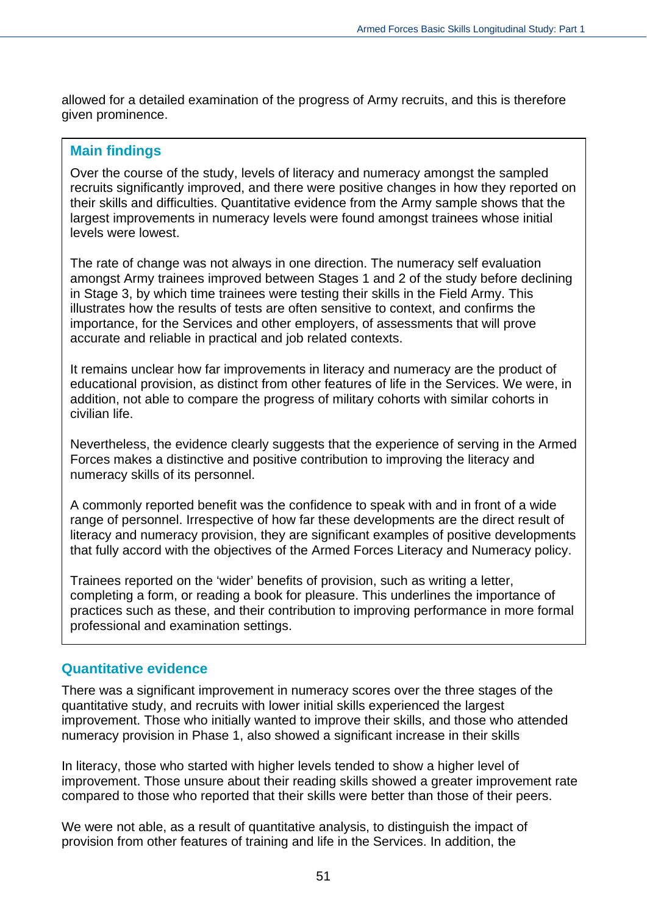allowed for a detailed examination of the progress of Army recruits, and this is therefore given prominence.

## Main findings

Over the course of the study, levels of literacy and numeracy amongst the sampled recruits significantly improved, and there were positive changes in how they reported on their skills and difficulties. Quantitative evidence from the Army sample shows that the largest improvements in numeracy levels were found amongst trainees whose initial levels were lowest.

The rate of change was not always in one direction. The numeracy self evaluation amongst Army trainees improved between Stages 1 and 2 of the study before declining in Stage 3, by which time trainees were testing their skills in the Field Army. This illustrates how the results of tests are often sensitive to context, and confirms the importance, for the Services and other employers, of assessments that will prove accurate and reliable in practical and job related contexts.

It remains unclear how far improvements in literacy and numeracy are the product of educational provision, as distinct from other features of life in the Services. We were, in addition, not able to compare the progress of military cohorts with similar cohorts in civilian life.

Nevertheless, the evidence clearly suggests that the experience of serving in the Armed Forces makes a distinctive and positive contribution to improving the literacy and numeracy skills of its personnel.

A commonly reported benefit was the confidence to speak with and in front of a wide range of personnel. Irrespective of how far these developments are the direct result of literacy and numeracy provision, they are significant examples of positive developments that fully accord with the objectives of the Armed Forces Literacy and Numeracy policy.

Trainees reported on the 'wider' benefits of provision, such as writing a letter, completing a form, or reading a book for pleasure. This underlines the importance of practices such as these, and their contribution to improving performance in more formal professional and examination settings.

## Quantitative evidence

There was a significant improvement in numeracy scores over the three stages of the quantitative study, and recruits with lower initial skills experienced the largest improvement. Those who initially wanted to improve their skills, and those who attended numeracy provision in Phase 1, also showed a significant increase in their skills

In literacy, those who started with higher levels tended to show a higher level of improvement. Those unsure about their reading skills showed a greater improvement rate compared to those who reported that their skills were better than those of their peers.

We were not able, as a result of quantitative analysis, to distinguish the impact of provision from other features of training and life in the Services. In addition, the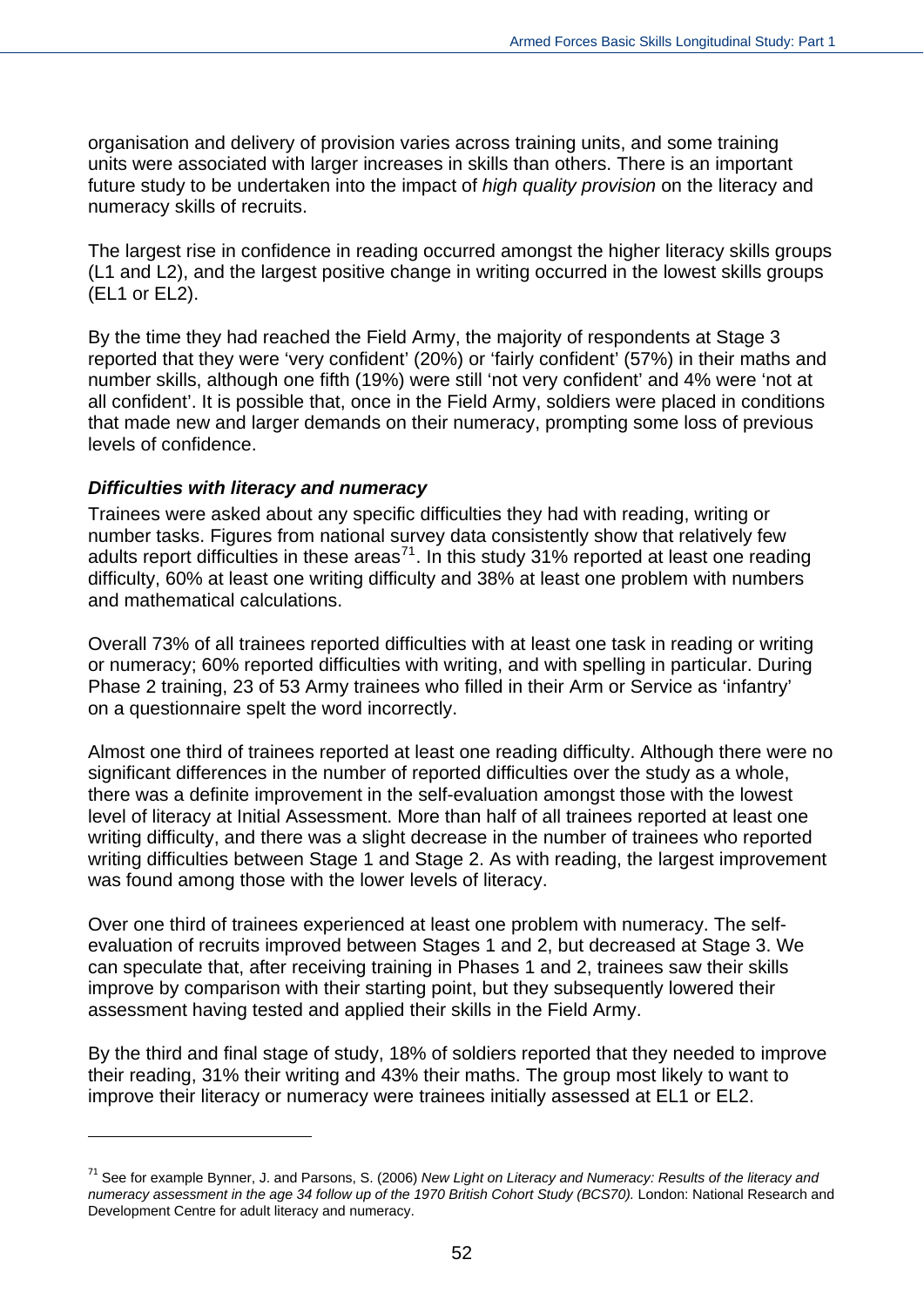organisation and delivery of provision varies across training units, and some training units were associated with larger increases in skills than others. There is an important future study to be undertaken into the impact of *high quality provision* on the literacy and numeracy skills of recruits.

The largest rise in confidence in reading occurred amongst the higher literacy skills groups (L1 and L2), and the largest positive change in writing occurred in the lowest skills groups (EL1 or EL2).

By the time they had reached the Field Army, the majority of respondents at Stage 3 reported that they were 'very confident' (20%) or 'fairly confident' (57%) in their maths and number skills, although one fifth (19%) were still 'not very confident' and 4% were 'not at all confident'. It is possible that, once in the Field Army, soldiers were placed in conditions that made new and larger demands on their numeracy, prompting some loss of previous levels of confidence.

### *Difficulties with literacy and numeracy*

Trainees were asked about any specific difficulties they had with reading, writing or number tasks. Figures from national survey data consistently show that relatively few adults report difficulties in these areas[71]. In this study 31% reported at least one reading difficulty, 60% at least one writing difficulty and 38% at least one problem with numbers and mathematical calculations.

Overall 73% of all trainees reported difficulties with at least one task in reading or writing or numeracy; 60% reported difficulties with writing, and with spelling in particular. During Phase 2 training, 23 of 53 Army trainees who filled in their Arm or Service as 'infantry' on a questionnaire spelt the word incorrectly.

Almost one third of trainees reported at least one reading difficulty. Although there were no significant differences in the number of reported difficulties over the study as a whole, there was a definite improvement in the self-evaluation amongst those with the lowest level of literacy at Initial Assessment. More than half of all trainees reported at least one writing difficulty, and there was a slight decrease in the number of trainees who reported writing difficulties between Stage 1 and Stage 2. As with reading, the largest improvement was found among those with the lower levels of literacy.

Over one third of trainees experienced at least one problem with numeracy. The self-evaluation of recruits improved between Stages 1 and 2, but decreased at Stage 3. We can speculate that, after receiving training in Phases 1 and 2, trainees saw their skills improve by comparison with their starting point, but they subsequently lowered their assessment having tested and applied their skills in the Field Army.

By the third and final stage of study, 18% of soldiers reported that they needed to improve their reading, 31% their writing and 43% their maths. The group most likely to want to improve their literacy or numeracy were trainees initially assessed at EL1 or EL2.

---

[71] See for example Bynner, J. and Parsons, S. (2006) *New Light on Literacy and Numeracy: Results of the literacy and numeracy assessment in the age 34 follow up of the 1970 British Cohort Study (BCS70).* London: National Research and Development Centre for adult literacy and numeracy.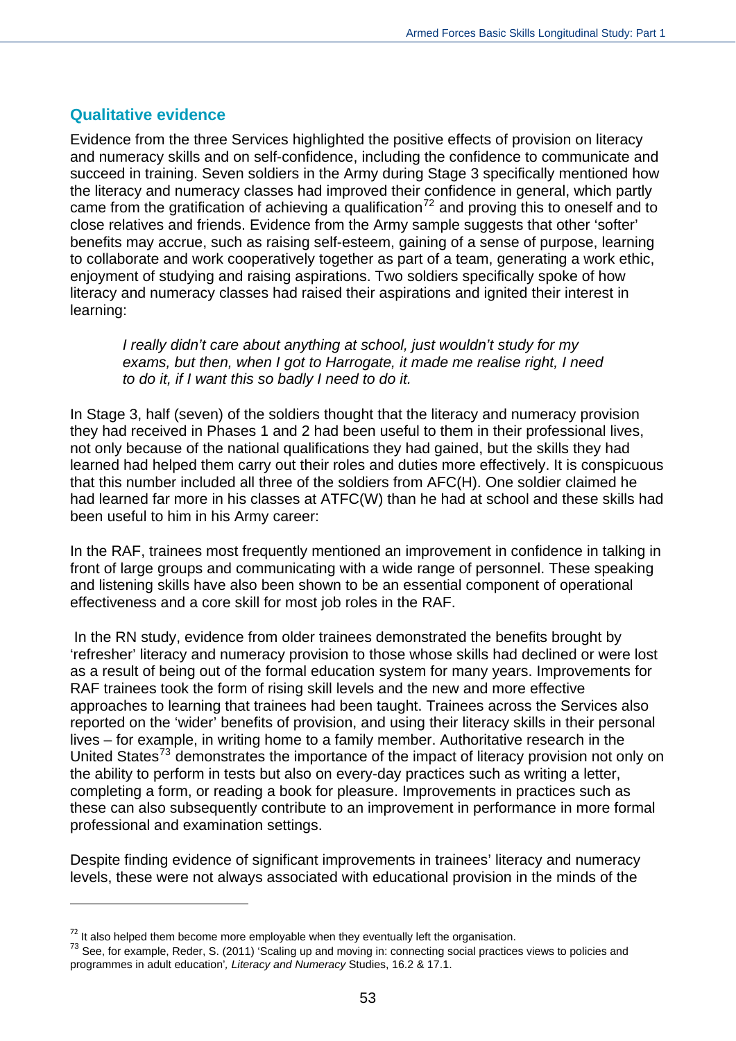## Qualitative evidence

Evidence from the three Services highlighted the positive effects of provision on literacy and numeracy skills and on self-confidence, including the confidence to communicate and succeed in training. Seven soldiers in the Army during Stage 3 specifically mentioned how the literacy and numeracy classes had improved their confidence in general, which partly came from the gratification of achieving a qualification[72] and proving this to oneself and to close relatives and friends. Evidence from the Army sample suggests that other 'softer' benefits may accrue, such as raising self-esteem, gaining of a sense of purpose, learning to collaborate and work cooperatively together as part of a team, generating a work ethic, enjoyment of studying and raising aspirations. Two soldiers specifically spoke of how literacy and numeracy classes had raised their aspirations and ignited their interest in learning:

> *I really didn't care about anything at school, just wouldn't study for my exams, but then, when I got to Harrogate, it made me realise right, I need to do it, if I want this so badly I need to do it.*

In Stage 3, half (seven) of the soldiers thought that the literacy and numeracy provision they had received in Phases 1 and 2 had been useful to them in their professional lives, not only because of the national qualifications they had gained, but the skills they had learned had helped them carry out their roles and duties more effectively. It is conspicuous that this number included all three of the soldiers from AFC(H). One soldier claimed he had learned far more in his classes at ATFC(W) than he had at school and these skills had been useful to him in his Army career:

In the RAF, trainees most frequently mentioned an improvement in confidence in talking in front of large groups and communicating with a wide range of personnel. These speaking and listening skills have also been shown to be an essential component of operational effectiveness and a core skill for most job roles in the RAF.

In the RN study, evidence from older trainees demonstrated the benefits brought by 'refresher' literacy and numeracy provision to those whose skills had declined or were lost as a result of being out of the formal education system for many years. Improvements for RAF trainees took the form of rising skill levels and the new and more effective approaches to learning that trainees had been taught. Trainees across the Services also reported on the 'wider' benefits of provision, and using their literacy skills in their personal lives – for example, in writing home to a family member. Authoritative research in the United States[73] demonstrates the importance of the impact of literacy provision not only on the ability to perform in tests but also on every-day practices such as writing a letter, completing a form, or reading a book for pleasure. Improvements in practices such as these can also subsequently contribute to an improvement in performance in more formal professional and examination settings.

Despite finding evidence of significant improvements in trainees' literacy and numeracy levels, these were not always associated with educational provision in the minds of the

---

[72] It also helped them become more employable when they eventually left the organisation.

[73] See, for example, Reder, S. (2011) 'Scaling up and moving in: connecting social practices views to policies and programmes in adult education', *Literacy and Numeracy* Studies, 16.2 & 17.1.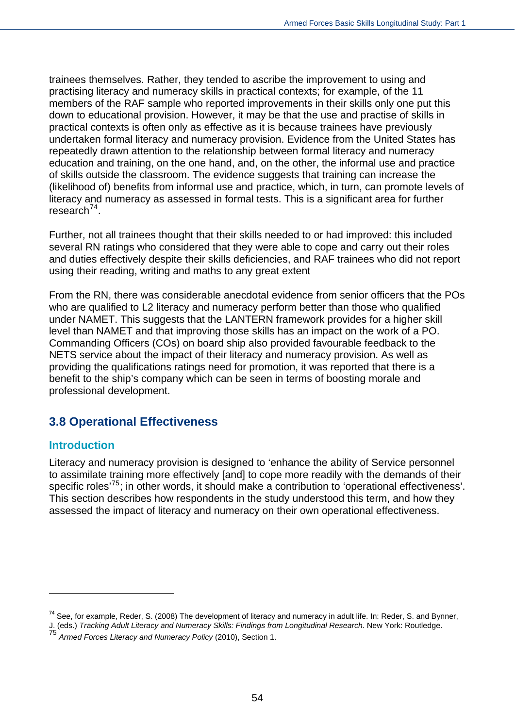trainees themselves. Rather, they tended to ascribe the improvement to using and practising literacy and numeracy skills in practical contexts; for example, of the 11 members of the RAF sample who reported improvements in their skills only one put this down to educational provision. However, it may be that the use and practise of skills in practical contexts is often only as effective as it is because trainees have previously undertaken formal literacy and numeracy provision. Evidence from the United States has repeatedly drawn attention to the relationship between formal literacy and numeracy education and training, on the one hand, and, on the other, the informal use and practice of skills outside the classroom. The evidence suggests that training can increase the (likelihood of) benefits from informal use and practice, which, in turn, can promote levels of literacy and numeracy as assessed in formal tests. This is a significant area for further research[74].

Further, not all trainees thought that their skills needed to or had improved: this included several RN ratings who considered that they were able to cope and carry out their roles and duties effectively despite their skills deficiencies, and RAF trainees who did not report using their reading, writing and maths to any great extent

From the RN, there was considerable anecdotal evidence from senior officers that the POs who are qualified to L2 literacy and numeracy perform better than those who qualified under NAMET. This suggests that the LANTERN framework provides for a higher skill level than NAMET and that improving those skills has an impact on the work of a PO. Commanding Officers (COs) on board ship also provided favourable feedback to the NETS service about the impact of their literacy and numeracy provision. As well as providing the qualifications ratings need for promotion, it was reported that there is a benefit to the ship's company which can be seen in terms of boosting morale and professional development.

## 3.8 Operational Effectiveness

### Introduction

Literacy and numeracy provision is designed to 'enhance the ability of Service personnel to assimilate training more effectively [and] to cope more readily with the demands of their specific roles'[75]; in other words, it should make a contribution to 'operational effectiveness'. This section describes how respondents in the study understood this term, and how they assessed the impact of literacy and numeracy on their own operational effectiveness.

---

[74] See, for example, Reder, S. (2008) The development of literacy and numeracy in adult life. In: Reder, S. and Bynner, J. (eds.) *Tracking Adult Literacy and Numeracy Skills: Findings from Longitudinal Research*. New York: Routledge.

[75] *Armed Forces Literacy and Numeracy Policy* (2010), Section 1.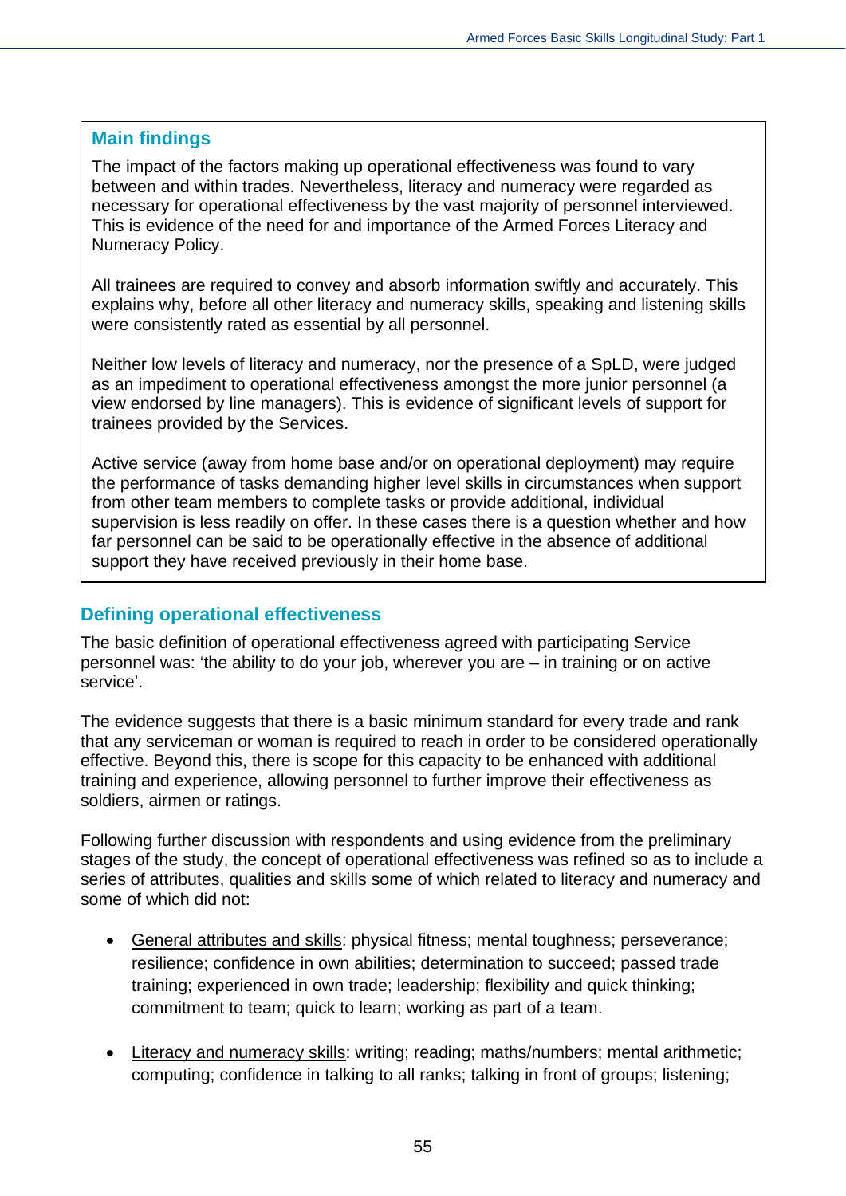## Main findings

The impact of the factors making up operational effectiveness was found to vary between and within trades. Nevertheless, literacy and numeracy were regarded as necessary for operational effectiveness by the vast majority of personnel interviewed. This is evidence of the need for and importance of the Armed Forces Literacy and Numeracy Policy.

All trainees are required to convey and absorb information swiftly and accurately. This explains why, before all other literacy and numeracy skills, speaking and listening skills were consistently rated as essential by all personnel.

Neither low levels of literacy and numeracy, nor the presence of a SpLD, were judged as an impediment to operational effectiveness amongst the more junior personnel (a view endorsed by line managers). This is evidence of significant levels of support for trainees provided by the Services.

Active service (away from home base and/or on operational deployment) may require the performance of tasks demanding higher level skills in circumstances when support from other team members to complete tasks or provide additional, individual supervision is less readily on offer. In these cases there is a question whether and how far personnel can be said to be operationally effective in the absence of additional support they have received previously in their home base.

## Defining operational effectiveness

The basic definition of operational effectiveness agreed with participating Service personnel was: 'the ability to do your job, wherever you are – in training or on active service'.

The evidence suggests that there is a basic minimum standard for every trade and rank that any serviceman or woman is required to reach in order to be considered operationally effective. Beyond this, there is scope for this capacity to be enhanced with additional training and experience, allowing personnel to further improve their effectiveness as soldiers, airmen or ratings.

Following further discussion with respondents and using evidence from the preliminary stages of the study, the concept of operational effectiveness was refined so as to include a series of attributes, qualities and skills some of which related to literacy and numeracy and some of which did not:

- General attributes and skills: physical fitness; mental toughness; perseverance; resilience; confidence in own abilities; determination to succeed; passed trade training; experienced in own trade; leadership; flexibility and quick thinking; commitment to team; quick to learn; working as part of a team.

- Literacy and numeracy skills: writing; reading; maths/numbers; mental arithmetic; computing; confidence in talking to all ranks; talking in front of groups; listening;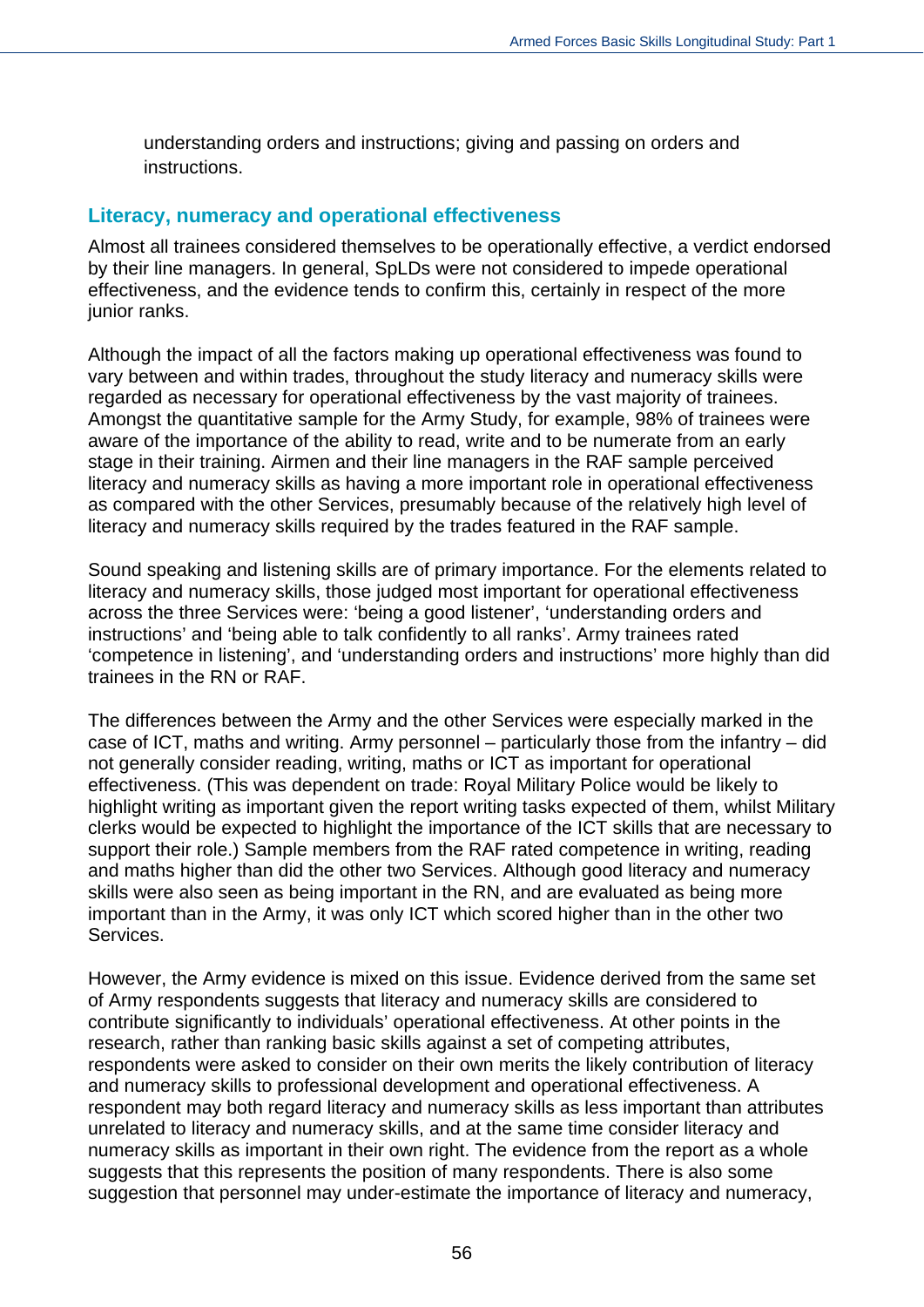understanding orders and instructions; giving and passing on orders and instructions.

## Literacy, numeracy and operational effectiveness

Almost all trainees considered themselves to be operationally effective, a verdict endorsed by their line managers. In general, SpLDs were not considered to impede operational effectiveness, and the evidence tends to confirm this, certainly in respect of the more junior ranks.

Although the impact of all the factors making up operational effectiveness was found to vary between and within trades, throughout the study literacy and numeracy skills were regarded as necessary for operational effectiveness by the vast majority of trainees. Amongst the quantitative sample for the Army Study, for example, 98% of trainees were aware of the importance of the ability to read, write and to be numerate from an early stage in their training. Airmen and their line managers in the RAF sample perceived literacy and numeracy skills as having a more important role in operational effectiveness as compared with the other Services, presumably because of the relatively high level of literacy and numeracy skills required by the trades featured in the RAF sample.

Sound speaking and listening skills are of primary importance. For the elements related to literacy and numeracy skills, those judged most important for operational effectiveness across the three Services were: 'being a good listener', 'understanding orders and instructions' and 'being able to talk confidently to all ranks'. Army trainees rated 'competence in listening', and 'understanding orders and instructions' more highly than did trainees in the RN or RAF.

The differences between the Army and the other Services were especially marked in the case of ICT, maths and writing. Army personnel – particularly those from the infantry – did not generally consider reading, writing, maths or ICT as important for operational effectiveness. (This was dependent on trade: Royal Military Police would be likely to highlight writing as important given the report writing tasks expected of them, whilst Military clerks would be expected to highlight the importance of the ICT skills that are necessary to support their role.) Sample members from the RAF rated competence in writing, reading and maths higher than did the other two Services. Although good literacy and numeracy skills were also seen as being important in the RN, and are evaluated as being more important than in the Army, it was only ICT which scored higher than in the other two Services.

However, the Army evidence is mixed on this issue. Evidence derived from the same set of Army respondents suggests that literacy and numeracy skills are considered to contribute significantly to individuals' operational effectiveness. At other points in the research, rather than ranking basic skills against a set of competing attributes, respondents were asked to consider on their own merits the likely contribution of literacy and numeracy skills to professional development and operational effectiveness. A respondent may both regard literacy and numeracy skills as less important than attributes unrelated to literacy and numeracy skills, and at the same time consider literacy and numeracy skills as important in their own right. The evidence from the report as a whole suggests that this represents the position of many respondents. There is also some suggestion that personnel may under-estimate the importance of literacy and numeracy,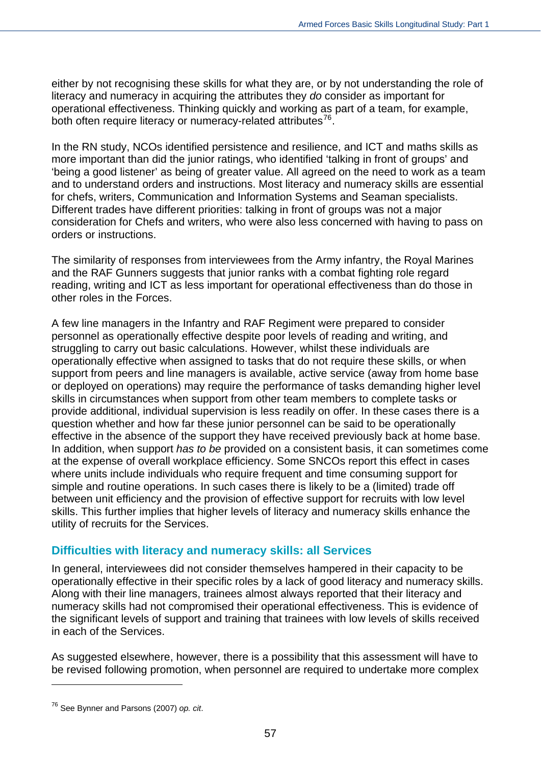either by not recognising these skills for what they are, or by not understanding the role of literacy and numeracy in acquiring the attributes they *do* consider as important for operational effectiveness. Thinking quickly and working as part of a team, for example, both often require literacy or numeracy-related attributes[76].

In the RN study, NCOs identified persistence and resilience, and ICT and maths skills as more important than did the junior ratings, who identified 'talking in front of groups' and 'being a good listener' as being of greater value. All agreed on the need to work as a team and to understand orders and instructions. Most literacy and numeracy skills are essential for chefs, writers, Communication and Information Systems and Seaman specialists. Different trades have different priorities: talking in front of groups was not a major consideration for Chefs and writers, who were also less concerned with having to pass on orders or instructions.

The similarity of responses from interviewees from the Army infantry, the Royal Marines and the RAF Gunners suggests that junior ranks with a combat fighting role regard reading, writing and ICT as less important for operational effectiveness than do those in other roles in the Forces.

A few line managers in the Infantry and RAF Regiment were prepared to consider personnel as operationally effective despite poor levels of reading and writing, and struggling to carry out basic calculations. However, whilst these individuals are operationally effective when assigned to tasks that do not require these skills, or when support from peers and line managers is available, active service (away from home base or deployed on operations) may require the performance of tasks demanding higher level skills in circumstances when support from other team members to complete tasks or provide additional, individual supervision is less readily on offer. In these cases there is a question whether and how far these junior personnel can be said to be operationally effective in the absence of the support they have received previously back at home base. In addition, when support *has to be* provided on a consistent basis, it can sometimes come at the expense of overall workplace efficiency. Some SNCOs report this effect in cases where units include individuals who require frequent and time consuming support for simple and routine operations. In such cases there is likely to be a (limited) trade off between unit efficiency and the provision of effective support for recruits with low level skills. This further implies that higher levels of literacy and numeracy skills enhance the utility of recruits for the Services.

## Difficulties with literacy and numeracy skills: all Services

In general, interviewees did not consider themselves hampered in their capacity to be operationally effective in their specific roles by a lack of good literacy and numeracy skills. Along with their line managers, trainees almost always reported that their literacy and numeracy skills had not compromised their operational effectiveness. This is evidence of the significant levels of support and training that trainees with low levels of skills received in each of the Services.

As suggested elsewhere, however, there is a possibility that this assessment will have to be revised following promotion, when personnel are required to undertake more complex

---

[76] See Bynner and Parsons (2007) *op. cit*.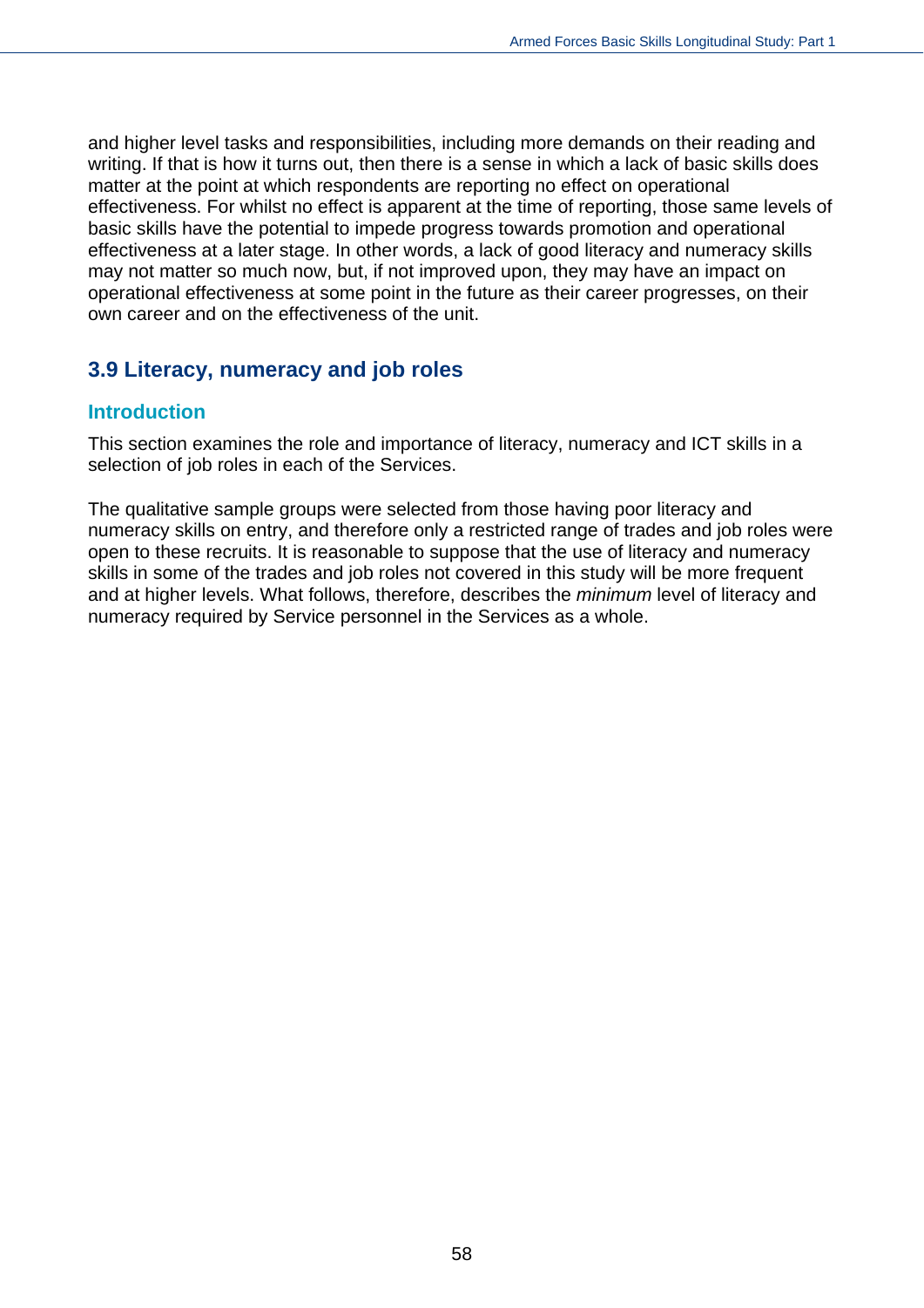and higher level tasks and responsibilities, including more demands on their reading and writing. If that is how it turns out, then there is a sense in which a lack of basic skills does matter at the point at which respondents are reporting no effect on operational effectiveness. For whilst no effect is apparent at the time of reporting, those same levels of basic skills have the potential to impede progress towards promotion and operational effectiveness at a later stage. In other words, a lack of good literacy and numeracy skills may not matter so much now, but, if not improved upon, they may have an impact on operational effectiveness at some point in the future as their career progresses, on their own career and on the effectiveness of the unit.

## 3.9 Literacy, numeracy and job roles

### Introduction

This section examines the role and importance of literacy, numeracy and ICT skills in a selection of job roles in each of the Services.

The qualitative sample groups were selected from those having poor literacy and numeracy skills on entry, and therefore only a restricted range of trades and job roles were open to these recruits. It is reasonable to suppose that the use of literacy and numeracy skills in some of the trades and job roles not covered in this study will be more frequent and at higher levels. What follows, therefore, describes the *minimum* level of literacy and numeracy required by Service personnel in the Services as a whole.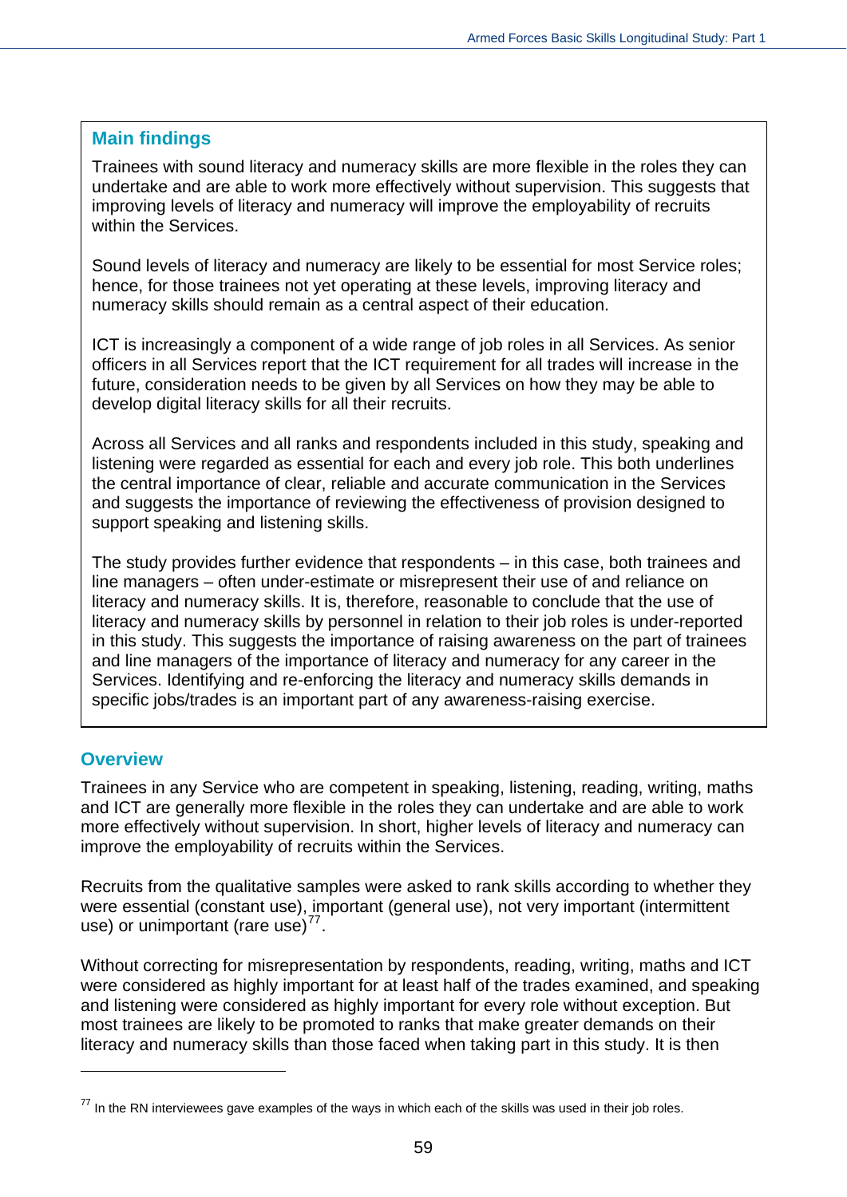## Main findings

Trainees with sound literacy and numeracy skills are more flexible in the roles they can undertake and are able to work more effectively without supervision. This suggests that improving levels of literacy and numeracy will improve the employability of recruits within the Services.

Sound levels of literacy and numeracy are likely to be essential for most Service roles; hence, for those trainees not yet operating at these levels, improving literacy and numeracy skills should remain as a central aspect of their education.

ICT is increasingly a component of a wide range of job roles in all Services. As senior officers in all Services report that the ICT requirement for all trades will increase in the future, consideration needs to be given by all Services on how they may be able to develop digital literacy skills for all their recruits.

Across all Services and all ranks and respondents included in this study, speaking and listening were regarded as essential for each and every job role. This both underlines the central importance of clear, reliable and accurate communication in the Services and suggests the importance of reviewing the effectiveness of provision designed to support speaking and listening skills.

The study provides further evidence that respondents – in this case, both trainees and line managers – often under-estimate or misrepresent their use of and reliance on literacy and numeracy skills. It is, therefore, reasonable to conclude that the use of literacy and numeracy skills by personnel in relation to their job roles is under-reported in this study. This suggests the importance of raising awareness on the part of trainees and line managers of the importance of literacy and numeracy for any career in the Services. Identifying and re-enforcing the literacy and numeracy skills demands in specific jobs/trades is an important part of any awareness-raising exercise.

## Overview

Trainees in any Service who are competent in speaking, listening, reading, writing, maths and ICT are generally more flexible in the roles they can undertake and are able to work more effectively without supervision. In short, higher levels of literacy and numeracy can improve the employability of recruits within the Services.

Recruits from the qualitative samples were asked to rank skills according to whether they were essential (constant use), important (general use), not very important (intermittent use) or unimportant (rare use)[77].

Without correcting for misrepresentation by respondents, reading, writing, maths and ICT were considered as highly important for at least half of the trades examined, and speaking and listening were considered as highly important for every role without exception. But most trainees are likely to be promoted to ranks that make greater demands on their literacy and numeracy skills than those faced when taking part in this study. It is then

[77] In the RN interviewees gave examples of the ways in which each of the skills was used in their job roles.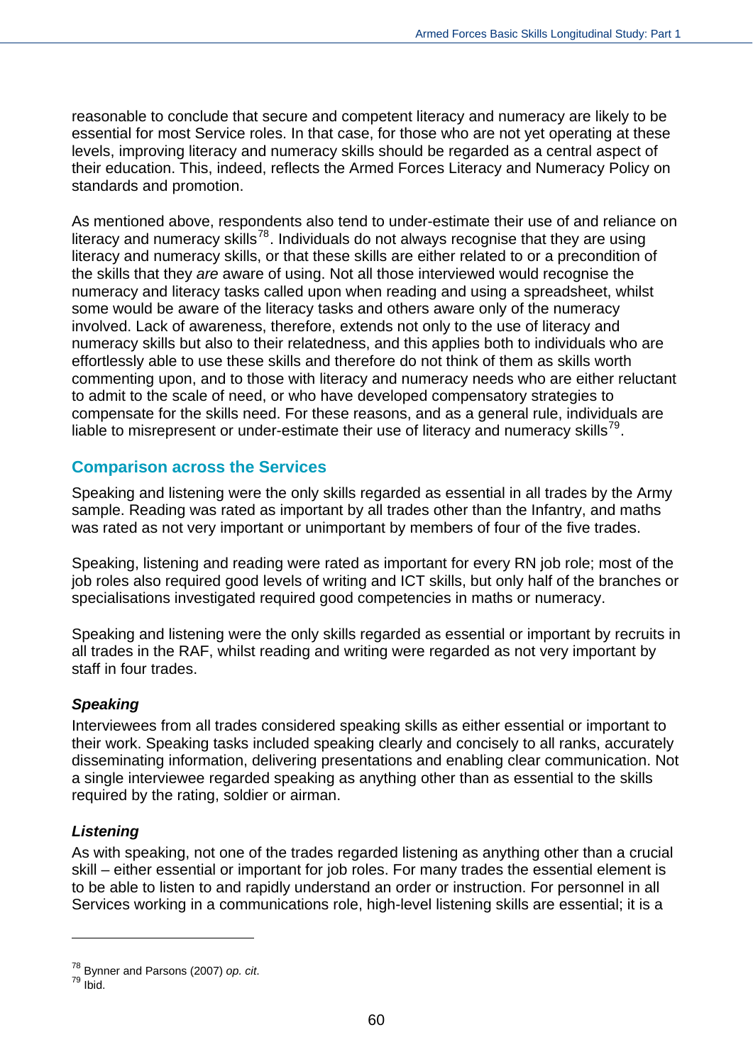reasonable to conclude that secure and competent literacy and numeracy are likely to be essential for most Service roles. In that case, for those who are not yet operating at these levels, improving literacy and numeracy skills should be regarded as a central aspect of their education. This, indeed, reflects the Armed Forces Literacy and Numeracy Policy on standards and promotion.

As mentioned above, respondents also tend to under-estimate their use of and reliance on literacy and numeracy skills[78]. Individuals do not always recognise that they are using literacy and numeracy skills, or that these skills are either related to or a precondition of the skills that they *are* aware of using. Not all those interviewed would recognise the numeracy and literacy tasks called upon when reading and using a spreadsheet, whilst some would be aware of the literacy tasks and others aware only of the numeracy involved. Lack of awareness, therefore, extends not only to the use of literacy and numeracy skills but also to their relatedness, and this applies both to individuals who are effortlessly able to use these skills and therefore do not think of them as skills worth commenting upon, and to those with literacy and numeracy needs who are either reluctant to admit to the scale of need, or who have developed compensatory strategies to compensate for the skills need. For these reasons, and as a general rule, individuals are liable to misrepresent or under-estimate their use of literacy and numeracy skills[79].

## Comparison across the Services

Speaking and listening were the only skills regarded as essential in all trades by the Army sample. Reading was rated as important by all trades other than the Infantry, and maths was rated as not very important or unimportant by members of four of the five trades.

Speaking, listening and reading were rated as important for every RN job role; most of the job roles also required good levels of writing and ICT skills, but only half of the branches or specialisations investigated required good competencies in maths or numeracy.

Speaking and listening were the only skills regarded as essential or important by recruits in all trades in the RAF, whilst reading and writing were regarded as not very important by staff in four trades.

### *Speaking*

Interviewees from all trades considered speaking skills as either essential or important to their work. Speaking tasks included speaking clearly and concisely to all ranks, accurately disseminating information, delivering presentations and enabling clear communication. Not a single interviewee regarded speaking as anything other than as essential to the skills required by the rating, soldier or airman.

### *Listening*

As with speaking, not one of the trades regarded listening as anything other than a crucial skill – either essential or important for job roles. For many trades the essential element is to be able to listen to and rapidly understand an order or instruction. For personnel in all Services working in a communications role, high-level listening skills are essential; it is a

---

[78] Bynner and Parsons (2007) *op. cit.*

[79] Ibid.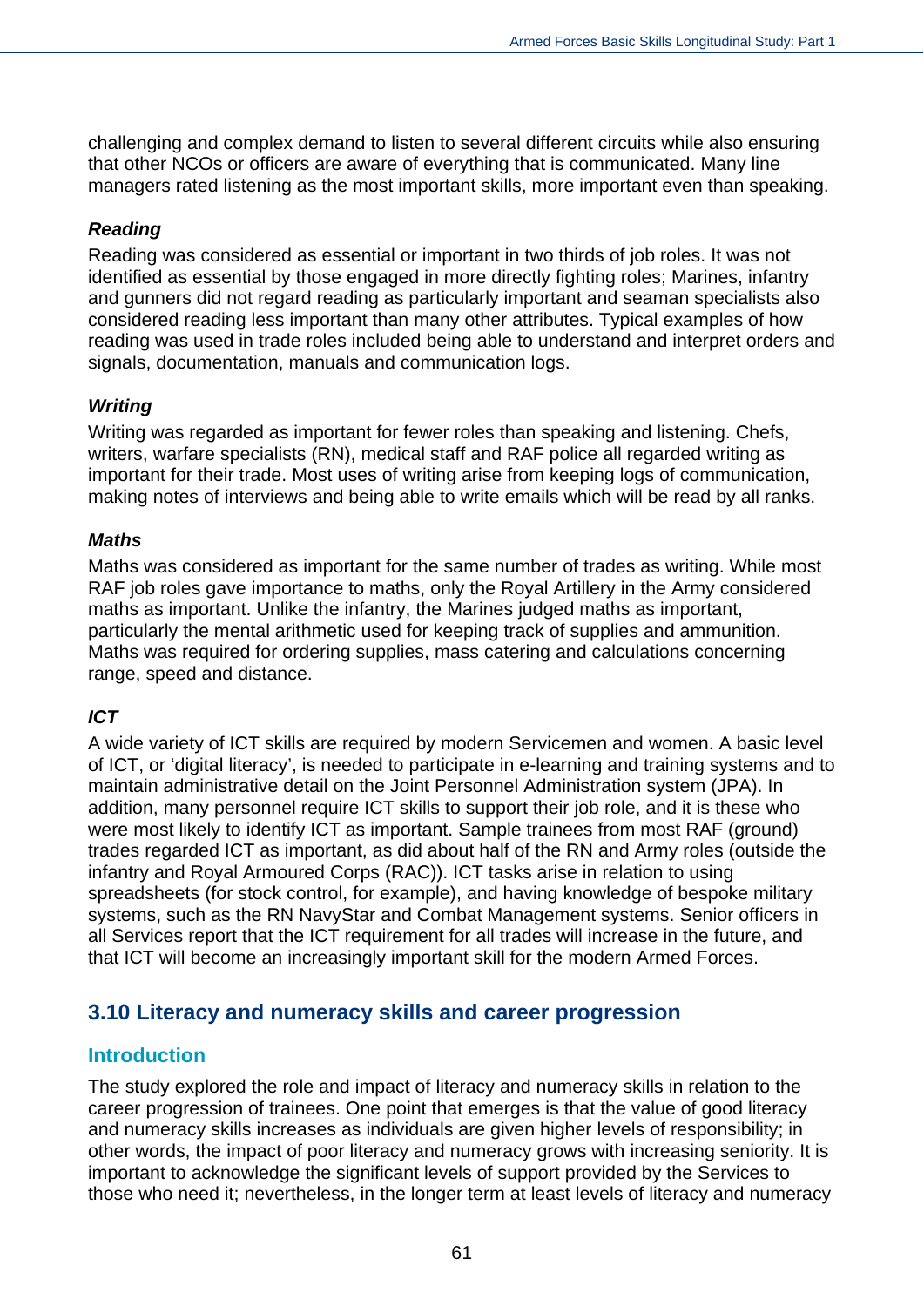challenging and complex demand to listen to several different circuits while also ensuring that other NCOs or officers are aware of everything that is communicated. Many line managers rated listening as the most important skills, more important even than speaking.

#### *Reading*

Reading was considered as essential or important in two thirds of job roles. It was not identified as essential by those engaged in more directly fighting roles; Marines, infantry and gunners did not regard reading as particularly important and seaman specialists also considered reading less important than many other attributes. Typical examples of how reading was used in trade roles included being able to understand and interpret orders and signals, documentation, manuals and communication logs.

#### *Writing*

Writing was regarded as important for fewer roles than speaking and listening. Chefs, writers, warfare specialists (RN), medical staff and RAF police all regarded writing as important for their trade. Most uses of writing arise from keeping logs of communication, making notes of interviews and being able to write emails which will be read by all ranks.

#### *Maths*

Maths was considered as important for the same number of trades as writing. While most RAF job roles gave importance to maths, only the Royal Artillery in the Army considered maths as important. Unlike the infantry, the Marines judged maths as important, particularly the mental arithmetic used for keeping track of supplies and ammunition. Maths was required for ordering supplies, mass catering and calculations concerning range, speed and distance.

#### *ICT*

A wide variety of ICT skills are required by modern Servicemen and women. A basic level of ICT, or 'digital literacy', is needed to participate in e-learning and training systems and to maintain administrative detail on the Joint Personnel Administration system (JPA). In addition, many personnel require ICT skills to support their job role, and it is these who were most likely to identify ICT as important. Sample trainees from most RAF (ground) trades regarded ICT as important, as did about half of the RN and Army roles (outside the infantry and Royal Armoured Corps (RAC)). ICT tasks arise in relation to using spreadsheets (for stock control, for example), and having knowledge of bespoke military systems, such as the RN NavyStar and Combat Management systems. Senior officers in all Services report that the ICT requirement for all trades will increase in the future, and that ICT will become an increasingly important skill for the modern Armed Forces.

## 3.10 Literacy and numeracy skills and career progression

### Introduction

The study explored the role and impact of literacy and numeracy skills in relation to the career progression of trainees. One point that emerges is that the value of good literacy and numeracy skills increases as individuals are given higher levels of responsibility; in other words, the impact of poor literacy and numeracy grows with increasing seniority. It is important to acknowledge the significant levels of support provided by the Services to those who need it; nevertheless, in the longer term at least levels of literacy and numeracy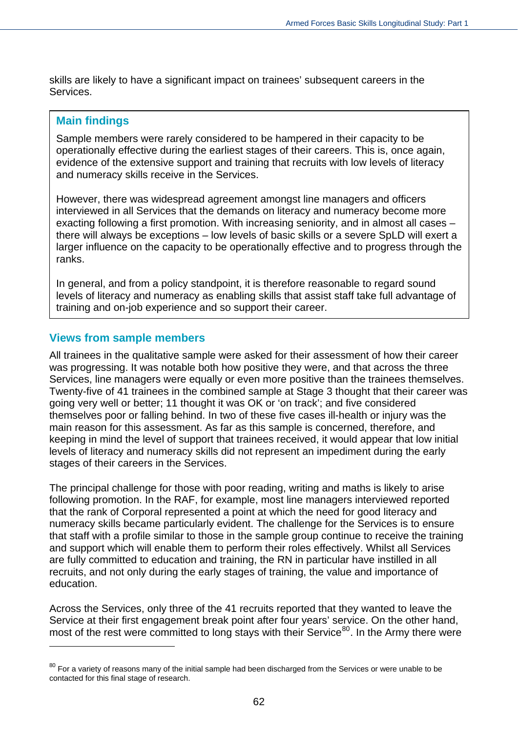skills are likely to have a significant impact on trainees' subsequent careers in the Services.

## Main findings

Sample members were rarely considered to be hampered in their capacity to be operationally effective during the earliest stages of their careers. This is, once again, evidence of the extensive support and training that recruits with low levels of literacy and numeracy skills receive in the Services.

However, there was widespread agreement amongst line managers and officers interviewed in all Services that the demands on literacy and numeracy become more exacting following a first promotion. With increasing seniority, and in almost all cases – there will always be exceptions – low levels of basic skills or a severe SpLD will exert a larger influence on the capacity to be operationally effective and to progress through the ranks.

In general, and from a policy standpoint, it is therefore reasonable to regard sound levels of literacy and numeracy as enabling skills that assist staff take full advantage of training and on-job experience and so support their career.

## Views from sample members

All trainees in the qualitative sample were asked for their assessment of how their career was progressing. It was notable both how positive they were, and that across the three Services, line managers were equally or even more positive than the trainees themselves. Twenty-five of 41 trainees in the combined sample at Stage 3 thought that their career was going very well or better; 11 thought it was OK or 'on track'; and five considered themselves poor or falling behind. In two of these five cases ill-health or injury was the main reason for this assessment. As far as this sample is concerned, therefore, and keeping in mind the level of support that trainees received, it would appear that low initial levels of literacy and numeracy skills did not represent an impediment during the early stages of their careers in the Services.

The principal challenge for those with poor reading, writing and maths is likely to arise following promotion. In the RAF, for example, most line managers interviewed reported that the rank of Corporal represented a point at which the need for good literacy and numeracy skills became particularly evident. The challenge for the Services is to ensure that staff with a profile similar to those in the sample group continue to receive the training and support which will enable them to perform their roles effectively. Whilst all Services are fully committed to education and training, the RN in particular have instilled in all recruits, and not only during the early stages of training, the value and importance of education.

Across the Services, only three of the 41 recruits reported that they wanted to leave the Service at their first engagement break point after four years' service. On the other hand, most of the rest were committed to long stays with their Service[80]. In the Army there were

[80] For a variety of reasons many of the initial sample had been discharged from the Services or were unable to be contacted for this final stage of research.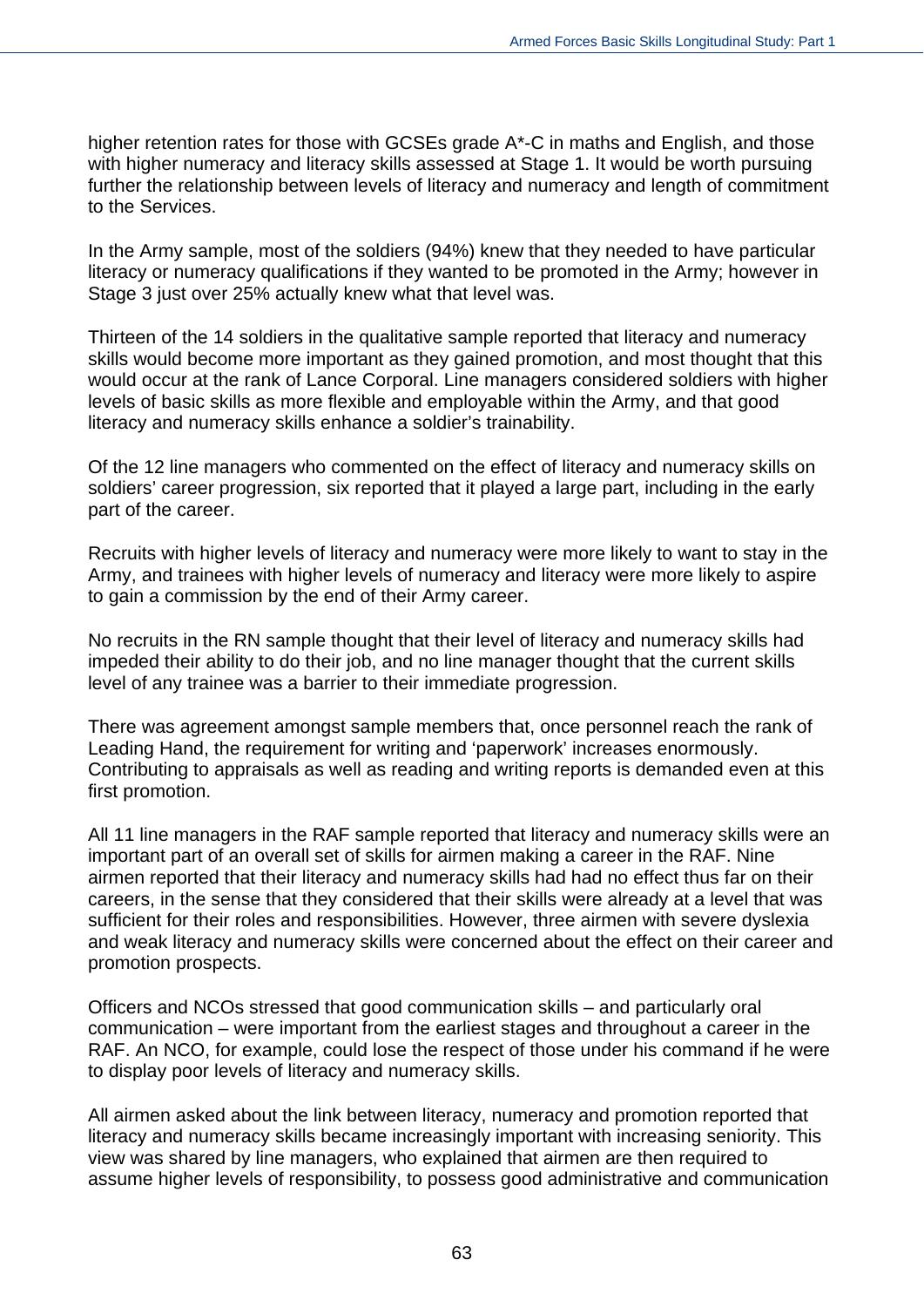higher retention rates for those with GCSEs grade A*-C in maths and English, and those with higher numeracy and literacy skills assessed at Stage 1. It would be worth pursuing further the relationship between levels of literacy and numeracy and length of commitment to the Services.

In the Army sample, most of the soldiers (94%) knew that they needed to have particular literacy or numeracy qualifications if they wanted to be promoted in the Army; however in Stage 3 just over 25% actually knew what that level was.

Thirteen of the 14 soldiers in the qualitative sample reported that literacy and numeracy skills would become more important as they gained promotion, and most thought that this would occur at the rank of Lance Corporal. Line managers considered soldiers with higher levels of basic skills as more flexible and employable within the Army, and that good literacy and numeracy skills enhance a soldier's trainability.

Of the 12 line managers who commented on the effect of literacy and numeracy skills on soldiers' career progression, six reported that it played a large part, including in the early part of the career.

Recruits with higher levels of literacy and numeracy were more likely to want to stay in the Army, and trainees with higher levels of numeracy and literacy were more likely to aspire to gain a commission by the end of their Army career.

No recruits in the RN sample thought that their level of literacy and numeracy skills had impeded their ability to do their job, and no line manager thought that the current skills level of any trainee was a barrier to their immediate progression.

There was agreement amongst sample members that, once personnel reach the rank of Leading Hand, the requirement for writing and 'paperwork' increases enormously. Contributing to appraisals as well as reading and writing reports is demanded even at this first promotion.

All 11 line managers in the RAF sample reported that literacy and numeracy skills were an important part of an overall set of skills for airmen making a career in the RAF. Nine airmen reported that their literacy and numeracy skills had had no effect thus far on their careers, in the sense that they considered that their skills were already at a level that was sufficient for their roles and responsibilities. However, three airmen with severe dyslexia and weak literacy and numeracy skills were concerned about the effect on their career and promotion prospects.

Officers and NCOs stressed that good communication skills – and particularly oral communication – were important from the earliest stages and throughout a career in the RAF. An NCO, for example, could lose the respect of those under his command if he were to display poor levels of literacy and numeracy skills.

All airmen asked about the link between literacy, numeracy and promotion reported that literacy and numeracy skills became increasingly important with increasing seniority. This view was shared by line managers, who explained that airmen are then required to assume higher levels of responsibility, to possess good administrative and communication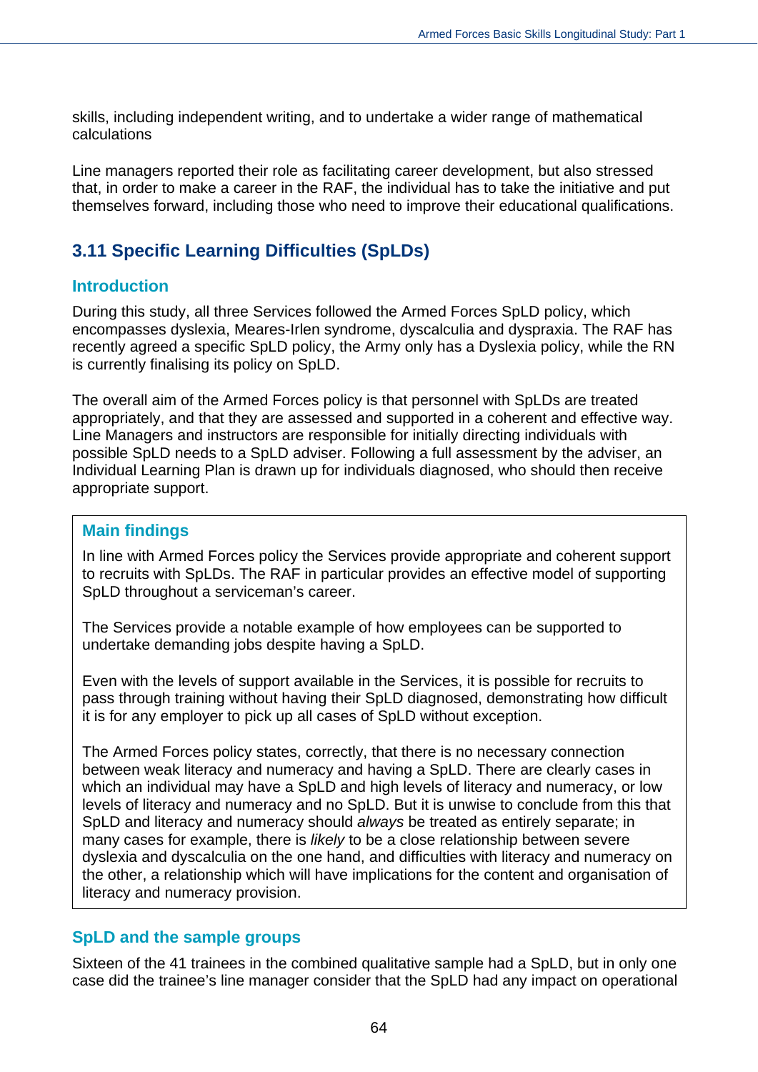skills, including independent writing, and to undertake a wider range of mathematical calculations

Line managers reported their role as facilitating career development, but also stressed that, in order to make a career in the RAF, the individual has to take the initiative and put themselves forward, including those who need to improve their educational qualifications.

## 3.11 Specific Learning Difficulties (SpLDs)

### Introduction

During this study, all three Services followed the Armed Forces SpLD policy, which encompasses dyslexia, Meares-Irlen syndrome, dyscalculia and dyspraxia. The RAF has recently agreed a specific SpLD policy, the Army only has a Dyslexia policy, while the RN is currently finalising its policy on SpLD.

The overall aim of the Armed Forces policy is that personnel with SpLDs are treated appropriately, and that they are assessed and supported in a coherent and effective way. Line Managers and instructors are responsible for initially directing individuals with possible SpLD needs to a SpLD adviser. Following a full assessment by the adviser, an Individual Learning Plan is drawn up for individuals diagnosed, who should then receive appropriate support.

> ### Main findings
>
> In line with Armed Forces policy the Services provide appropriate and coherent support to recruits with SpLDs. The RAF in particular provides an effective model of supporting SpLD throughout a serviceman's career.
>
> The Services provide a notable example of how employees can be supported to undertake demanding jobs despite having a SpLD.
>
> Even with the levels of support available in the Services, it is possible for recruits to pass through training without having their SpLD diagnosed, demonstrating how difficult it is for any employer to pick up all cases of SpLD without exception.
>
> The Armed Forces policy states, correctly, that there is no necessary connection between weak literacy and numeracy and having a SpLD. There are clearly cases in which an individual may have a SpLD and high levels of literacy and numeracy, or low levels of literacy and numeracy and no SpLD. But it is unwise to conclude from this that SpLD and literacy and numeracy should *always* be treated as entirely separate; in many cases for example, there is *likely* to be a close relationship between severe dyslexia and dyscalculia on the one hand, and difficulties with literacy and numeracy on the other, a relationship which will have implications for the content and organisation of literacy and numeracy provision.

### SpLD and the sample groups

Sixteen of the 41 trainees in the combined qualitative sample had a SpLD, but in only one case did the trainee's line manager consider that the SpLD had any impact on operational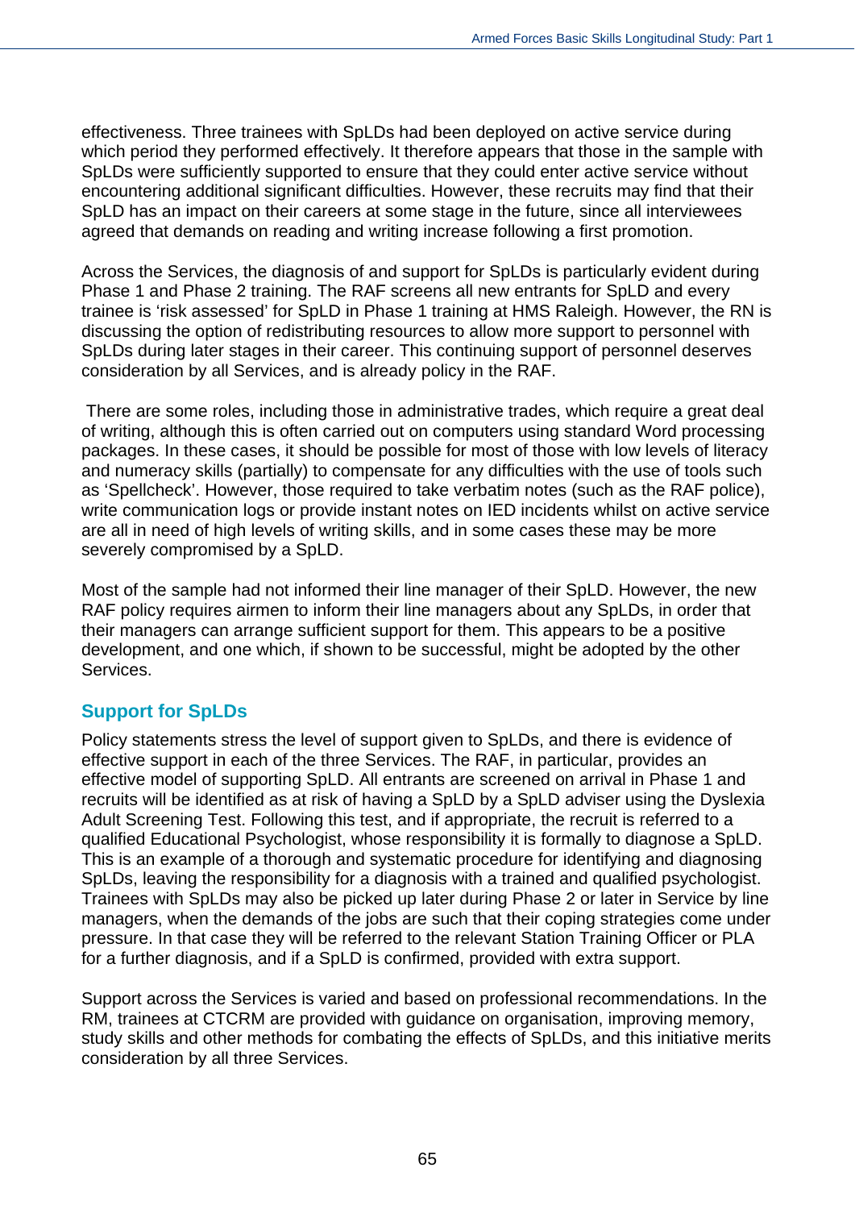effectiveness. Three trainees with SpLDs had been deployed on active service during which period they performed effectively. It therefore appears that those in the sample with SpLDs were sufficiently supported to ensure that they could enter active service without encountering additional significant difficulties. However, these recruits may find that their SpLD has an impact on their careers at some stage in the future, since all interviewees agreed that demands on reading and writing increase following a first promotion.

Across the Services, the diagnosis of and support for SpLDs is particularly evident during Phase 1 and Phase 2 training. The RAF screens all new entrants for SpLD and every trainee is 'risk assessed' for SpLD in Phase 1 training at HMS Raleigh. However, the RN is discussing the option of redistributing resources to allow more support to personnel with SpLDs during later stages in their career. This continuing support of personnel deserves consideration by all Services, and is already policy in the RAF.

There are some roles, including those in administrative trades, which require a great deal of writing, although this is often carried out on computers using standard Word processing packages. In these cases, it should be possible for most of those with low levels of literacy and numeracy skills (partially) to compensate for any difficulties with the use of tools such as 'Spellcheck'. However, those required to take verbatim notes (such as the RAF police), write communication logs or provide instant notes on IED incidents whilst on active service are all in need of high levels of writing skills, and in some cases these may be more severely compromised by a SpLD.

Most of the sample had not informed their line manager of their SpLD. However, the new RAF policy requires airmen to inform their line managers about any SpLDs, in order that their managers can arrange sufficient support for them. This appears to be a positive development, and one which, if shown to be successful, might be adopted by the other Services.

## Support for SpLDs

Policy statements stress the level of support given to SpLDs, and there is evidence of effective support in each of the three Services. The RAF, in particular, provides an effective model of supporting SpLD. All entrants are screened on arrival in Phase 1 and recruits will be identified as at risk of having a SpLD by a SpLD adviser using the Dyslexia Adult Screening Test. Following this test, and if appropriate, the recruit is referred to a qualified Educational Psychologist, whose responsibility it is formally to diagnose a SpLD. This is an example of a thorough and systematic procedure for identifying and diagnosing SpLDs, leaving the responsibility for a diagnosis with a trained and qualified psychologist. Trainees with SpLDs may also be picked up later during Phase 2 or later in Service by line managers, when the demands of the jobs are such that their coping strategies come under pressure. In that case they will be referred to the relevant Station Training Officer or PLA for a further diagnosis, and if a SpLD is confirmed, provided with extra support.

Support across the Services is varied and based on professional recommendations. In the RM, trainees at CTCRM are provided with guidance on organisation, improving memory, study skills and other methods for combating the effects of SpLDs, and this initiative merits consideration by all three Services.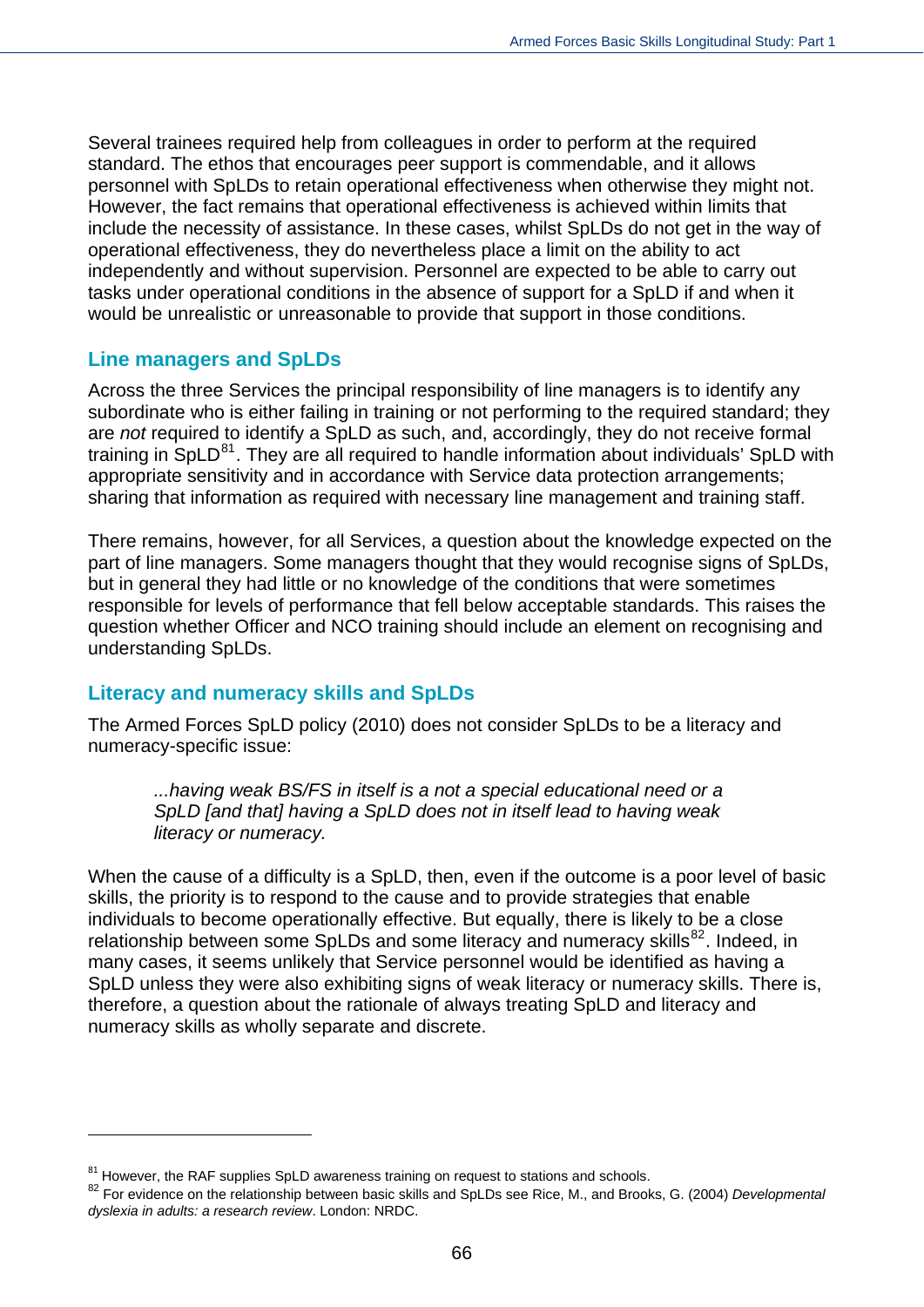Several trainees required help from colleagues in order to perform at the required standard. The ethos that encourages peer support is commendable, and it allows personnel with SpLDs to retain operational effectiveness when otherwise they might not. However, the fact remains that operational effectiveness is achieved within limits that include the necessity of assistance. In these cases, whilst SpLDs do not get in the way of operational effectiveness, they do nevertheless place a limit on the ability to act independently and without supervision. Personnel are expected to be able to carry out tasks under operational conditions in the absence of support for a SpLD if and when it would be unrealistic or unreasonable to provide that support in those conditions.

## Line managers and SpLDs

Across the three Services the principal responsibility of line managers is to identify any subordinate who is either failing in training or not performing to the required standard; they are *not* required to identify a SpLD as such, and, accordingly, they do not receive formal training in SpLD[81]. They are all required to handle information about individuals' SpLD with appropriate sensitivity and in accordance with Service data protection arrangements; sharing that information as required with necessary line management and training staff.

There remains, however, for all Services, a question about the knowledge expected on the part of line managers. Some managers thought that they would recognise signs of SpLDs, but in general they had little or no knowledge of the conditions that were sometimes responsible for levels of performance that fell below acceptable standards. This raises the question whether Officer and NCO training should include an element on recognising and understanding SpLDs.

## Literacy and numeracy skills and SpLDs

The Armed Forces SpLD policy (2010) does not consider SpLDs to be a literacy and numeracy-specific issue:

> *...having weak BS/FS in itself is a not a special educational need or a SpLD [and that] having a SpLD does not in itself lead to having weak literacy or numeracy.*

When the cause of a difficulty is a SpLD, then, even if the outcome is a poor level of basic skills, the priority is to respond to the cause and to provide strategies that enable individuals to become operationally effective. But equally, there is likely to be a close relationship between some SpLDs and some literacy and numeracy skills[82]. Indeed, in many cases, it seems unlikely that Service personnel would be identified as having a SpLD unless they were also exhibiting signs of weak literacy or numeracy skills. There is, therefore, a question about the rationale of always treating SpLD and literacy and numeracy skills as wholly separate and discrete.

---

[81] However, the RAF supplies SpLD awareness training on request to stations and schools.

[82] For evidence on the relationship between basic skills and SpLDs see Rice, M., and Brooks, G. (2004) *Developmental dyslexia in adults: a research review*. London: NRDC.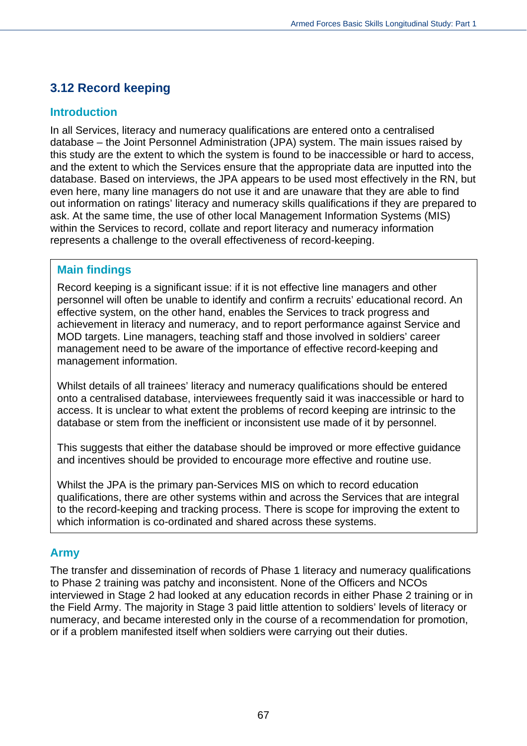## 3.12 Record keeping

### Introduction

In all Services, literacy and numeracy qualifications are entered onto a centralised database – the Joint Personnel Administration (JPA) system. The main issues raised by this study are the extent to which the system is found to be inaccessible or hard to access, and the extent to which the Services ensure that the appropriate data are inputted into the database. Based on interviews, the JPA appears to be used most effectively in the RN, but even here, many line managers do not use it and are unaware that they are able to find out information on ratings' literacy and numeracy skills qualifications if they are prepared to ask. At the same time, the use of other local Management Information Systems (MIS) within the Services to record, collate and report literacy and numeracy information represents a challenge to the overall effectiveness of record-keeping.

### Main findings

Record keeping is a significant issue: if it is not effective line managers and other personnel will often be unable to identify and confirm a recruits' educational record. An effective system, on the other hand, enables the Services to track progress and achievement in literacy and numeracy, and to report performance against Service and MOD targets. Line managers, teaching staff and those involved in soldiers' career management need to be aware of the importance of effective record-keeping and management information.

Whilst details of all trainees' literacy and numeracy qualifications should be entered onto a centralised database, interviewees frequently said it was inaccessible or hard to access. It is unclear to what extent the problems of record keeping are intrinsic to the database or stem from the inefficient or inconsistent use made of it by personnel.

This suggests that either the database should be improved or more effective guidance and incentives should be provided to encourage more effective and routine use.

Whilst the JPA is the primary pan-Services MIS on which to record education qualifications, there are other systems within and across the Services that are integral to the record-keeping and tracking process. There is scope for improving the extent to which information is co-ordinated and shared across these systems.

### Army

The transfer and dissemination of records of Phase 1 literacy and numeracy qualifications to Phase 2 training was patchy and inconsistent. None of the Officers and NCOs interviewed in Stage 2 had looked at any education records in either Phase 2 training or in the Field Army. The majority in Stage 3 paid little attention to soldiers' levels of literacy or numeracy, and became interested only in the course of a recommendation for promotion, or if a problem manifested itself when soldiers were carrying out their duties.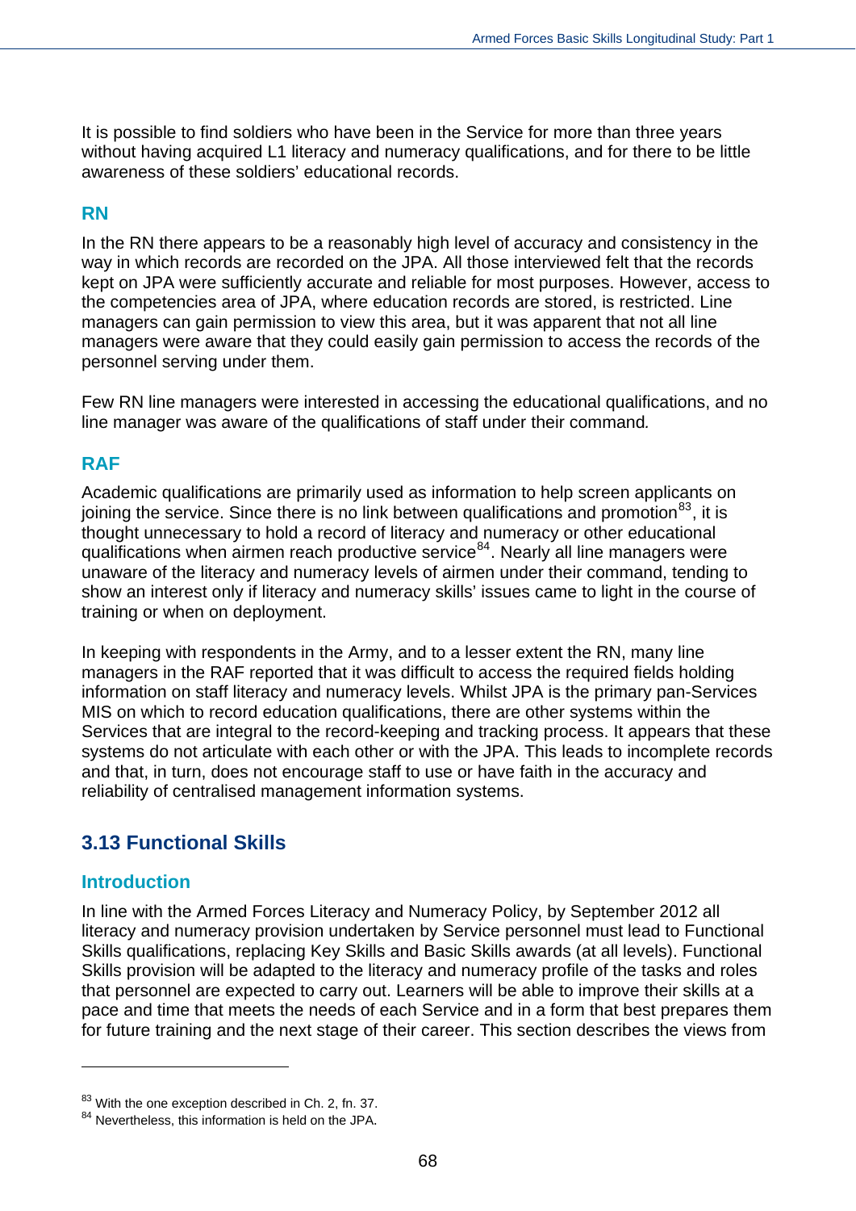It is possible to find soldiers who have been in the Service for more than three years without having acquired L1 literacy and numeracy qualifications, and for there to be little awareness of these soldiers' educational records.

### RN

In the RN there appears to be a reasonably high level of accuracy and consistency in the way in which records are recorded on the JPA. All those interviewed felt that the records kept on JPA were sufficiently accurate and reliable for most purposes. However, access to the competencies area of JPA, where education records are stored, is restricted. Line managers can gain permission to view this area, but it was apparent that not all line managers were aware that they could easily gain permission to access the records of the personnel serving under them.

Few RN line managers were interested in accessing the educational qualifications, and no line manager was aware of the qualifications of staff under their command*.*

### RAF

Academic qualifications are primarily used as information to help screen applicants on joining the service. Since there is no link between qualifications and promotion[83], it is thought unnecessary to hold a record of literacy and numeracy or other educational qualifications when airmen reach productive service[84]. Nearly all line managers were unaware of the literacy and numeracy levels of airmen under their command, tending to show an interest only if literacy and numeracy skills' issues came to light in the course of training or when on deployment.

In keeping with respondents in the Army, and to a lesser extent the RN, many line managers in the RAF reported that it was difficult to access the required fields holding information on staff literacy and numeracy levels. Whilst JPA is the primary pan-Services MIS on which to record education qualifications, there are other systems within the Services that are integral to the record-keeping and tracking process. It appears that these systems do not articulate with each other or with the JPA. This leads to incomplete records and that, in turn, does not encourage staff to use or have faith in the accuracy and reliability of centralised management information systems.

## 3.13 Functional Skills

### Introduction

In line with the Armed Forces Literacy and Numeracy Policy, by September 2012 all literacy and numeracy provision undertaken by Service personnel must lead to Functional Skills qualifications, replacing Key Skills and Basic Skills awards (at all levels). Functional Skills provision will be adapted to the literacy and numeracy profile of the tasks and roles that personnel are expected to carry out. Learners will be able to improve their skills at a pace and time that meets the needs of each Service and in a form that best prepares them for future training and the next stage of their career. This section describes the views from

---

[83] With the one exception described in Ch. 2, fn. 37.

[84] Nevertheless, this information is held on the JPA.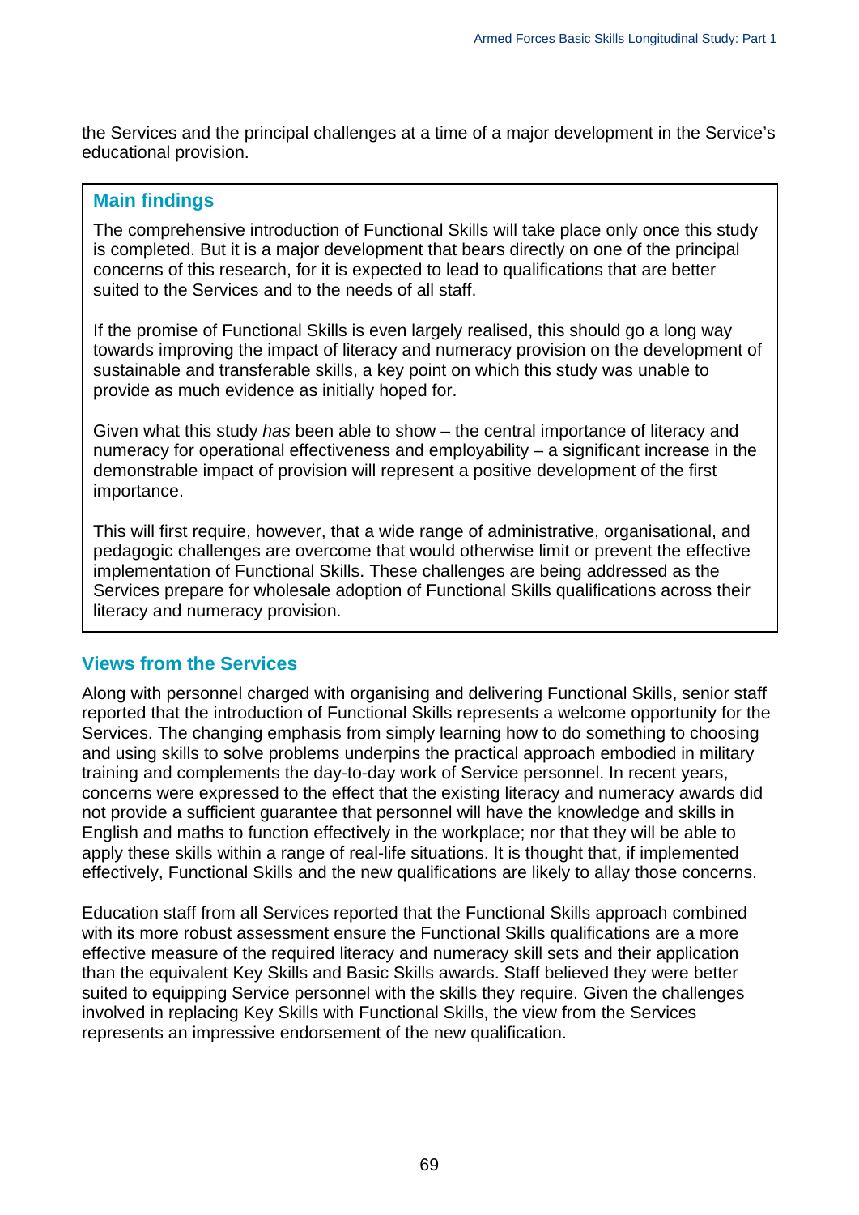the Services and the principal challenges at a time of a major development in the Service's educational provision.

## Main findings

The comprehensive introduction of Functional Skills will take place only once this study is completed. But it is a major development that bears directly on one of the principal concerns of this research, for it is expected to lead to qualifications that are better suited to the Services and to the needs of all staff.

If the promise of Functional Skills is even largely realised, this should go a long way towards improving the impact of literacy and numeracy provision on the development of sustainable and transferable skills, a key point on which this study was unable to provide as much evidence as initially hoped for.

Given what this study *has* been able to show – the central importance of literacy and numeracy for operational effectiveness and employability – a significant increase in the demonstrable impact of provision will represent a positive development of the first importance.

This will first require, however, that a wide range of administrative, organisational, and pedagogic challenges are overcome that would otherwise limit or prevent the effective implementation of Functional Skills. These challenges are being addressed as the Services prepare for wholesale adoption of Functional Skills qualifications across their literacy and numeracy provision.

## Views from the Services

Along with personnel charged with organising and delivering Functional Skills, senior staff reported that the introduction of Functional Skills represents a welcome opportunity for the Services. The changing emphasis from simply learning how to do something to choosing and using skills to solve problems underpins the practical approach embodied in military training and complements the day-to-day work of Service personnel. In recent years, concerns were expressed to the effect that the existing literacy and numeracy awards did not provide a sufficient guarantee that personnel will have the knowledge and skills in English and maths to function effectively in the workplace; nor that they will be able to apply these skills within a range of real-life situations. It is thought that, if implemented effectively, Functional Skills and the new qualifications are likely to allay those concerns.

Education staff from all Services reported that the Functional Skills approach combined with its more robust assessment ensure the Functional Skills qualifications are a more effective measure of the required literacy and numeracy skill sets and their application than the equivalent Key Skills and Basic Skills awards. Staff believed they were better suited to equipping Service personnel with the skills they require. Given the challenges involved in replacing Key Skills with Functional Skills, the view from the Services represents an impressive endorsement of the new qualification.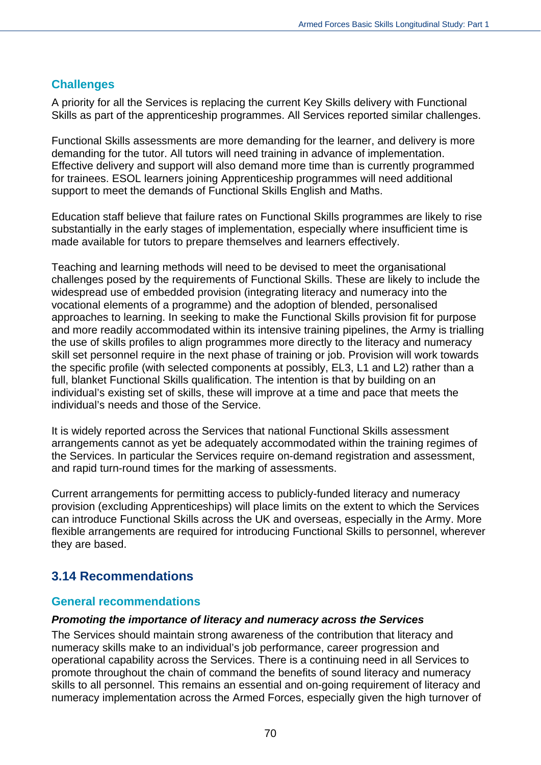### Challenges

A priority for all the Services is replacing the current Key Skills delivery with Functional Skills as part of the apprenticeship programmes. All Services reported similar challenges.

Functional Skills assessments are more demanding for the learner, and delivery is more demanding for the tutor. All tutors will need training in advance of implementation. Effective delivery and support will also demand more time than is currently programmed for trainees. ESOL learners joining Apprenticeship programmes will need additional support to meet the demands of Functional Skills English and Maths.

Education staff believe that failure rates on Functional Skills programmes are likely to rise substantially in the early stages of implementation, especially where insufficient time is made available for tutors to prepare themselves and learners effectively.

Teaching and learning methods will need to be devised to meet the organisational challenges posed by the requirements of Functional Skills. These are likely to include the widespread use of embedded provision (integrating literacy and numeracy into the vocational elements of a programme) and the adoption of blended, personalised approaches to learning. In seeking to make the Functional Skills provision fit for purpose and more readily accommodated within its intensive training pipelines, the Army is trialling the use of skills profiles to align programmes more directly to the literacy and numeracy skill set personnel require in the next phase of training or job. Provision will work towards the specific profile (with selected components at possibly, EL3, L1 and L2) rather than a full, blanket Functional Skills qualification. The intention is that by building on an individual's existing set of skills, these will improve at a time and pace that meets the individual's needs and those of the Service.

It is widely reported across the Services that national Functional Skills assessment arrangements cannot as yet be adequately accommodated within the training regimes of the Services. In particular the Services require on-demand registration and assessment, and rapid turn-round times for the marking of assessments.

Current arrangements for permitting access to publicly-funded literacy and numeracy provision (excluding Apprenticeships) will place limits on the extent to which the Services can introduce Functional Skills across the UK and overseas, especially in the Army. More flexible arrangements are required for introducing Functional Skills to personnel, wherever they are based.

## 3.14 Recommendations

### General recommendations

***Promoting the importance of literacy and numeracy across the Services***

The Services should maintain strong awareness of the contribution that literacy and numeracy skills make to an individual's job performance, career progression and operational capability across the Services. There is a continuing need in all Services to promote throughout the chain of command the benefits of sound literacy and numeracy skills to all personnel. This remains an essential and on-going requirement of literacy and numeracy implementation across the Armed Forces, especially given the high turnover of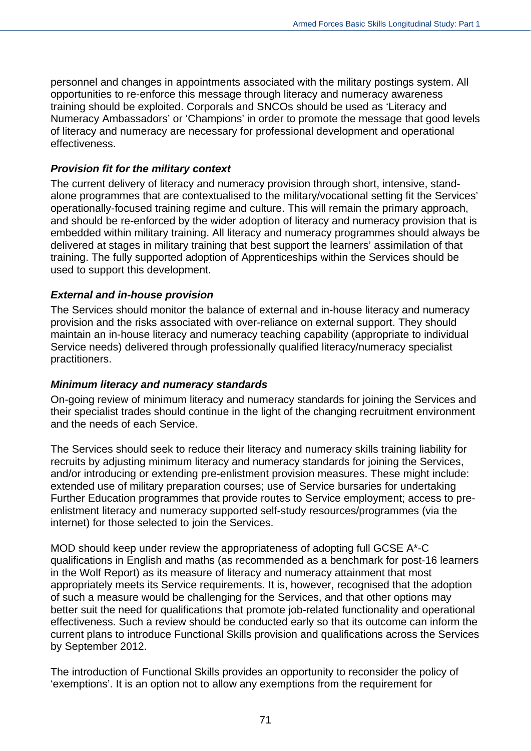personnel and changes in appointments associated with the military postings system. All opportunities to re-enforce this message through literacy and numeracy awareness training should be exploited. Corporals and SNCOs should be used as 'Literacy and Numeracy Ambassadors' or 'Champions' in order to promote the message that good levels of literacy and numeracy are necessary for professional development and operational effectiveness.

***Provision fit for the military context***

The current delivery of literacy and numeracy provision through short, intensive, stand-alone programmes that are contextualised to the military/vocational setting fit the Services' operationally-focused training regime and culture. This will remain the primary approach, and should be re-enforced by the wider adoption of literacy and numeracy provision that is embedded within military training. All literacy and numeracy programmes should always be delivered at stages in military training that best support the learners' assimilation of that training. The fully supported adoption of Apprenticeships within the Services should be used to support this development.

***External and in-house provision***

The Services should monitor the balance of external and in-house literacy and numeracy provision and the risks associated with over-reliance on external support. They should maintain an in-house literacy and numeracy teaching capability (appropriate to individual Service needs) delivered through professionally qualified literacy/numeracy specialist practitioners.

***Minimum literacy and numeracy standards***

On-going review of minimum literacy and numeracy standards for joining the Services and their specialist trades should continue in the light of the changing recruitment environment and the needs of each Service.

The Services should seek to reduce their literacy and numeracy skills training liability for recruits by adjusting minimum literacy and numeracy standards for joining the Services, and/or introducing or extending pre-enlistment provision measures. These might include: extended use of military preparation courses; use of Service bursaries for undertaking Further Education programmes that provide routes to Service employment; access to pre-enlistment literacy and numeracy supported self-study resources/programmes (via the internet) for those selected to join the Services.

MOD should keep under review the appropriateness of adopting full GCSE A*-C qualifications in English and maths (as recommended as a benchmark for post-16 learners in the Wolf Report) as its measure of literacy and numeracy attainment that most appropriately meets its Service requirements. It is, however, recognised that the adoption of such a measure would be challenging for the Services, and that other options may better suit the need for qualifications that promote job-related functionality and operational effectiveness. Such a review should be conducted early so that its outcome can inform the current plans to introduce Functional Skills provision and qualifications across the Services by September 2012.

The introduction of Functional Skills provides an opportunity to reconsider the policy of 'exemptions'. It is an option not to allow any exemptions from the requirement for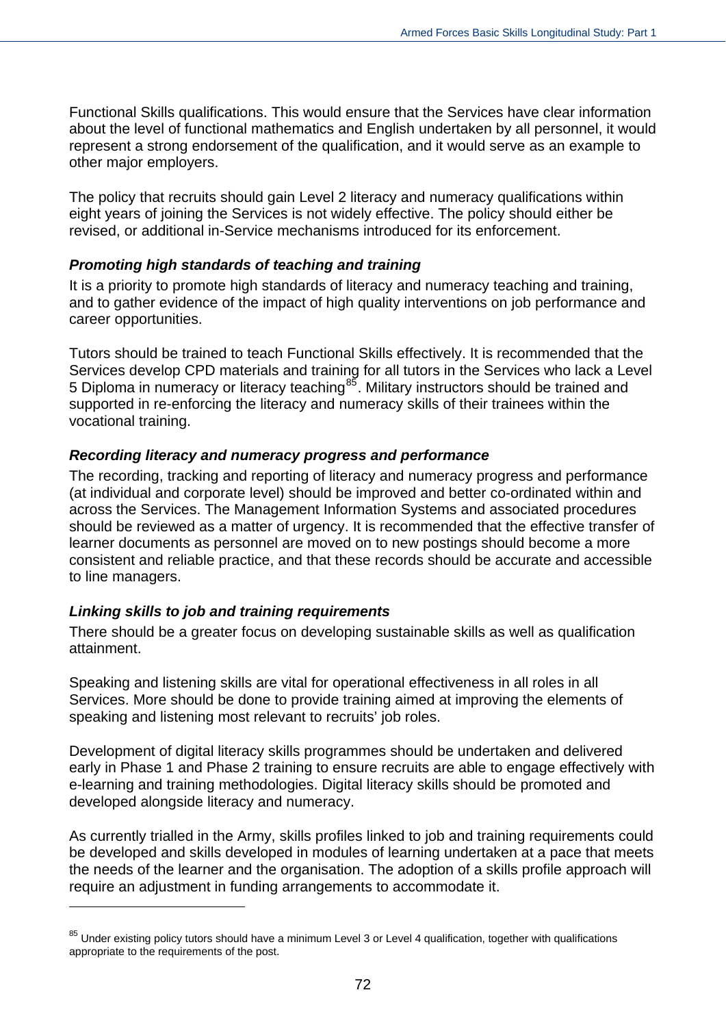Functional Skills qualifications. This would ensure that the Services have clear information about the level of functional mathematics and English undertaken by all personnel, it would represent a strong endorsement of the qualification, and it would serve as an example to other major employers.

The policy that recruits should gain Level 2 literacy and numeracy qualifications within eight years of joining the Services is not widely effective. The policy should either be revised, or additional in-Service mechanisms introduced for its enforcement.

### *Promoting high standards of teaching and training*

It is a priority to promote high standards of literacy and numeracy teaching and training, and to gather evidence of the impact of high quality interventions on job performance and career opportunities.

Tutors should be trained to teach Functional Skills effectively. It is recommended that the Services develop CPD materials and training for all tutors in the Services who lack a Level 5 Diploma in numeracy or literacy teaching[85]. Military instructors should be trained and supported in re-enforcing the literacy and numeracy skills of their trainees within the vocational training.

### *Recording literacy and numeracy progress and performance*

The recording, tracking and reporting of literacy and numeracy progress and performance (at individual and corporate level) should be improved and better co-ordinated within and across the Services. The Management Information Systems and associated procedures should be reviewed as a matter of urgency. It is recommended that the effective transfer of learner documents as personnel are moved on to new postings should become a more consistent and reliable practice, and that these records should be accurate and accessible to line managers.

### *Linking skills to job and training requirements*

There should be a greater focus on developing sustainable skills as well as qualification attainment.

Speaking and listening skills are vital for operational effectiveness in all roles in all Services. More should be done to provide training aimed at improving the elements of speaking and listening most relevant to recruits' job roles.

Development of digital literacy skills programmes should be undertaken and delivered early in Phase 1 and Phase 2 training to ensure recruits are able to engage effectively with e-learning and training methodologies. Digital literacy skills should be promoted and developed alongside literacy and numeracy.

As currently trialled in the Army, skills profiles linked to job and training requirements could be developed and skills developed in modules of learning undertaken at a pace that meets the needs of the learner and the organisation. The adoption of a skills profile approach will require an adjustment in funding arrangements to accommodate it.

---

[85] Under existing policy tutors should have a minimum Level 3 or Level 4 qualification, together with qualifications appropriate to the requirements of the post.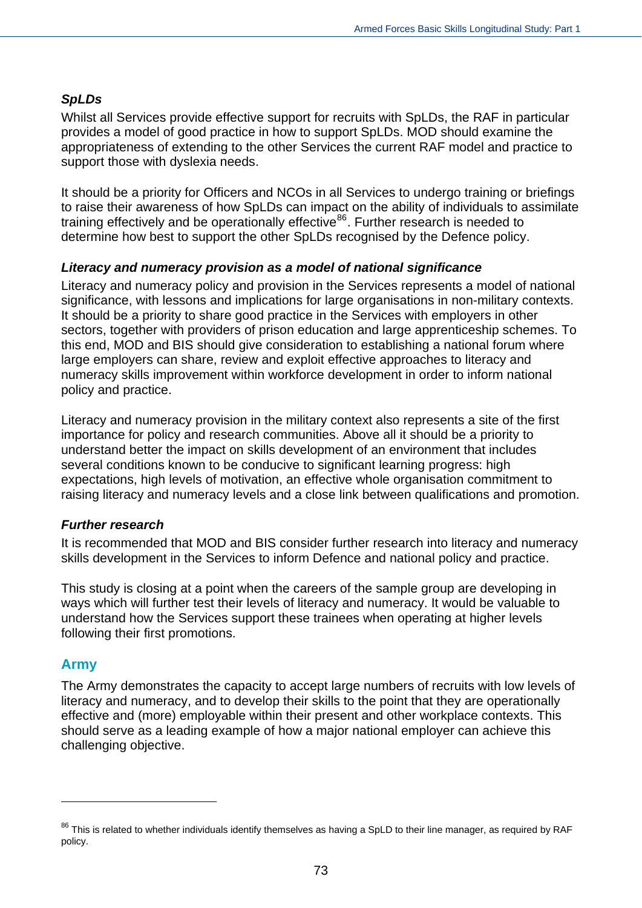### *SpLDs*

Whilst all Services provide effective support for recruits with SpLDs, the RAF in particular provides a model of good practice in how to support SpLDs. MOD should examine the appropriateness of extending to the other Services the current RAF model and practice to support those with dyslexia needs.

It should be a priority for Officers and NCOs in all Services to undergo training or briefings to raise their awareness of how SpLDs can impact on the ability of individuals to assimilate training effectively and be operationally effective[86]. Further research is needed to determine how best to support the other SpLDs recognised by the Defence policy.

### *Literacy and numeracy provision as a model of national significance*

Literacy and numeracy policy and provision in the Services represents a model of national significance, with lessons and implications for large organisations in non-military contexts. It should be a priority to share good practice in the Services with employers in other sectors, together with providers of prison education and large apprenticeship schemes. To this end, MOD and BIS should give consideration to establishing a national forum where large employers can share, review and exploit effective approaches to literacy and numeracy skills improvement within workforce development in order to inform national policy and practice.

Literacy and numeracy provision in the military context also represents a site of the first importance for policy and research communities. Above all it should be a priority to understand better the impact on skills development of an environment that includes several conditions known to be conducive to significant learning progress: high expectations, high levels of motivation, an effective whole organisation commitment to raising literacy and numeracy levels and a close link between qualifications and promotion.

### *Further research*

It is recommended that MOD and BIS consider further research into literacy and numeracy skills development in the Services to inform Defence and national policy and practice.

This study is closing at a point when the careers of the sample group are developing in ways which will further test their levels of literacy and numeracy. It would be valuable to understand how the Services support these trainees when operating at higher levels following their first promotions.

## Army

The Army demonstrates the capacity to accept large numbers of recruits with low levels of literacy and numeracy, and to develop their skills to the point that they are operationally effective and (more) employable within their present and other workplace contexts. This should serve as a leading example of how a major national employer can achieve this challenging objective.

---

[86] This is related to whether individuals identify themselves as having a SpLD to their line manager, as required by RAF policy.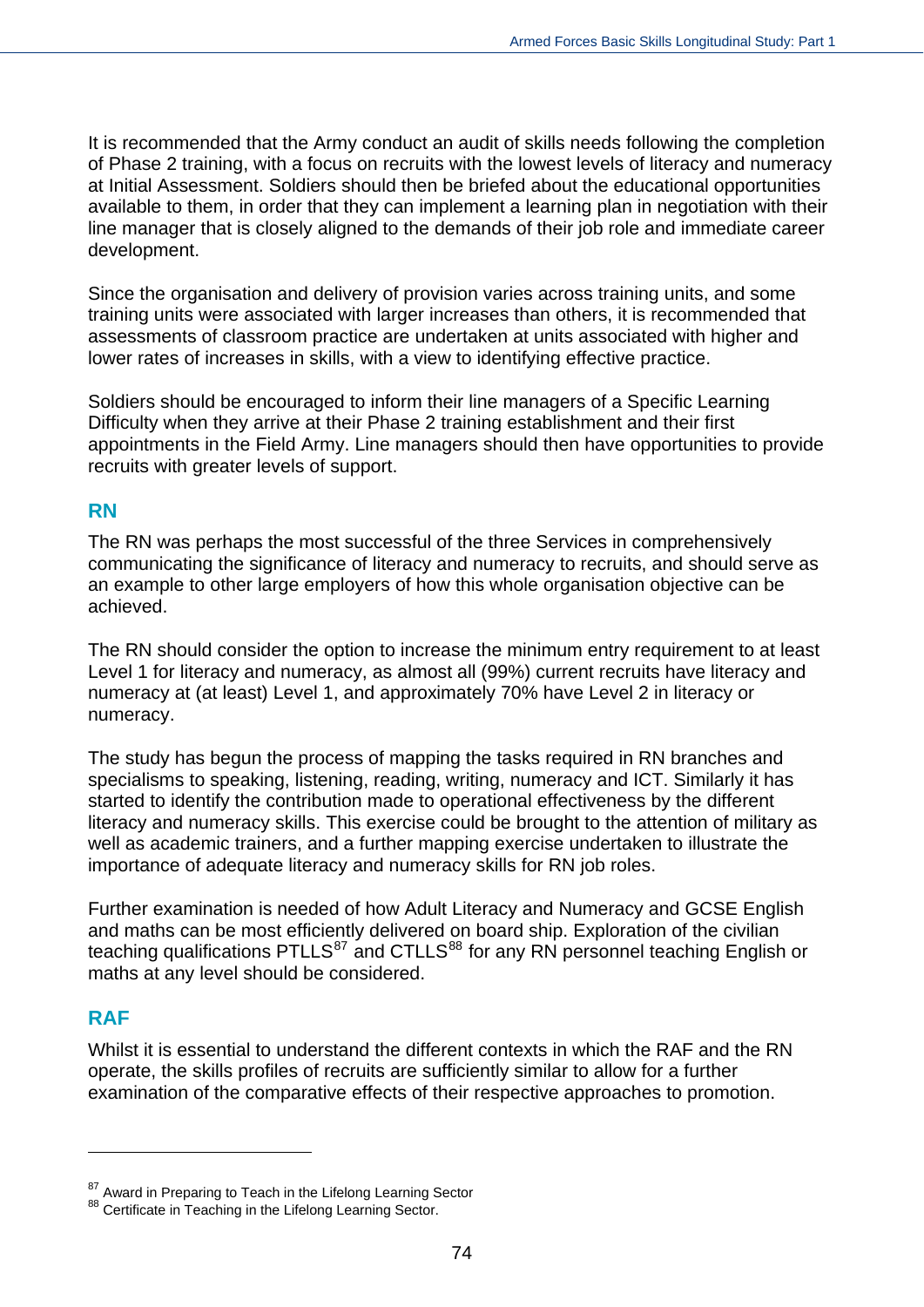It is recommended that the Army conduct an audit of skills needs following the completion of Phase 2 training, with a focus on recruits with the lowest levels of literacy and numeracy at Initial Assessment. Soldiers should then be briefed about the educational opportunities available to them, in order that they can implement a learning plan in negotiation with their line manager that is closely aligned to the demands of their job role and immediate career development.

Since the organisation and delivery of provision varies across training units, and some training units were associated with larger increases than others, it is recommended that assessments of classroom practice are undertaken at units associated with higher and lower rates of increases in skills, with a view to identifying effective practice.

Soldiers should be encouraged to inform their line managers of a Specific Learning Difficulty when they arrive at their Phase 2 training establishment and their first appointments in the Field Army. Line managers should then have opportunities to provide recruits with greater levels of support.

### RN

The RN was perhaps the most successful of the three Services in comprehensively communicating the significance of literacy and numeracy to recruits, and should serve as an example to other large employers of how this whole organisation objective can be achieved.

The RN should consider the option to increase the minimum entry requirement to at least Level 1 for literacy and numeracy, as almost all (99%) current recruits have literacy and numeracy at (at least) Level 1, and approximately 70% have Level 2 in literacy or numeracy.

The study has begun the process of mapping the tasks required in RN branches and specialisms to speaking, listening, reading, writing, numeracy and ICT. Similarly it has started to identify the contribution made to operational effectiveness by the different literacy and numeracy skills. This exercise could be brought to the attention of military as well as academic trainers, and a further mapping exercise undertaken to illustrate the importance of adequate literacy and numeracy skills for RN job roles.

Further examination is needed of how Adult Literacy and Numeracy and GCSE English and maths can be most efficiently delivered on board ship. Exploration of the civilian teaching qualifications PTLLS[87] and CTLLS[88] for any RN personnel teaching English or maths at any level should be considered.

### RAF

Whilst it is essential to understand the different contexts in which the RAF and the RN operate, the skills profiles of recruits are sufficiently similar to allow for a further examination of the comparative effects of their respective approaches to promotion.

---

[87] Award in Preparing to Teach in the Lifelong Learning Sector

[88] Certificate in Teaching in the Lifelong Learning Sector.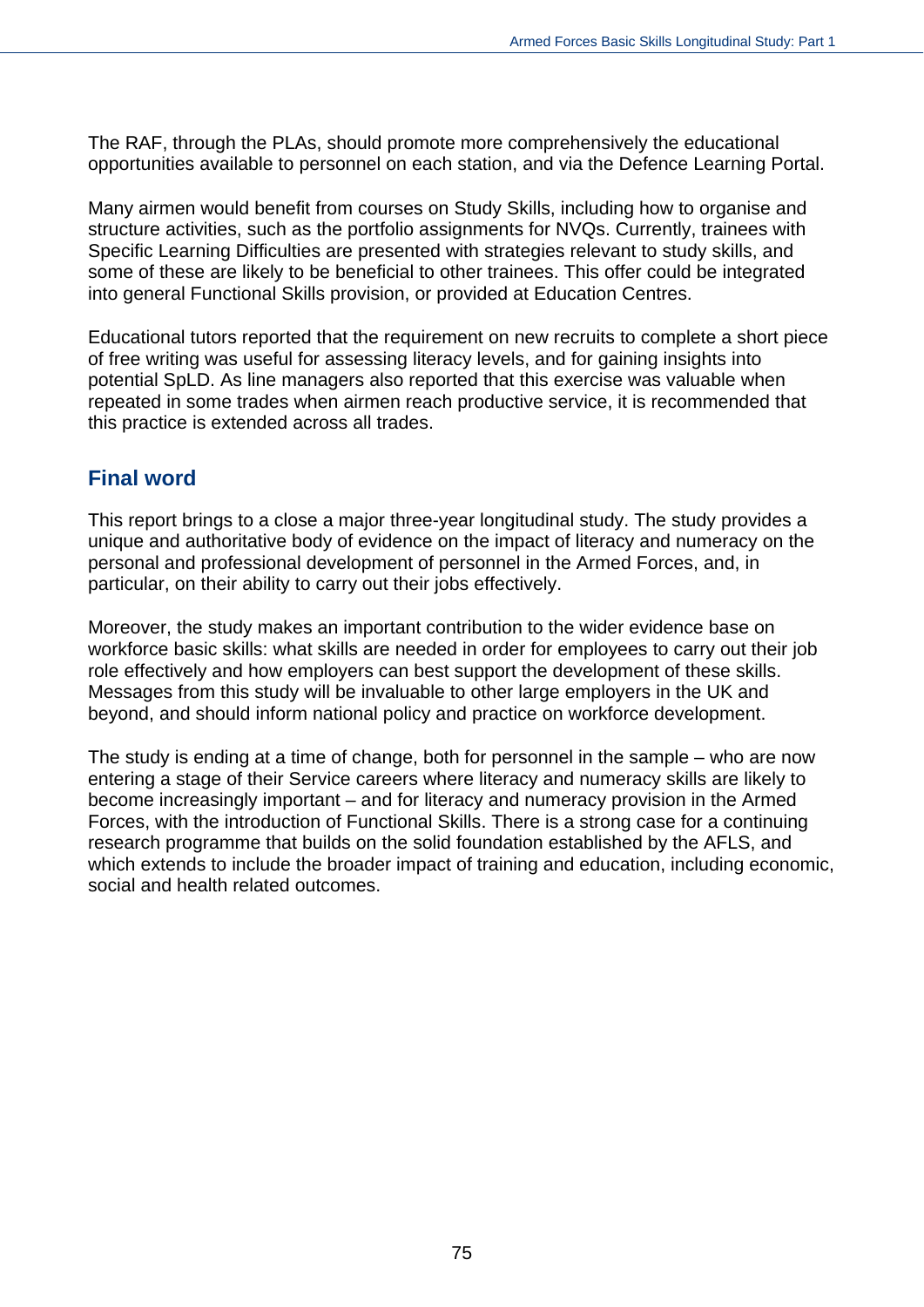The RAF, through the PLAs, should promote more comprehensively the educational opportunities available to personnel on each station, and via the Defence Learning Portal.

Many airmen would benefit from courses on Study Skills, including how to organise and structure activities, such as the portfolio assignments for NVQs. Currently, trainees with Specific Learning Difficulties are presented with strategies relevant to study skills, and some of these are likely to be beneficial to other trainees. This offer could be integrated into general Functional Skills provision, or provided at Education Centres.

Educational tutors reported that the requirement on new recruits to complete a short piece of free writing was useful for assessing literacy levels, and for gaining insights into potential SpLD. As line managers also reported that this exercise was valuable when repeated in some trades when airmen reach productive service, it is recommended that this practice is extended across all trades.

## Final word

This report brings to a close a major three-year longitudinal study. The study provides a unique and authoritative body of evidence on the impact of literacy and numeracy on the personal and professional development of personnel in the Armed Forces, and, in particular, on their ability to carry out their jobs effectively.

Moreover, the study makes an important contribution to the wider evidence base on workforce basic skills: what skills are needed in order for employees to carry out their job role effectively and how employers can best support the development of these skills. Messages from this study will be invaluable to other large employers in the UK and beyond, and should inform national policy and practice on workforce development.

The study is ending at a time of change, both for personnel in the sample – who are now entering a stage of their Service careers where literacy and numeracy skills are likely to become increasingly important – and for literacy and numeracy provision in the Armed Forces, with the introduction of Functional Skills. There is a strong case for a continuing research programme that builds on the solid foundation established by the AFLS, and which extends to include the broader impact of training and education, including economic, social and health related outcomes.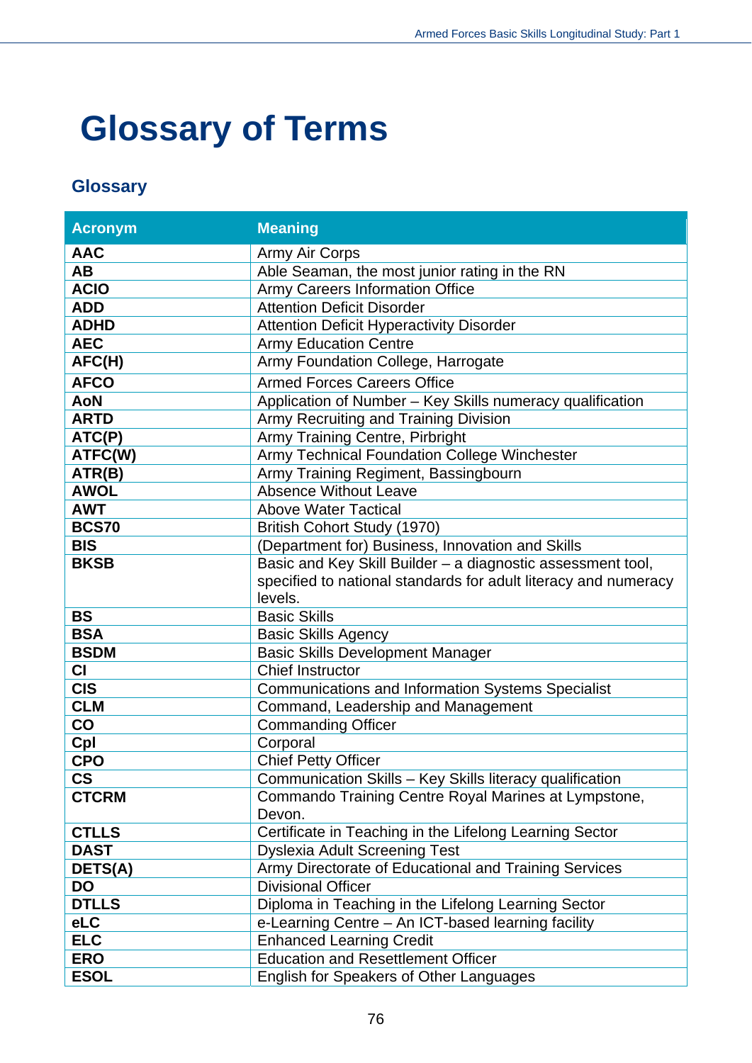# Glossary of Terms

## Glossary

| Acronym | Meaning |
|---|---|
| **AAC** | Army Air Corps |
| **AB** | Able Seaman, the most junior rating in the RN |
| **ACIO** | Army Careers Information Office |
| **ADD** | Attention Deficit Disorder |
| **ADHD** | Attention Deficit Hyperactivity Disorder |
| **AEC** | Army Education Centre |
| **AFC(H)** | Army Foundation College, Harrogate |
| **AFCO** | Armed Forces Careers Office |
| **AoN** | Application of Number – Key Skills numeracy qualification |
| **ARTD** | Army Recruiting and Training Division |
| **ATC(P)** | Army Training Centre, Pirbright |
| **ATFC(W)** | Army Technical Foundation College Winchester |
| **ATR(B)** | Army Training Regiment, Bassingbourn |
| **AWOL** | Absence Without Leave |
| **AWT** | Above Water Tactical |
| **BCS70** | British Cohort Study (1970) |
| **BIS** | (Department for) Business, Innovation and Skills |
| **BKSB** | Basic and Key Skill Builder – a diagnostic assessment tool, specified to national standards for adult literacy and numeracy levels. |
| **BS** | Basic Skills |
| **BSA** | Basic Skills Agency |
| **BSDM** | Basic Skills Development Manager |
| **CI** | Chief Instructor |
| **CIS** | Communications and Information Systems Specialist |
| **CLM** | Command, Leadership and Management |
| **CO** | Commanding Officer |
| **Cpl** | Corporal |
| **CPO** | Chief Petty Officer |
| **CS** | Communication Skills – Key Skills literacy qualification |
| **CTCRM** | Commando Training Centre Royal Marines at Lympstone, Devon. |
| **CTLLS** | Certificate in Teaching in the Lifelong Learning Sector |
| **DAST** | Dyslexia Adult Screening Test |
| **DETS(A)** | Army Directorate of Educational and Training Services |
| **DO** | Divisional Officer |
| **DTLLS** | Diploma in Teaching in the Lifelong Learning Sector |
| **eLC** | e-Learning Centre – An ICT-based learning facility |
| **ELC** | Enhanced Learning Credit |
| **ERO** | Education and Resettlement Officer |
| **ESOL** | English for Speakers of Other Languages |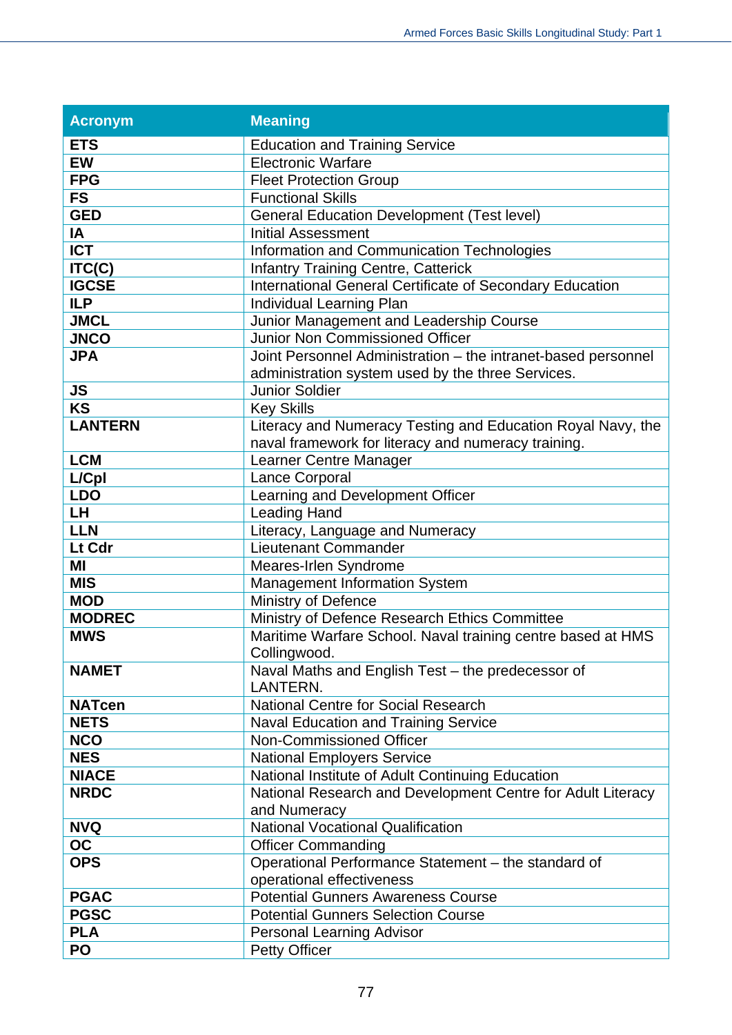| Acronym | Meaning |
|---|---|
| **ETS** | Education and Training Service |
| **EW** | Electronic Warfare |
| **FPG** | Fleet Protection Group |
| **FS** | Functional Skills |
| **GED** | General Education Development (Test level) |
| **IA** | Initial Assessment |
| **ICT** | Information and Communication Technologies |
| **ITC(C)** | Infantry Training Centre, Catterick |
| **IGCSE** | International General Certificate of Secondary Education |
| **ILP** | Individual Learning Plan |
| **JMCL** | Junior Management and Leadership Course |
| **JNCO** | Junior Non Commissioned Officer |
| **JPA** | Joint Personnel Administration – the intranet-based personnel administration system used by the three Services. |
| **JS** | Junior Soldier |
| **KS** | Key Skills |
| **LANTERN** | Literacy and Numeracy Testing and Education Royal Navy, the naval framework for literacy and numeracy training. |
| **LCM** | Learner Centre Manager |
| **L/Cpl** | Lance Corporal |
| **LDO** | Learning and Development Officer |
| **LH** | Leading Hand |
| **LLN** | Literacy, Language and Numeracy |
| **Lt Cdr** | Lieutenant Commander |
| **MI** | Meares-Irlen Syndrome |
| **MIS** | Management Information System |
| **MOD** | Ministry of Defence |
| **MODREC** | Ministry of Defence Research Ethics Committee |
| **MWS** | Maritime Warfare School. Naval training centre based at HMS Collingwood. |
| **NAMET** | Naval Maths and English Test – the predecessor of LANTERN. |
| **NATcen** | National Centre for Social Research |
| **NETS** | Naval Education and Training Service |
| **NCO** | Non-Commissioned Officer |
| **NES** | National Employers Service |
| **NIACE** | National Institute of Adult Continuing Education |
| **NRDC** | National Research and Development Centre for Adult Literacy and Numeracy |
| **NVQ** | National Vocational Qualification |
| **OC** | Officer Commanding |
| **OPS** | Operational Performance Statement – the standard of operational effectiveness |
| **PGAC** | Potential Gunners Awareness Course |
| **PGSC** | Potential Gunners Selection Course |
| **PLA** | Personal Learning Advisor |
| **PO** | Petty Officer |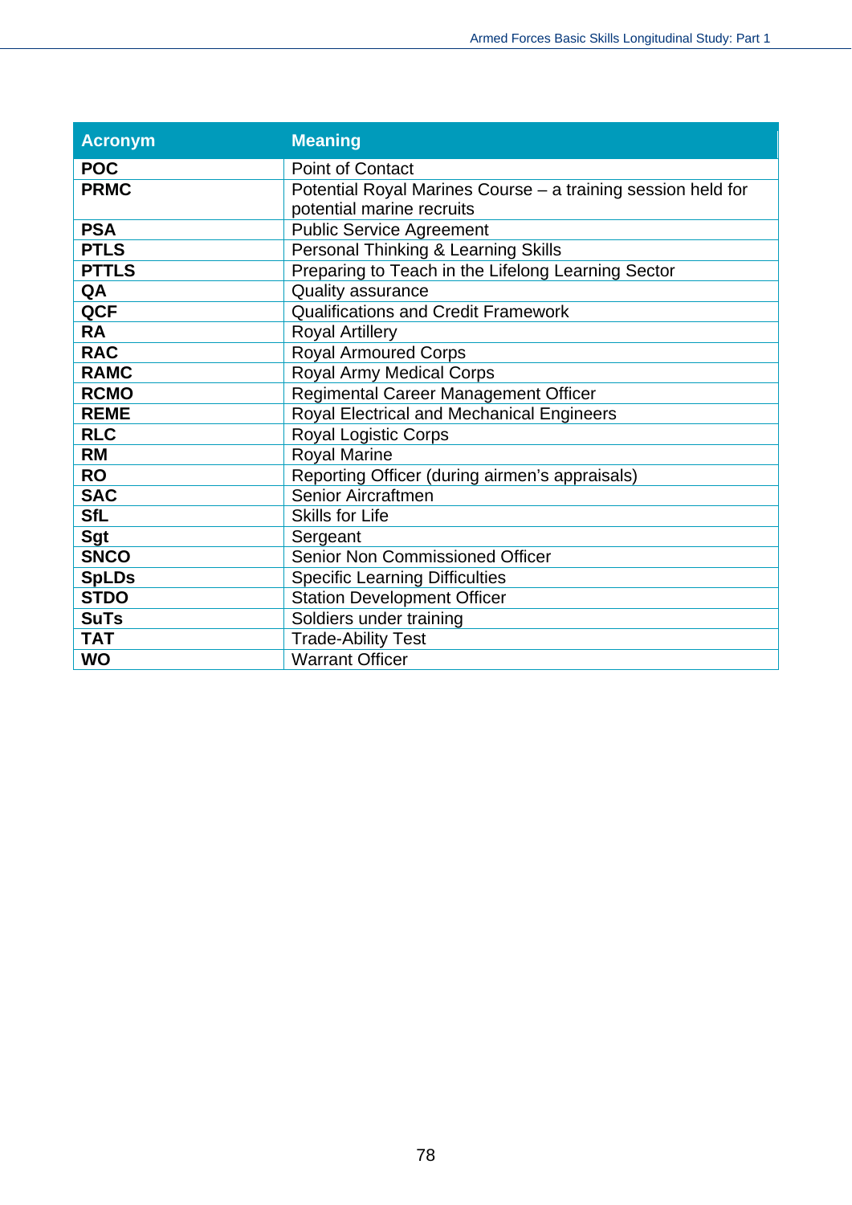| Acronym | Meaning |
|---|---|
| **POC** | Point of Contact |
| **PRMC** | Potential Royal Marines Course – a training session held for potential marine recruits |
| **PSA** | Public Service Agreement |
| **PTLS** | Personal Thinking & Learning Skills |
| **PTTLS** | Preparing to Teach in the Lifelong Learning Sector |
| **QA** | Quality assurance |
| **QCF** | Qualifications and Credit Framework |
| **RA** | Royal Artillery |
| **RAC** | Royal Armoured Corps |
| **RAMC** | Royal Army Medical Corps |
| **RCMO** | Regimental Career Management Officer |
| **REME** | Royal Electrical and Mechanical Engineers |
| **RLC** | Royal Logistic Corps |
| **RM** | Royal Marine |
| **RO** | Reporting Officer (during airmen's appraisals) |
| **SAC** | Senior Aircraftmen |
| **SfL** | Skills for Life |
| **Sgt** | Sergeant |
| **SNCO** | Senior Non Commissioned Officer |
| **SpLDs** | Specific Learning Difficulties |
| **STDO** | Station Development Officer |
| **SuTs** | Soldiers under training |
| **TAT** | Trade-Ability Test |
| **WO** | Warrant Officer |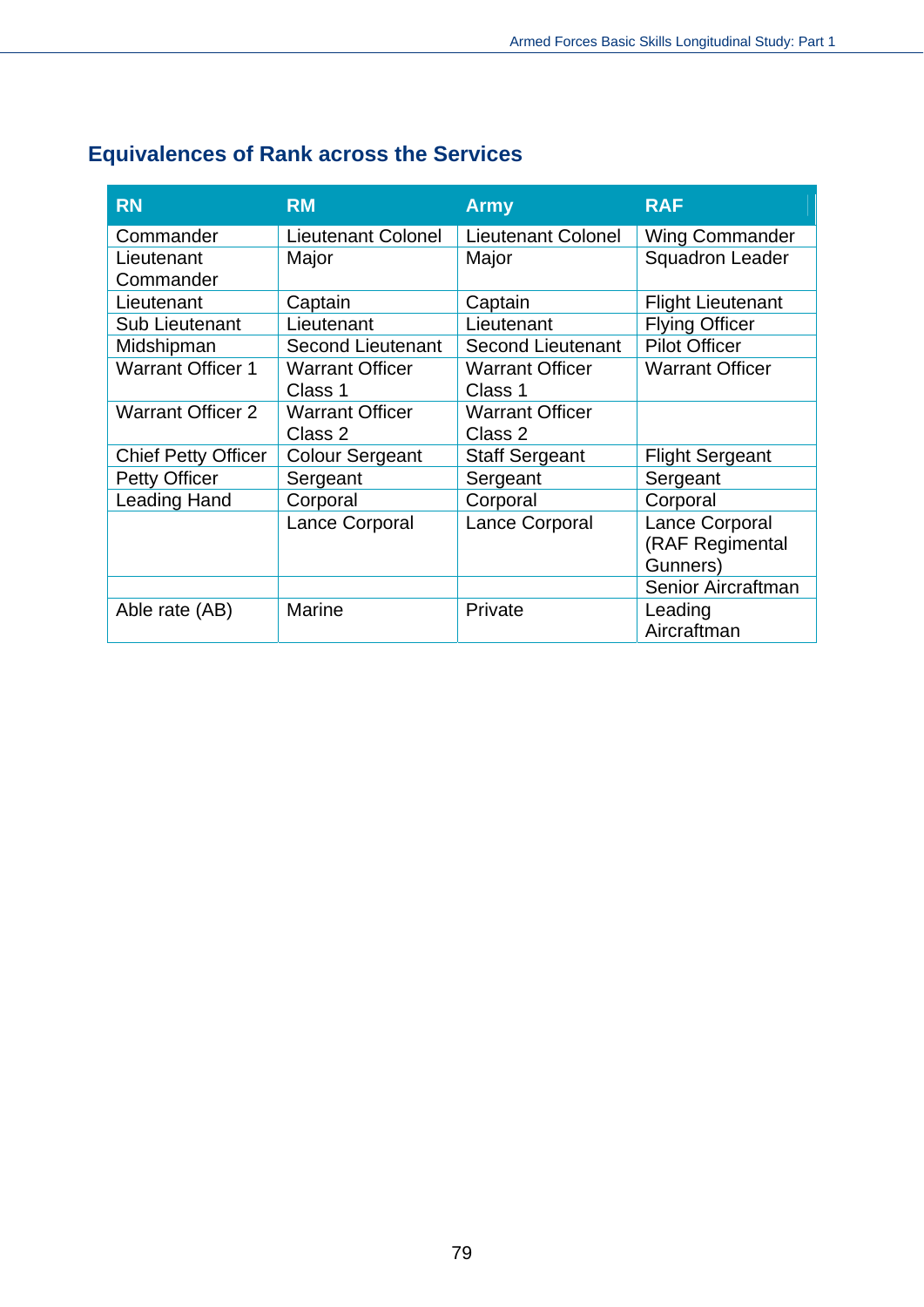## Equivalences of Rank across the Services

| RN | RM | Army | RAF |
|---|---|---|---|
| Commander | Lieutenant Colonel | Lieutenant Colonel | Wing Commander |
| Lieutenant Commander | Major | Major | Squadron Leader |
| Lieutenant | Captain | Captain | Flight Lieutenant |
| Sub Lieutenant | Lieutenant | Lieutenant | Flying Officer |
| Midshipman | Second Lieutenant | Second Lieutenant | Pilot Officer |
| Warrant Officer 1 | Warrant Officer Class 1 | Warrant Officer Class 1 | Warrant Officer |
| Warrant Officer 2 | Warrant Officer Class 2 | Warrant Officer Class 2 | |
| Chief Petty Officer | Colour Sergeant | Staff Sergeant | Flight Sergeant |
| Petty Officer | Sergeant | Sergeant | Sergeant |
| Leading Hand | Corporal | Corporal | Corporal |
| | Lance Corporal | Lance Corporal | Lance Corporal (RAF Regimental Gunners) |
| | | | Senior Aircraftman |
| Able rate (AB) | Marine | Private | Leading Aircraftman |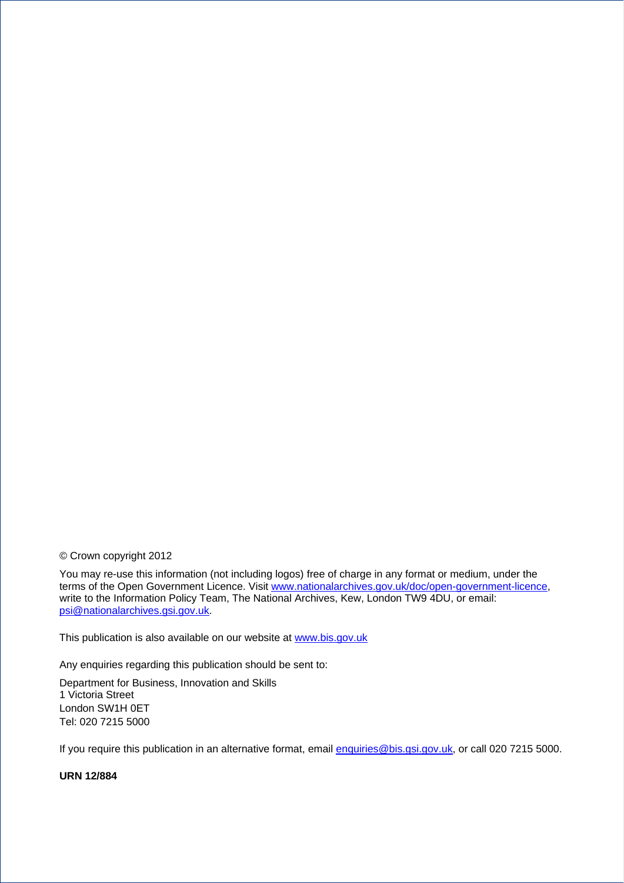© Crown copyright 2012

You may re-use this information (not including logos) free of charge in any format or medium, under the terms of the Open Government Licence. Visit www.nationalarchives.gov.uk/doc/open-government-licence, write to the Information Policy Team, The National Archives, Kew, London TW9 4DU, or email: psi@nationalarchives.gsi.gov.uk.

This publication is also available on our website at www.bis.gov.uk

Any enquiries regarding this publication should be sent to:

Department for Business, Innovation and Skills
1 Victoria Street
London SW1H 0ET
Tel: 020 7215 5000

If you require this publication in an alternative format, email enquiries@bis.gsi.gov.uk, or call 020 7215 5000.

**URN 12/884**